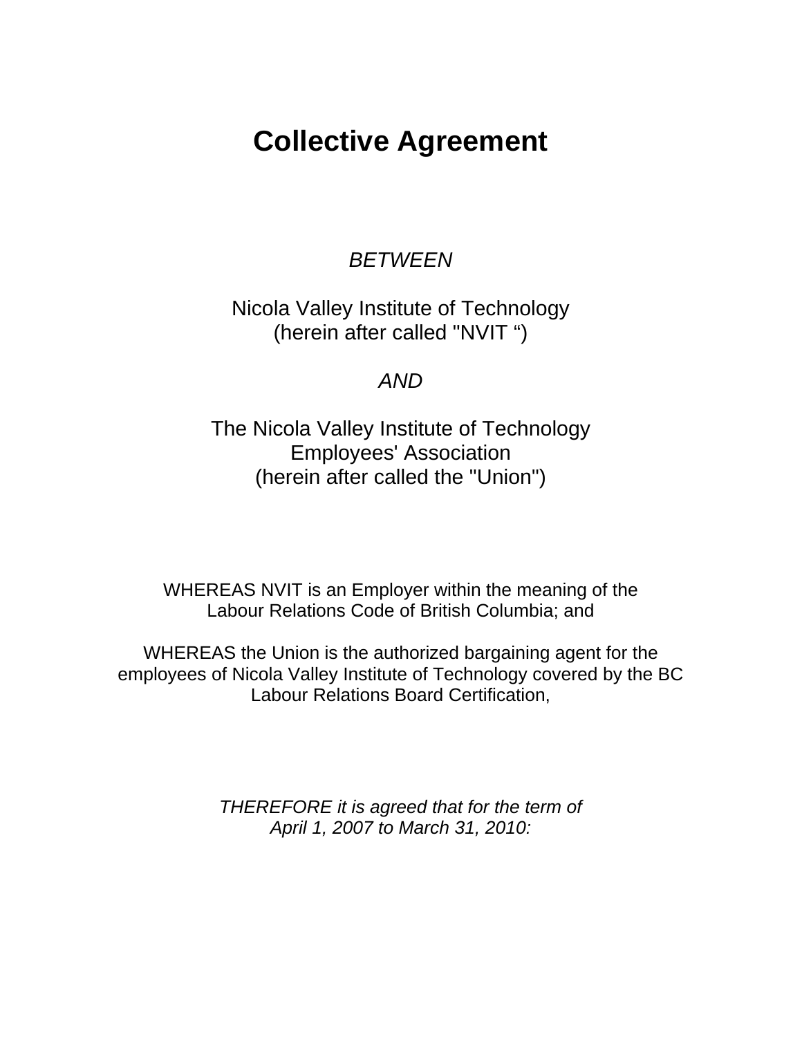# Collective Agreement

*BETWEEN*

Nicola Valley Institute of Technology
(herein after called "NVIT ")

*AND*

The Nicola Valley Institute of Technology
Employees' Association
(herein after called the "Union")

WHEREAS NVIT is an Employer within the meaning of the Labour Relations Code of British Columbia; and

WHEREAS the Union is the authorized bargaining agent for the employees of Nicola Valley Institute of Technology covered by the BC Labour Relations Board Certification,

*THEREFORE it is agreed that for the term of April 1, 2007 to March 31, 2010:*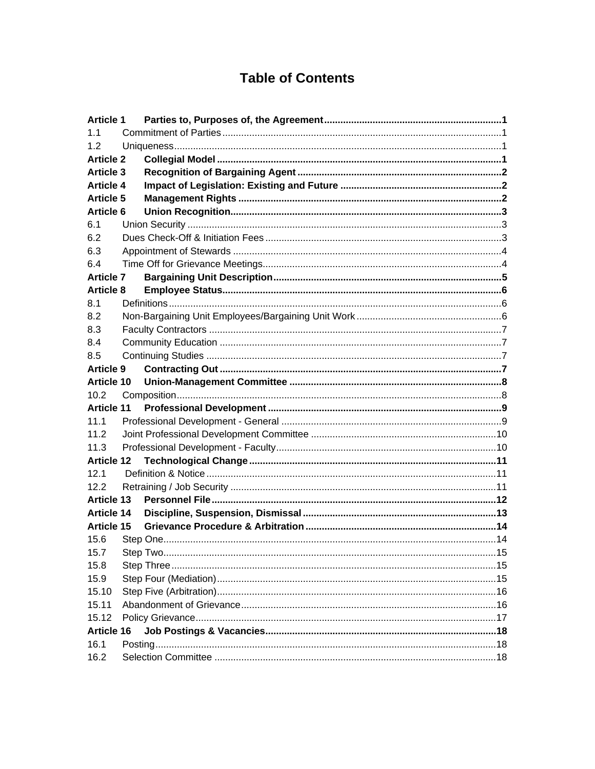# Table of Contents

**Article 1 Parties to, Purposes of, the Agreement** .......... **1**
1.1 Commitment of Parties .......... 1
1.2 Uniqueness .......... 1
**Article 2 Collegial Model** .......... **1**
**Article 3 Recognition of Bargaining Agent** .......... **2**
**Article 4 Impact of Legislation: Existing and Future** .......... **2**
**Article 5 Management Rights** .......... **2**
**Article 6 Union Recognition** .......... **3**
6.1 Union Security .......... 3
6.2 Dues Check-Off & Initiation Fees .......... 3
6.3 Appointment of Stewards .......... 4
6.4 Time Off for Grievance Meetings .......... 4
**Article 7 Bargaining Unit Description** .......... **5**
**Article 8 Employee Status** .......... **6**
8.1 Definitions .......... 6
8.2 Non-Bargaining Unit Employees/Bargaining Unit Work .......... 6
8.3 Faculty Contractors .......... 7
8.4 Community Education .......... 7
8.5 Continuing Studies .......... 7
**Article 9 Contracting Out** .......... **7**
**Article 10 Union-Management Committee** .......... **8**
10.2 Composition .......... 8
**Article 11 Professional Development** .......... **9**
11.1 Professional Development - General .......... 9
11.2 Joint Professional Development Committee .......... 10
11.3 Professional Development - Faculty .......... 10
**Article 12 Technological Change** .......... **11**
12.1 Definition & Notice .......... 11
12.2 Retraining / Job Security .......... 11
**Article 13 Personnel File** .......... **12**
**Article 14 Discipline, Suspension, Dismissal** .......... **13**
**Article 15 Grievance Procedure & Arbitration** .......... **14**
15.6 Step One .......... 14
15.7 Step Two .......... 15
15.8 Step Three .......... 15
15.9 Step Four (Mediation) .......... 15
15.10 Step Five (Arbitration) .......... 16
15.11 Abandonment of Grievance .......... 16
15.12 Policy Grievance .......... 17
**Article 16 Job Postings & Vacancies** .......... **18**
16.1 Posting .......... 18
16.2 Selection Committee .......... 18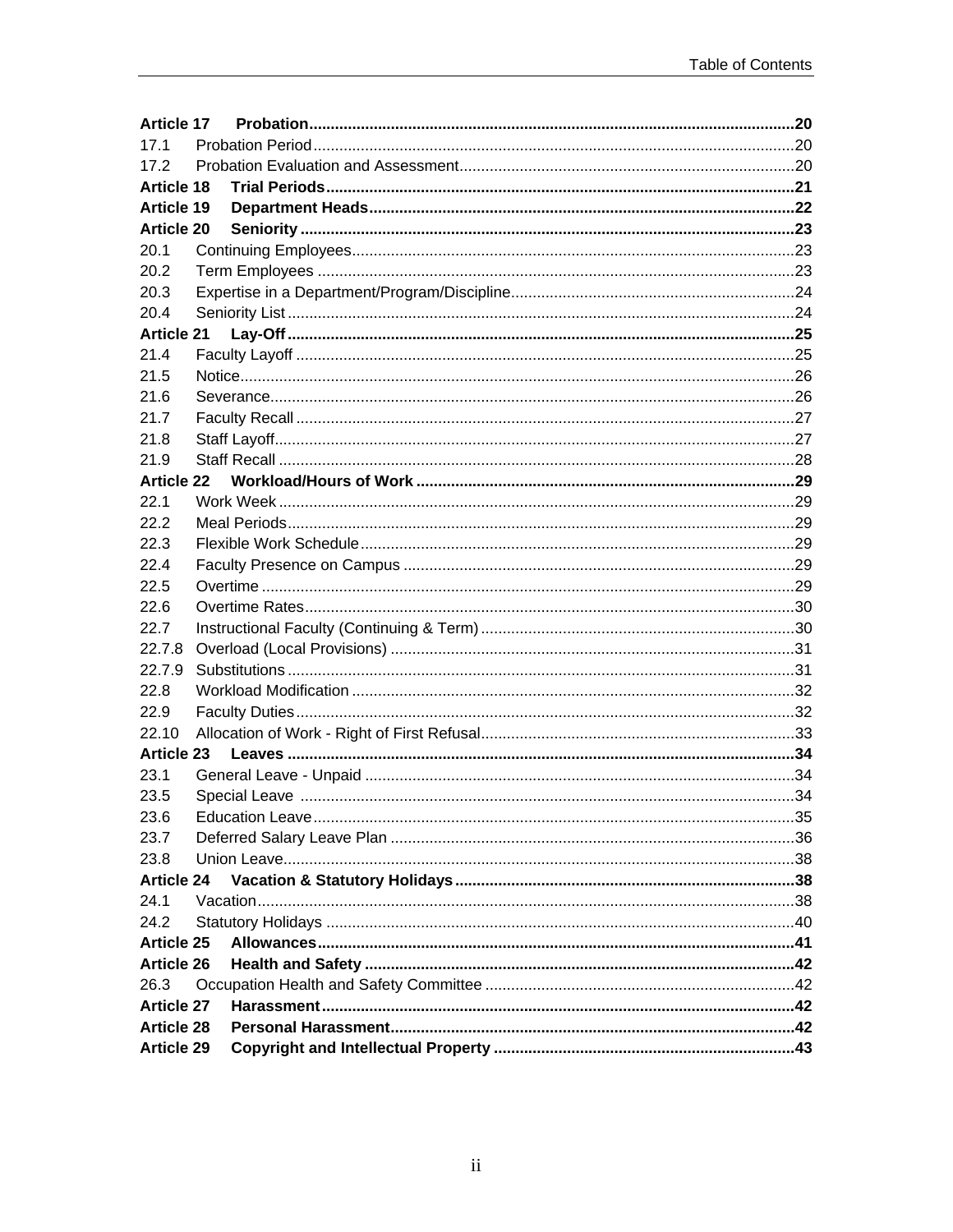| | | |
|---|---|---|
| **Article 17** | **Probation** | **20** |
| 17.1 | Probation Period | 20 |
| 17.2 | Probation Evaluation and Assessment | 20 |
| **Article 18** | **Trial Periods** | **21** |
| **Article 19** | **Department Heads** | **22** |
| **Article 20** | **Seniority** | **23** |
| 20.1 | Continuing Employees | 23 |
| 20.2 | Term Employees | 23 |
| 20.3 | Expertise in a Department/Program/Discipline | 24 |
| 20.4 | Seniority List | 24 |
| **Article 21** | **Lay-Off** | **25** |
| 21.4 | Faculty Layoff | 25 |
| 21.5 | Notice | 26 |
| 21.6 | Severance | 26 |
| 21.7 | Faculty Recall | 27 |
| 21.8 | Staff Layoff | 27 |
| 21.9 | Staff Recall | 28 |
| **Article 22** | **Workload/Hours of Work** | **29** |
| 22.1 | Work Week | 29 |
| 22.2 | Meal Periods | 29 |
| 22.3 | Flexible Work Schedule | 29 |
| 22.4 | Faculty Presence on Campus | 29 |
| 22.5 | Overtime | 29 |
| 22.6 | Overtime Rates | 30 |
| 22.7 | Instructional Faculty (Continuing & Term) | 30 |
| 22.7.8 | Overload (Local Provisions) | 31 |
| 22.7.9 | Substitutions | 31 |
| 22.8 | Workload Modification | 32 |
| 22.9 | Faculty Duties | 32 |
| 22.10 | Allocation of Work - Right of First Refusal | 33 |
| **Article 23** | **Leaves** | **34** |
| 23.1 | General Leave - Unpaid | 34 |
| 23.5 | Special Leave | 34 |
| 23.6 | Education Leave | 35 |
| 23.7 | Deferred Salary Leave Plan | 36 |
| 23.8 | Union Leave | 38 |
| **Article 24** | **Vacation & Statutory Holidays** | **38** |
| 24.1 | Vacation | 38 |
| 24.2 | Statutory Holidays | 40 |
| **Article 25** | **Allowances** | **41** |
| **Article 26** | **Health and Safety** | **42** |
| 26.3 | Occupation Health and Safety Committee | 42 |
| **Article 27** | **Harassment** | **42** |
| **Article 28** | **Personal Harassment** | **42** |
| **Article 29** | **Copyright and Intellectual Property** | **43** |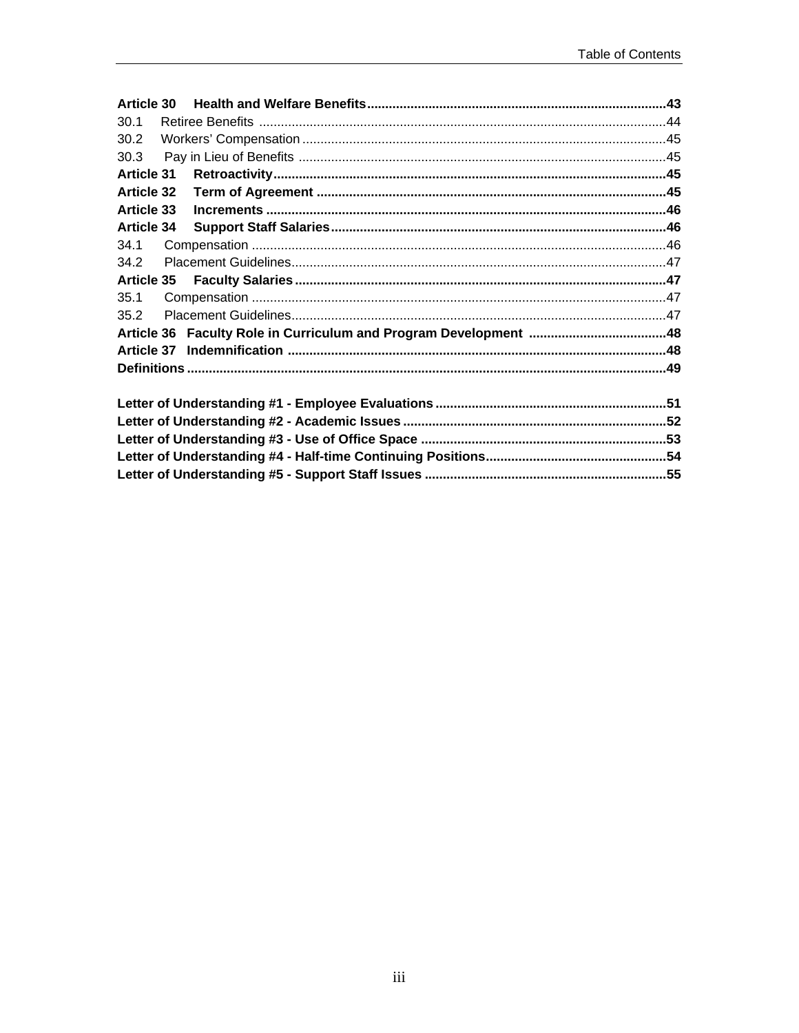**Article 30 Health and Welfare Benefits** ........................................................................ **43**

30.1 Retiree Benefits ........................................................................................................ 44

30.2 Workers' Compensation ............................................................................................ 45

30.3 Pay in Lieu of Benefits .............................................................................................. 45

**Article 31 Retroactivity** ............................................................................................... **45**

**Article 32 Term of Agreement** ..................................................................................... **45**

**Article 33 Increments** ................................................................................................... **46**

**Article 34 Support Staff Salaries** ................................................................................. **46**

34.1 Compensation ........................................................................................................... 46

34.2 Placement Guidelines ............................................................................................... 47

**Article 35 Faculty Salaries** ........................................................................................... **47**

35.1 Compensation ........................................................................................................... 47

35.2 Placement Guidelines ............................................................................................... 47

**Article 36 Faculty Role in Curriculum and Program Development** ............................ **48**

**Article 37 Indemnification** ........................................................................................... **48**

**Definitions** .................................................................................................................... **49**

**Letter of Understanding #1 - Employee Evaluations** .................................................. **51**

**Letter of Understanding #2 - Academic Issues** ........................................................... **52**

**Letter of Understanding #3 - Use of Office Space** ...................................................... **53**

**Letter of Understanding #4 - Half-time Continuing Positions** ................................... **54**

**Letter of Understanding #5 - Support Staff Issues** ..................................................... **55**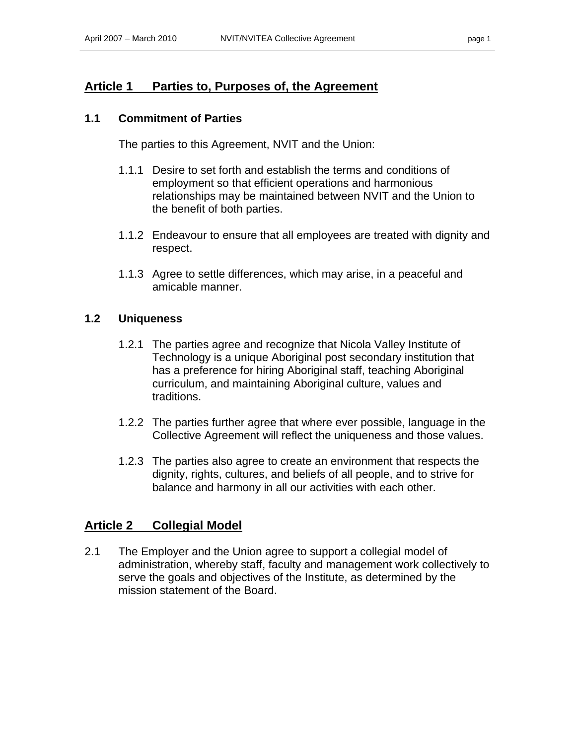## Article 1 Parties to, Purposes of, the Agreement

### 1.1 Commitment of Parties

The parties to this Agreement, NVIT and the Union:

1.1.1 Desire to set forth and establish the terms and conditions of employment so that efficient operations and harmonious relationships may be maintained between NVIT and the Union to the benefit of both parties.

1.1.2 Endeavour to ensure that all employees are treated with dignity and respect.

1.1.3 Agree to settle differences, which may arise, in a peaceful and amicable manner.

### 1.2 Uniqueness

1.2.1 The parties agree and recognize that Nicola Valley Institute of Technology is a unique Aboriginal post secondary institution that has a preference for hiring Aboriginal staff, teaching Aboriginal curriculum, and maintaining Aboriginal culture, values and traditions.

1.2.2 The parties further agree that where ever possible, language in the Collective Agreement will reflect the uniqueness and those values.

1.2.3 The parties also agree to create an environment that respects the dignity, rights, cultures, and beliefs of all people, and to strive for balance and harmony in all our activities with each other.

## Article 2 Collegial Model

2.1 The Employer and the Union agree to support a collegial model of administration, whereby staff, faculty and management work collectively to serve the goals and objectives of the Institute, as determined by the mission statement of the Board.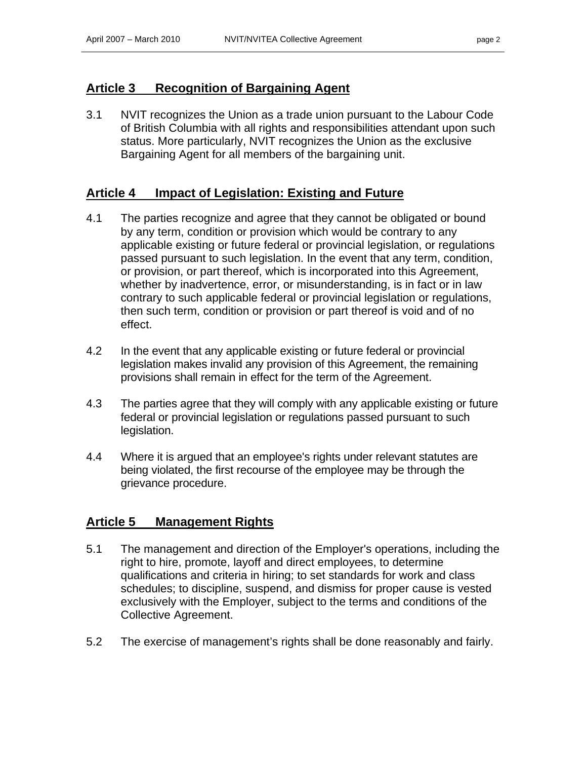## Article 3 Recognition of Bargaining Agent

3.1 NVIT recognizes the Union as a trade union pursuant to the Labour Code of British Columbia with all rights and responsibilities attendant upon such status. More particularly, NVIT recognizes the Union as the exclusive Bargaining Agent for all members of the bargaining unit.

## Article 4 Impact of Legislation: Existing and Future

4.1 The parties recognize and agree that they cannot be obligated or bound by any term, condition or provision which would be contrary to any applicable existing or future federal or provincial legislation, or regulations passed pursuant to such legislation. In the event that any term, condition, or provision, or part thereof, which is incorporated into this Agreement, whether by inadvertence, error, or misunderstanding, is in fact or in law contrary to such applicable federal or provincial legislation or regulations, then such term, condition or provision or part thereof is void and of no effect.

4.2 In the event that any applicable existing or future federal or provincial legislation makes invalid any provision of this Agreement, the remaining provisions shall remain in effect for the term of the Agreement.

4.3 The parties agree that they will comply with any applicable existing or future federal or provincial legislation or regulations passed pursuant to such legislation.

4.4 Where it is argued that an employee's rights under relevant statutes are being violated, the first recourse of the employee may be through the grievance procedure.

## Article 5 Management Rights

5.1 The management and direction of the Employer's operations, including the right to hire, promote, layoff and direct employees, to determine qualifications and criteria in hiring; to set standards for work and class schedules; to discipline, suspend, and dismiss for proper cause is vested exclusively with the Employer, subject to the terms and conditions of the Collective Agreement.

5.2 The exercise of management's rights shall be done reasonably and fairly.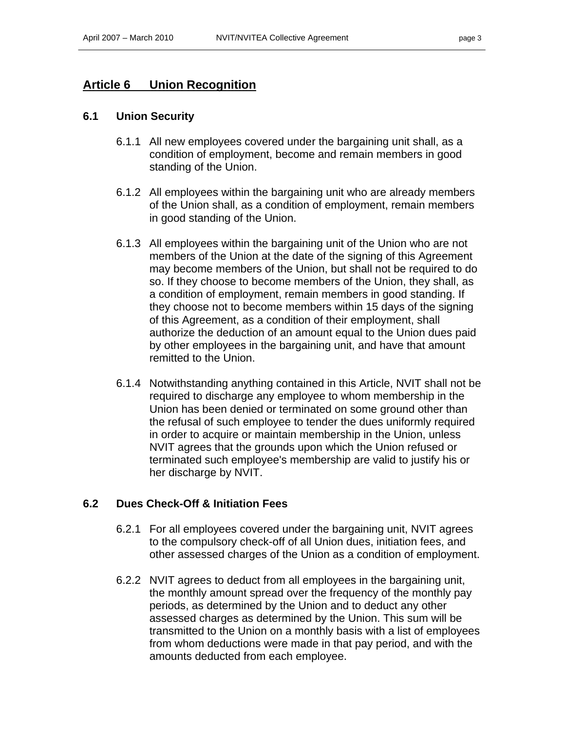## Article 6 Union Recognition

### 6.1 Union Security

6.1.1 All new employees covered under the bargaining unit shall, as a condition of employment, become and remain members in good standing of the Union.

6.1.2 All employees within the bargaining unit who are already members of the Union shall, as a condition of employment, remain members in good standing of the Union.

6.1.3 All employees within the bargaining unit of the Union who are not members of the Union at the date of the signing of this Agreement may become members of the Union, but shall not be required to do so. If they choose to become members of the Union, they shall, as a condition of employment, remain members in good standing. If they choose not to become members within 15 days of the signing of this Agreement, as a condition of their employment, shall authorize the deduction of an amount equal to the Union dues paid by other employees in the bargaining unit, and have that amount remitted to the Union.

6.1.4 Notwithstanding anything contained in this Article, NVIT shall not be required to discharge any employee to whom membership in the Union has been denied or terminated on some ground other than the refusal of such employee to tender the dues uniformly required in order to acquire or maintain membership in the Union, unless NVIT agrees that the grounds upon which the Union refused or terminated such employee's membership are valid to justify his or her discharge by NVIT.

### 6.2 Dues Check-Off & Initiation Fees

6.2.1 For all employees covered under the bargaining unit, NVIT agrees to the compulsory check-off of all Union dues, initiation fees, and other assessed charges of the Union as a condition of employment.

6.2.2 NVIT agrees to deduct from all employees in the bargaining unit, the monthly amount spread over the frequency of the monthly pay periods, as determined by the Union and to deduct any other assessed charges as determined by the Union. This sum will be transmitted to the Union on a monthly basis with a list of employees from whom deductions were made in that pay period, and with the amounts deducted from each employee.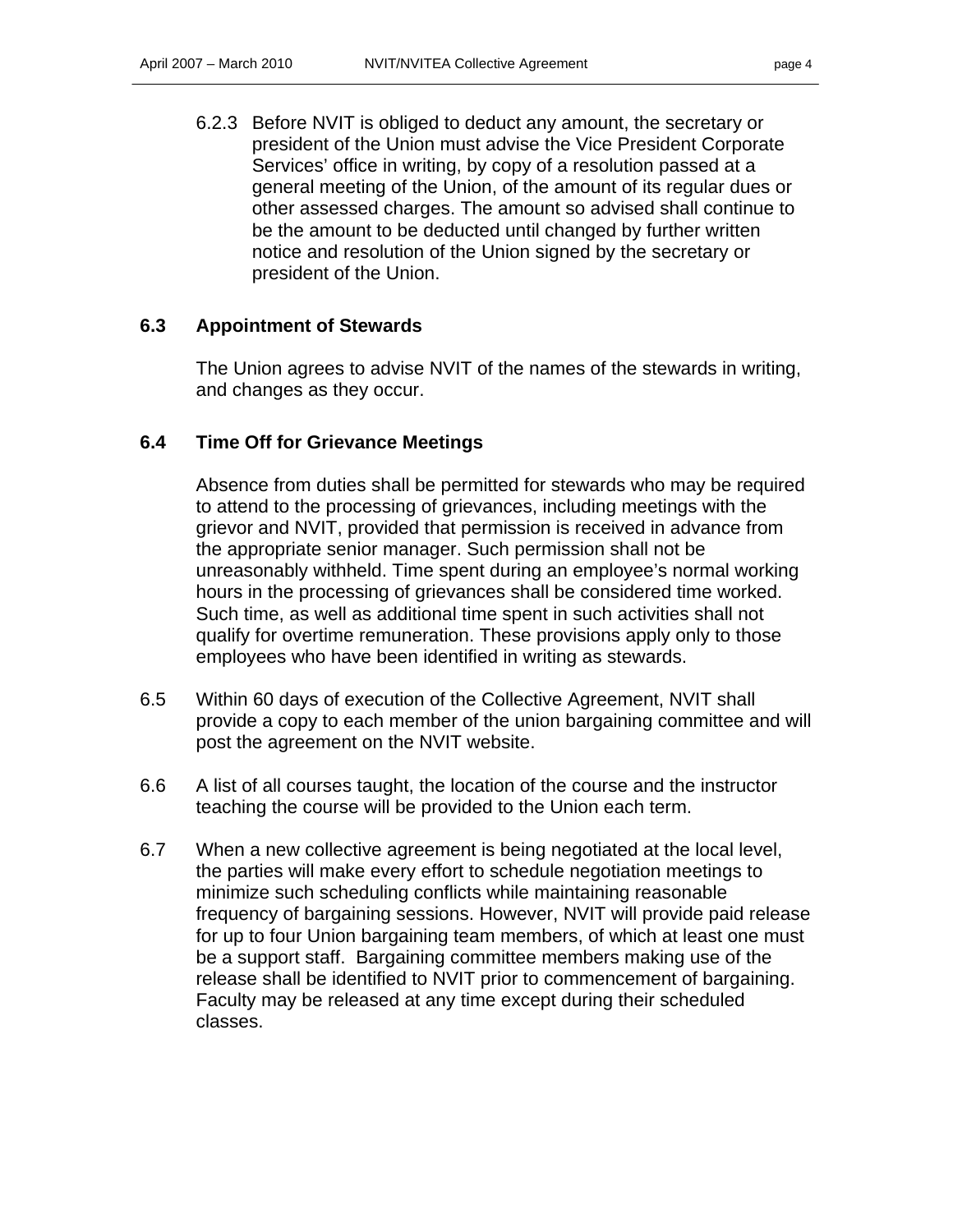6.2.3 Before NVIT is obliged to deduct any amount, the secretary or president of the Union must advise the Vice President Corporate Services' office in writing, by copy of a resolution passed at a general meeting of the Union, of the amount of its regular dues or other assessed charges. The amount so advised shall continue to be the amount to be deducted until changed by further written notice and resolution of the Union signed by the secretary or president of the Union.

### 6.3 Appointment of Stewards

The Union agrees to advise NVIT of the names of the stewards in writing, and changes as they occur.

### 6.4 Time Off for Grievance Meetings

Absence from duties shall be permitted for stewards who may be required to attend to the processing of grievances, including meetings with the grievor and NVIT, provided that permission is received in advance from the appropriate senior manager. Such permission shall not be unreasonably withheld. Time spent during an employee's normal working hours in the processing of grievances shall be considered time worked. Such time, as well as additional time spent in such activities shall not qualify for overtime remuneration. These provisions apply only to those employees who have been identified in writing as stewards.

6.5 Within 60 days of execution of the Collective Agreement, NVIT shall provide a copy to each member of the union bargaining committee and will post the agreement on the NVIT website.

6.6 A list of all courses taught, the location of the course and the instructor teaching the course will be provided to the Union each term.

6.7 When a new collective agreement is being negotiated at the local level, the parties will make every effort to schedule negotiation meetings to minimize such scheduling conflicts while maintaining reasonable frequency of bargaining sessions. However, NVIT will provide paid release for up to four Union bargaining team members, of which at least one must be a support staff. Bargaining committee members making use of the release shall be identified to NVIT prior to commencement of bargaining. Faculty may be released at any time except during their scheduled classes.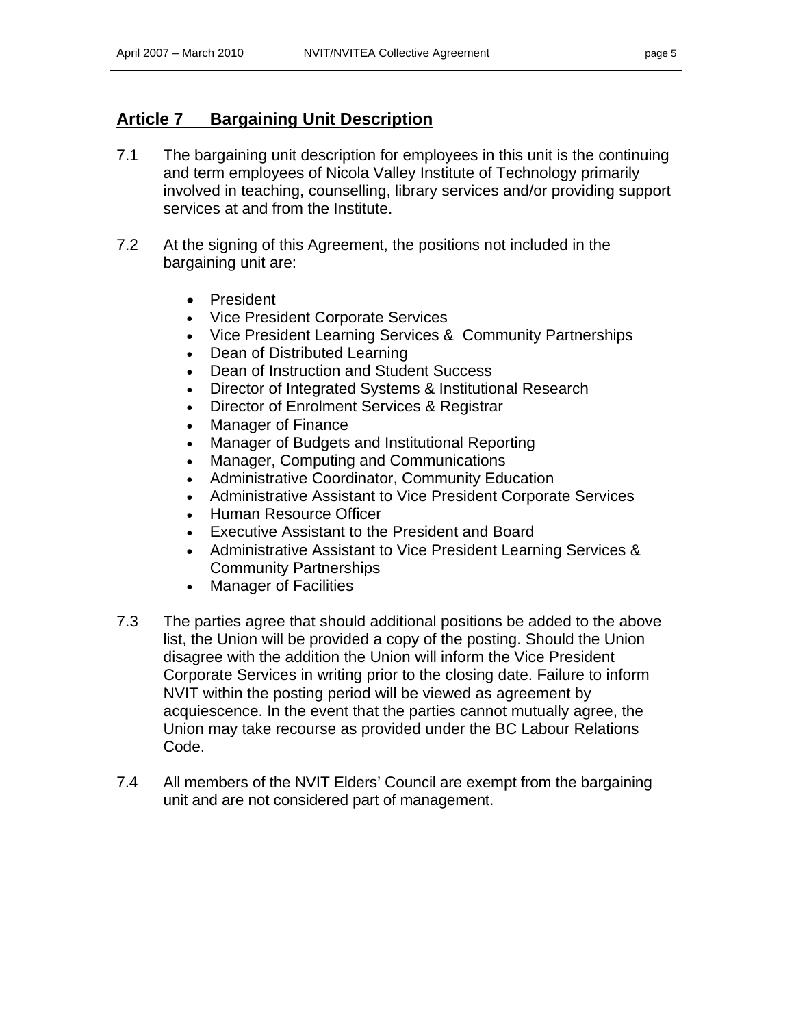## Article 7 Bargaining Unit Description

7.1 The bargaining unit description for employees in this unit is the continuing and term employees of Nicola Valley Institute of Technology primarily involved in teaching, counselling, library services and/or providing support services at and from the Institute.

7.2 At the signing of this Agreement, the positions not included in the bargaining unit are:

- President
- Vice President Corporate Services
- Vice President Learning Services & Community Partnerships
- Dean of Distributed Learning
- Dean of Instruction and Student Success
- Director of Integrated Systems & Institutional Research
- Director of Enrolment Services & Registrar
- Manager of Finance
- Manager of Budgets and Institutional Reporting
- Manager, Computing and Communications
- Administrative Coordinator, Community Education
- Administrative Assistant to Vice President Corporate Services
- Human Resource Officer
- Executive Assistant to the President and Board
- Administrative Assistant to Vice President Learning Services & Community Partnerships
- Manager of Facilities

7.3 The parties agree that should additional positions be added to the above list, the Union will be provided a copy of the posting. Should the Union disagree with the addition the Union will inform the Vice President Corporate Services in writing prior to the closing date. Failure to inform NVIT within the posting period will be viewed as agreement by acquiescence. In the event that the parties cannot mutually agree, the Union may take recourse as provided under the BC Labour Relations Code.

7.4 All members of the NVIT Elders' Council are exempt from the bargaining unit and are not considered part of management.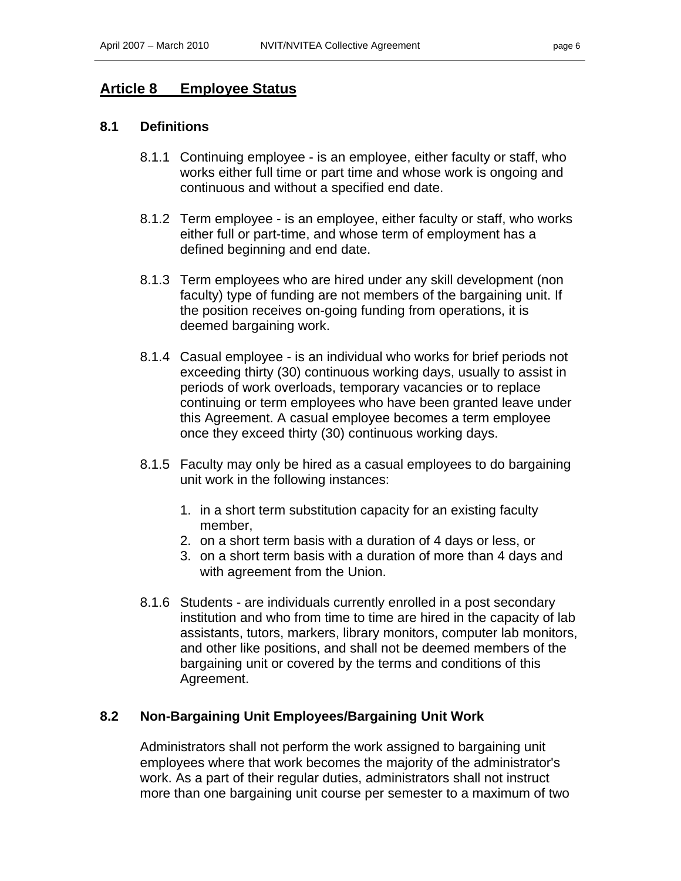## Article 8 Employee Status

### 8.1 Definitions

8.1.1 Continuing employee - is an employee, either faculty or staff, who works either full time or part time and whose work is ongoing and continuous and without a specified end date.

8.1.2 Term employee - is an employee, either faculty or staff, who works either full or part-time, and whose term of employment has a defined beginning and end date.

8.1.3 Term employees who are hired under any skill development (non faculty) type of funding are not members of the bargaining unit. If the position receives on-going funding from operations, it is deemed bargaining work.

8.1.4 Casual employee - is an individual who works for brief periods not exceeding thirty (30) continuous working days, usually to assist in periods of work overloads, temporary vacancies or to replace continuing or term employees who have been granted leave under this Agreement. A casual employee becomes a term employee once they exceed thirty (30) continuous working days.

8.1.5 Faculty may only be hired as a casual employees to do bargaining unit work in the following instances:

1. in a short term substitution capacity for an existing faculty member,
2. on a short term basis with a duration of 4 days or less, or
3. on a short term basis with a duration of more than 4 days and with agreement from the Union.

8.1.6 Students - are individuals currently enrolled in a post secondary institution and who from time to time are hired in the capacity of lab assistants, tutors, markers, library monitors, computer lab monitors, and other like positions, and shall not be deemed members of the bargaining unit or covered by the terms and conditions of this Agreement.

### 8.2 Non-Bargaining Unit Employees/Bargaining Unit Work

Administrators shall not perform the work assigned to bargaining unit employees where that work becomes the majority of the administrator's work. As a part of their regular duties, administrators shall not instruct more than one bargaining unit course per semester to a maximum of two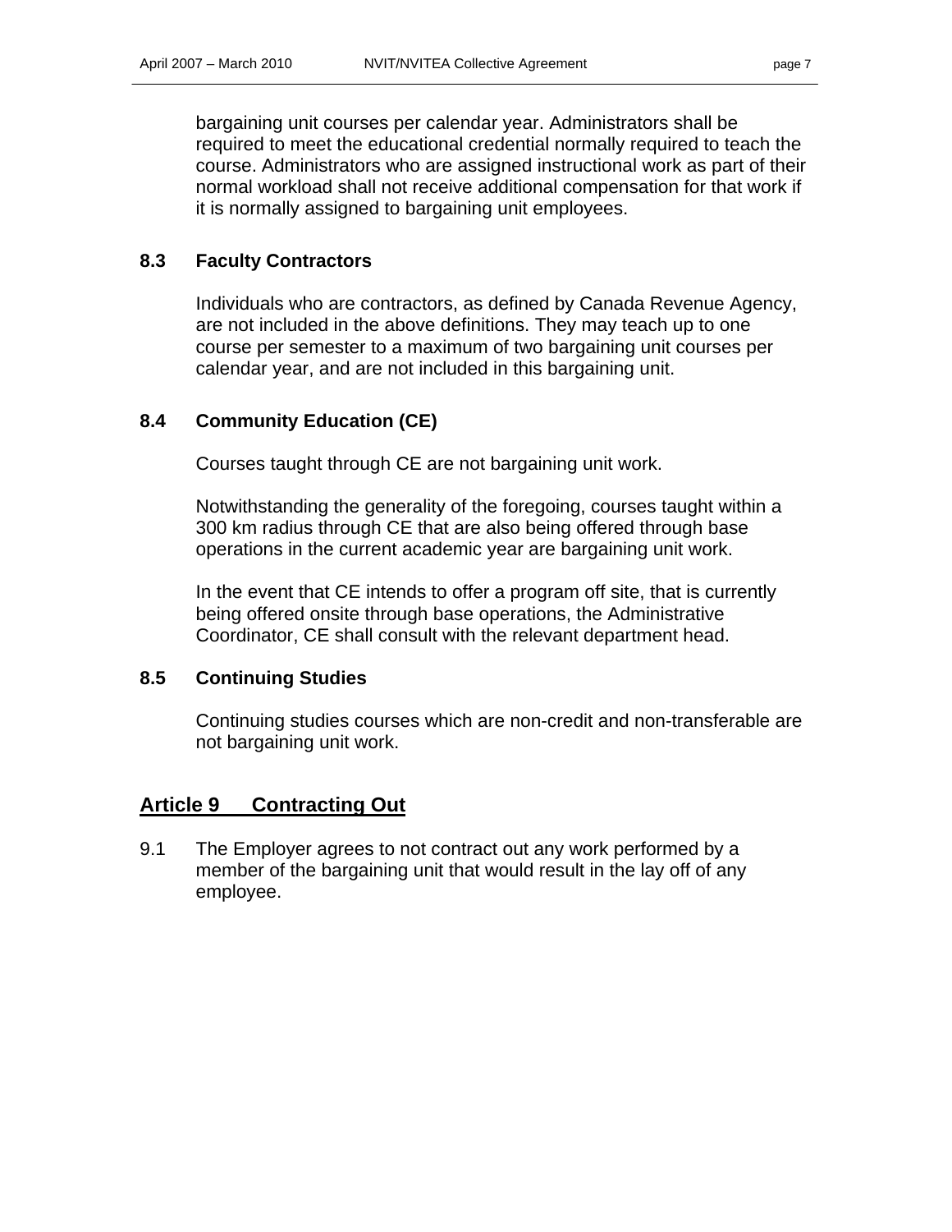bargaining unit courses per calendar year. Administrators shall be required to meet the educational credential normally required to teach the course. Administrators who are assigned instructional work as part of their normal workload shall not receive additional compensation for that work if it is normally assigned to bargaining unit employees.

### 8.3 Faculty Contractors

Individuals who are contractors, as defined by Canada Revenue Agency, are not included in the above definitions. They may teach up to one course per semester to a maximum of two bargaining unit courses per calendar year, and are not included in this bargaining unit.

### 8.4 Community Education (CE)

Courses taught through CE are not bargaining unit work.

Notwithstanding the generality of the foregoing, courses taught within a 300 km radius through CE that are also being offered through base operations in the current academic year are bargaining unit work.

In the event that CE intends to offer a program off site, that is currently being offered onsite through base operations, the Administrative Coordinator, CE shall consult with the relevant department head.

### 8.5 Continuing Studies

Continuing studies courses which are non-credit and non-transferable are not bargaining unit work.

## Article 9 Contracting Out

9.1 The Employer agrees to not contract out any work performed by a member of the bargaining unit that would result in the lay off of any employee.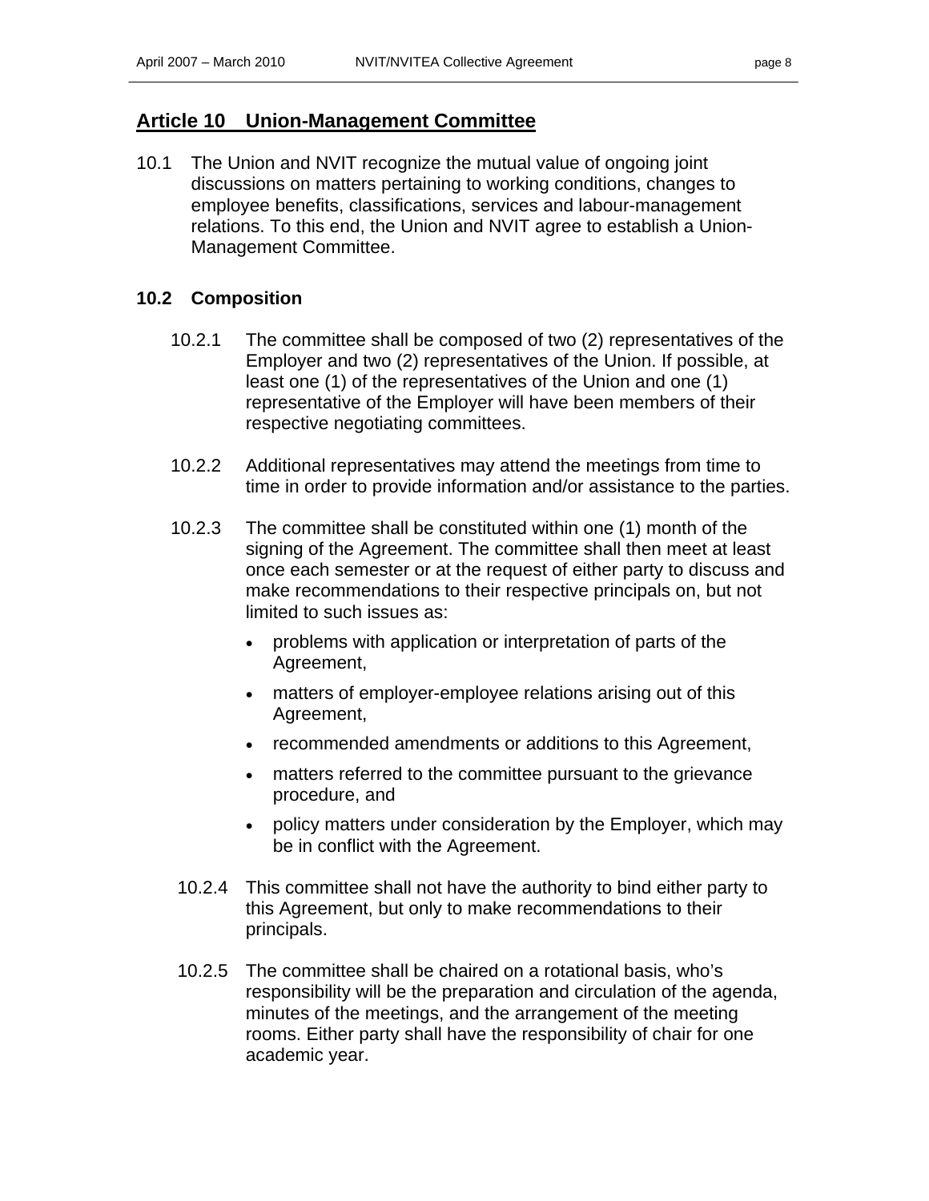## Article 10 Union-Management Committee

10.1 The Union and NVIT recognize the mutual value of ongoing joint discussions on matters pertaining to working conditions, changes to employee benefits, classifications, services and labour-management relations. To this end, the Union and NVIT agree to establish a Union-Management Committee.

### 10.2 Composition

10.2.1 The committee shall be composed of two (2) representatives of the Employer and two (2) representatives of the Union. If possible, at least one (1) of the representatives of the Union and one (1) representative of the Employer will have been members of their respective negotiating committees.

10.2.2 Additional representatives may attend the meetings from time to time in order to provide information and/or assistance to the parties.

10.2.3 The committee shall be constituted within one (1) month of the signing of the Agreement. The committee shall then meet at least once each semester or at the request of either party to discuss and make recommendations to their respective principals on, but not limited to such issues as:

- problems with application or interpretation of parts of the Agreement,
- matters of employer-employee relations arising out of this Agreement,
- recommended amendments or additions to this Agreement,
- matters referred to the committee pursuant to the grievance procedure, and
- policy matters under consideration by the Employer, which may be in conflict with the Agreement.

10.2.4 This committee shall not have the authority to bind either party to this Agreement, but only to make recommendations to their principals.

10.2.5 The committee shall be chaired on a rotational basis, who's responsibility will be the preparation and circulation of the agenda, minutes of the meetings, and the arrangement of the meeting rooms. Either party shall have the responsibility of chair for one academic year.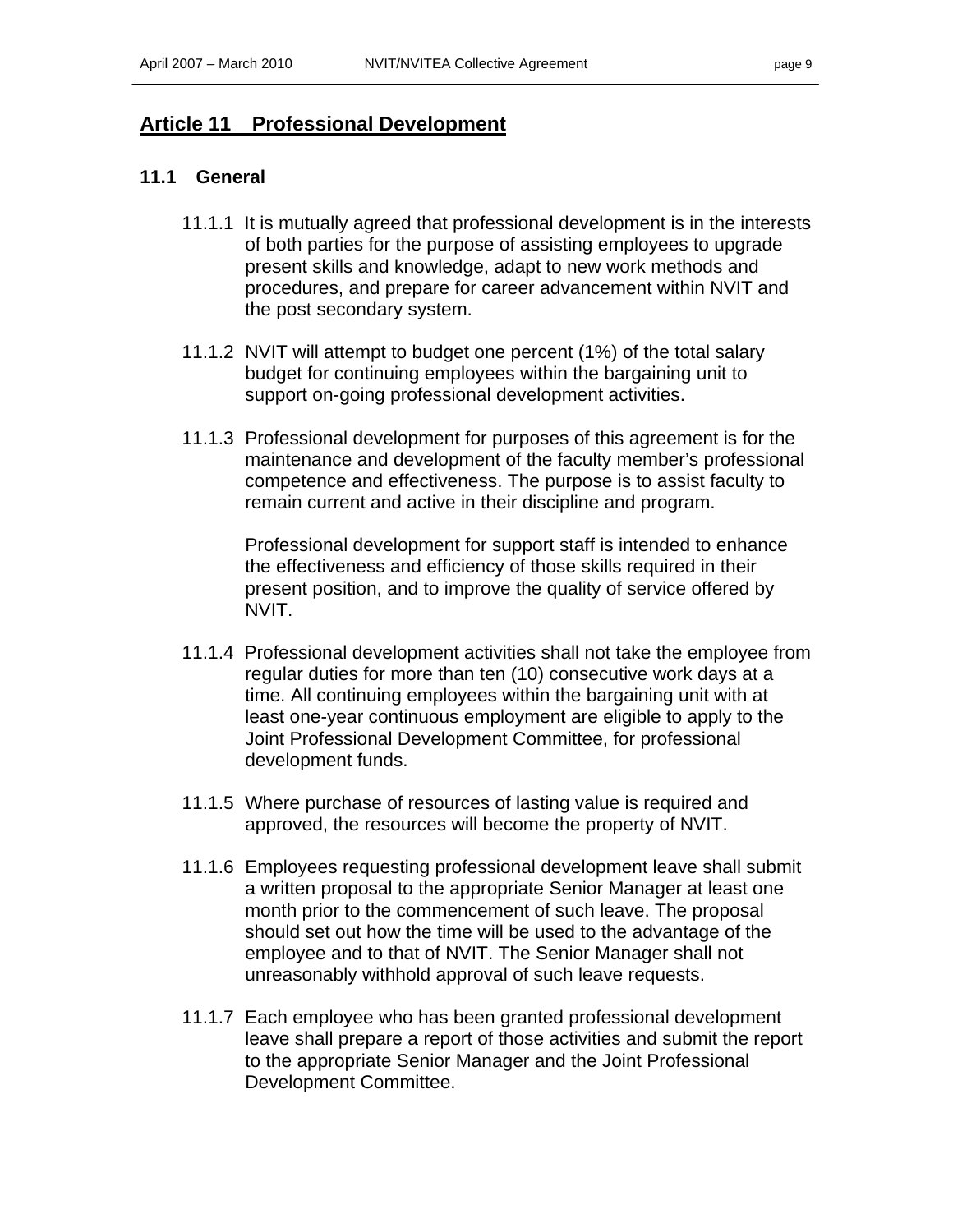# Article 11 Professional Development

## 11.1 General

11.1.1 It is mutually agreed that professional development is in the interests of both parties for the purpose of assisting employees to upgrade present skills and knowledge, adapt to new work methods and procedures, and prepare for career advancement within NVIT and the post secondary system.

11.1.2 NVIT will attempt to budget one percent (1%) of the total salary budget for continuing employees within the bargaining unit to support on-going professional development activities.

11.1.3 Professional development for purposes of this agreement is for the maintenance and development of the faculty member's professional competence and effectiveness. The purpose is to assist faculty to remain current and active in their discipline and program.

Professional development for support staff is intended to enhance the effectiveness and efficiency of those skills required in their present position, and to improve the quality of service offered by NVIT.

11.1.4 Professional development activities shall not take the employee from regular duties for more than ten (10) consecutive work days at a time. All continuing employees within the bargaining unit with at least one-year continuous employment are eligible to apply to the Joint Professional Development Committee, for professional development funds.

11.1.5 Where purchase of resources of lasting value is required and approved, the resources will become the property of NVIT.

11.1.6 Employees requesting professional development leave shall submit a written proposal to the appropriate Senior Manager at least one month prior to the commencement of such leave. The proposal should set out how the time will be used to the advantage of the employee and to that of NVIT. The Senior Manager shall not unreasonably withhold approval of such leave requests.

11.1.7 Each employee who has been granted professional development leave shall prepare a report of those activities and submit the report to the appropriate Senior Manager and the Joint Professional Development Committee.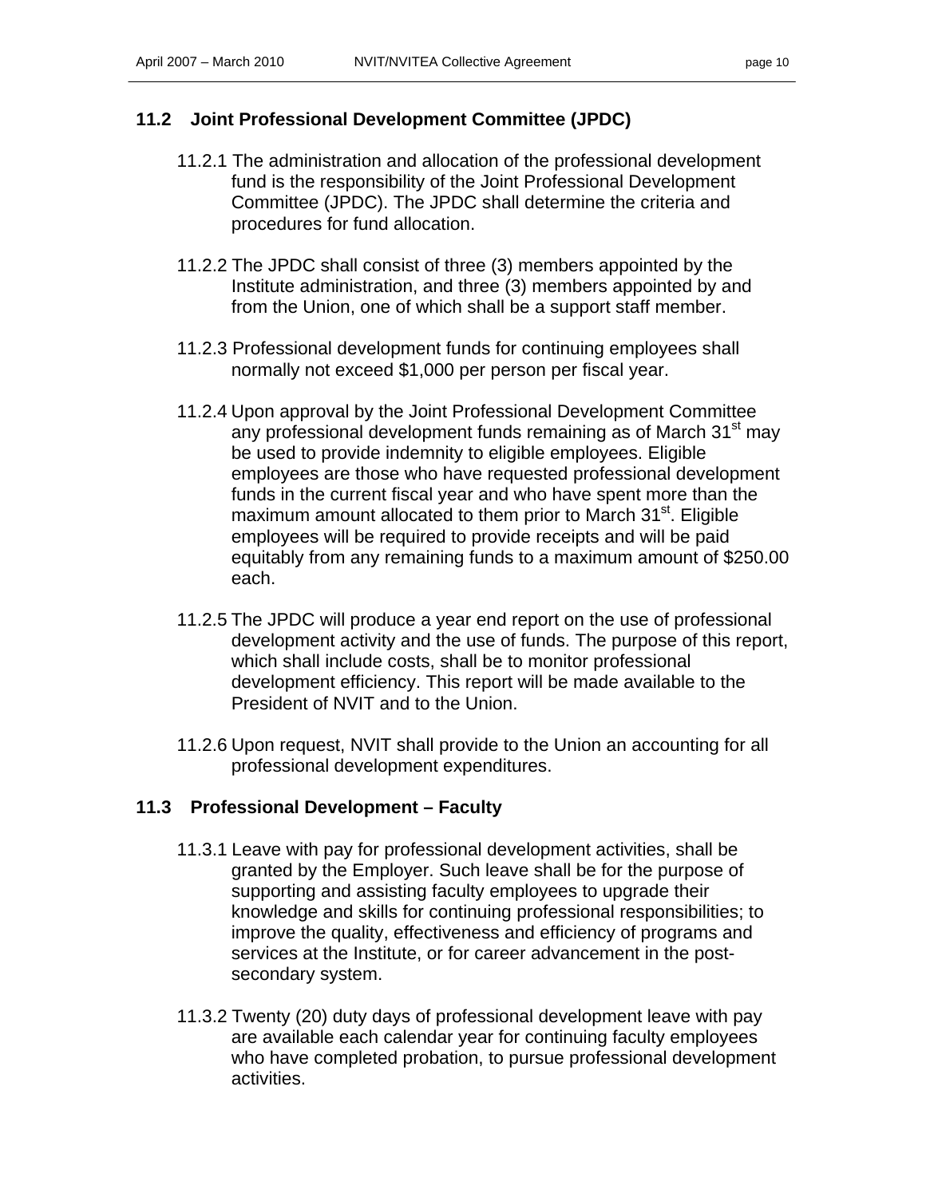## 11.2 Joint Professional Development Committee (JPDC)

11.2.1 The administration and allocation of the professional development fund is the responsibility of the Joint Professional Development Committee (JPDC). The JPDC shall determine the criteria and procedures for fund allocation.

11.2.2 The JPDC shall consist of three (3) members appointed by the Institute administration, and three (3) members appointed by and from the Union, one of which shall be a support staff member.

11.2.3 Professional development funds for continuing employees shall normally not exceed $1,000 per person per fiscal year.

11.2.4 Upon approval by the Joint Professional Development Committee any professional development funds remaining as of March 31st may be used to provide indemnity to eligible employees. Eligible employees are those who have requested professional development funds in the current fiscal year and who have spent more than the maximum amount allocated to them prior to March 31st. Eligible employees will be required to provide receipts and will be paid equitably from any remaining funds to a maximum amount of $250.00 each.

11.2.5 The JPDC will produce a year end report on the use of professional development activity and the use of funds. The purpose of this report, which shall include costs, shall be to monitor professional development efficiency. This report will be made available to the President of NVIT and to the Union.

11.2.6 Upon request, NVIT shall provide to the Union an accounting for all professional development expenditures.

## 11.3 Professional Development – Faculty

11.3.1 Leave with pay for professional development activities, shall be granted by the Employer. Such leave shall be for the purpose of supporting and assisting faculty employees to upgrade their knowledge and skills for continuing professional responsibilities; to improve the quality, effectiveness and efficiency of programs and services at the Institute, or for career advancement in the post-secondary system.

11.3.2 Twenty (20) duty days of professional development leave with pay are available each calendar year for continuing faculty employees who have completed probation, to pursue professional development activities.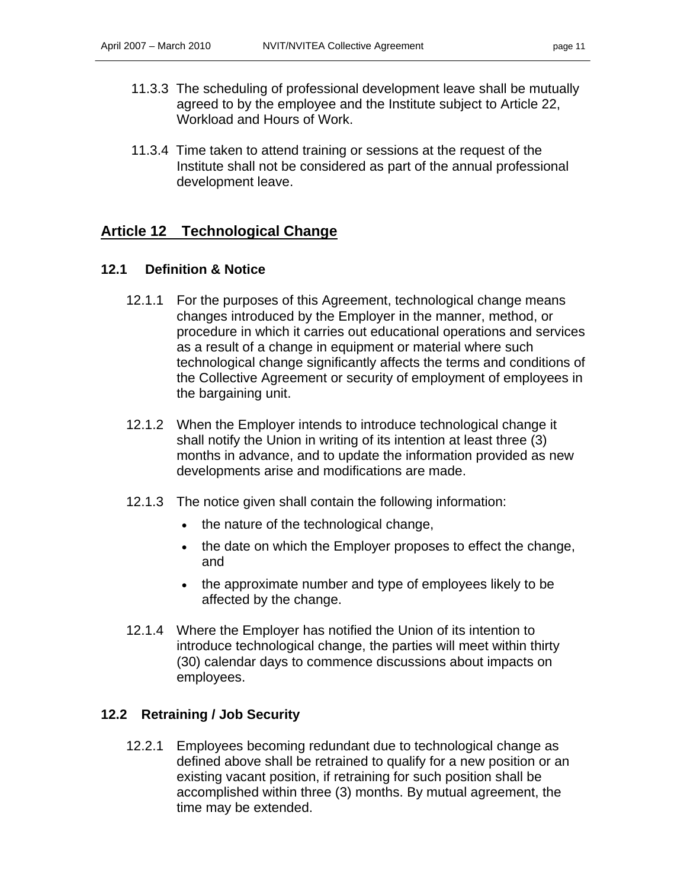11.3.3 The scheduling of professional development leave shall be mutually agreed to by the employee and the Institute subject to Article 22, Workload and Hours of Work.

11.3.4 Time taken to attend training or sessions at the request of the Institute shall not be considered as part of the annual professional development leave.

## Article 12 Technological Change

### 12.1 Definition & Notice

12.1.1 For the purposes of this Agreement, technological change means changes introduced by the Employer in the manner, method, or procedure in which it carries out educational operations and services as a result of a change in equipment or material where such technological change significantly affects the terms and conditions of the Collective Agreement or security of employment of employees in the bargaining unit.

12.1.2 When the Employer intends to introduce technological change it shall notify the Union in writing of its intention at least three (3) months in advance, and to update the information provided as new developments arise and modifications are made.

12.1.3 The notice given shall contain the following information:

- the nature of the technological change,
- the date on which the Employer proposes to effect the change, and
- the approximate number and type of employees likely to be affected by the change.

12.1.4 Where the Employer has notified the Union of its intention to introduce technological change, the parties will meet within thirty (30) calendar days to commence discussions about impacts on employees.

### 12.2 Retraining / Job Security

12.2.1 Employees becoming redundant due to technological change as defined above shall be retrained to qualify for a new position or an existing vacant position, if retraining for such position shall be accomplished within three (3) months. By mutual agreement, the time may be extended.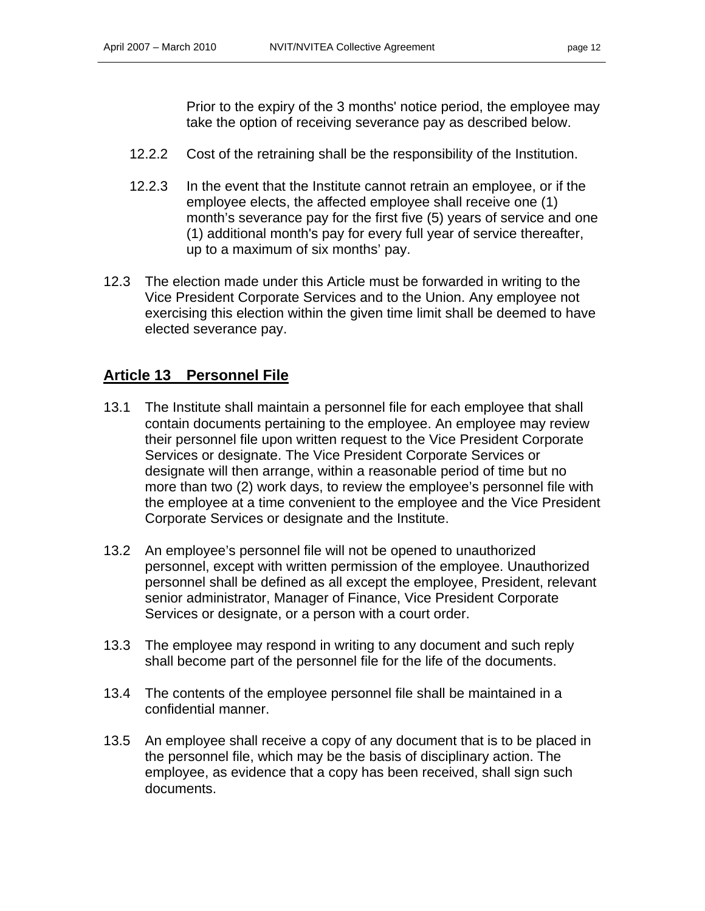Prior to the expiry of the 3 months' notice period, the employee may take the option of receiving severance pay as described below.

12.2.2 Cost of the retraining shall be the responsibility of the Institution.

12.2.3 In the event that the Institute cannot retrain an employee, or if the employee elects, the affected employee shall receive one (1) month's severance pay for the first five (5) years of service and one (1) additional month's pay for every full year of service thereafter, up to a maximum of six months' pay.

12.3 The election made under this Article must be forwarded in writing to the Vice President Corporate Services and to the Union. Any employee not exercising this election within the given time limit shall be deemed to have elected severance pay.

## Article 13 Personnel File

13.1 The Institute shall maintain a personnel file for each employee that shall contain documents pertaining to the employee. An employee may review their personnel file upon written request to the Vice President Corporate Services or designate. The Vice President Corporate Services or designate will then arrange, within a reasonable period of time but no more than two (2) work days, to review the employee's personnel file with the employee at a time convenient to the employee and the Vice President Corporate Services or designate and the Institute.

13.2 An employee's personnel file will not be opened to unauthorized personnel, except with written permission of the employee. Unauthorized personnel shall be defined as all except the employee, President, relevant senior administrator, Manager of Finance, Vice President Corporate Services or designate, or a person with a court order.

13.3 The employee may respond in writing to any document and such reply shall become part of the personnel file for the life of the documents.

13.4 The contents of the employee personnel file shall be maintained in a confidential manner.

13.5 An employee shall receive a copy of any document that is to be placed in the personnel file, which may be the basis of disciplinary action. The employee, as evidence that a copy has been received, shall sign such documents.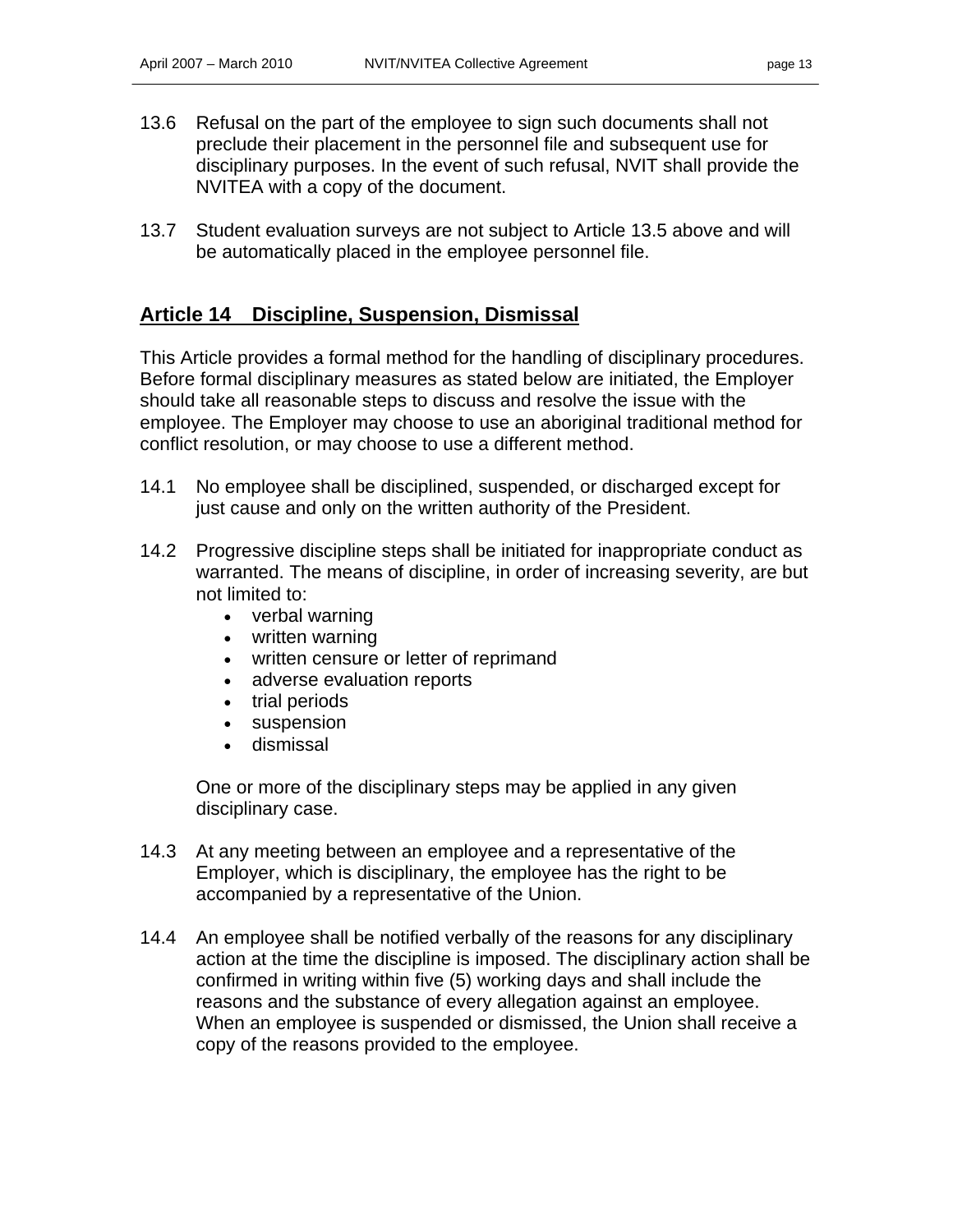13.6 Refusal on the part of the employee to sign such documents shall not preclude their placement in the personnel file and subsequent use for disciplinary purposes. In the event of such refusal, NVIT shall provide the NVITEA with a copy of the document.

13.7 Student evaluation surveys are not subject to Article 13.5 above and will be automatically placed in the employee personnel file.

## Article 14 Discipline, Suspension, Dismissal

This Article provides a formal method for the handling of disciplinary procedures. Before formal disciplinary measures as stated below are initiated, the Employer should take all reasonable steps to discuss and resolve the issue with the employee. The Employer may choose to use an aboriginal traditional method for conflict resolution, or may choose to use a different method.

14.1 No employee shall be disciplined, suspended, or discharged except for just cause and only on the written authority of the President.

14.2 Progressive discipline steps shall be initiated for inappropriate conduct as warranted. The means of discipline, in order of increasing severity, are but not limited to:

- verbal warning
- written warning
- written censure or letter of reprimand
- adverse evaluation reports
- trial periods
- suspension
- dismissal

One or more of the disciplinary steps may be applied in any given disciplinary case.

14.3 At any meeting between an employee and a representative of the Employer, which is disciplinary, the employee has the right to be accompanied by a representative of the Union.

14.4 An employee shall be notified verbally of the reasons for any disciplinary action at the time the discipline is imposed. The disciplinary action shall be confirmed in writing within five (5) working days and shall include the reasons and the substance of every allegation against an employee. When an employee is suspended or dismissed, the Union shall receive a copy of the reasons provided to the employee.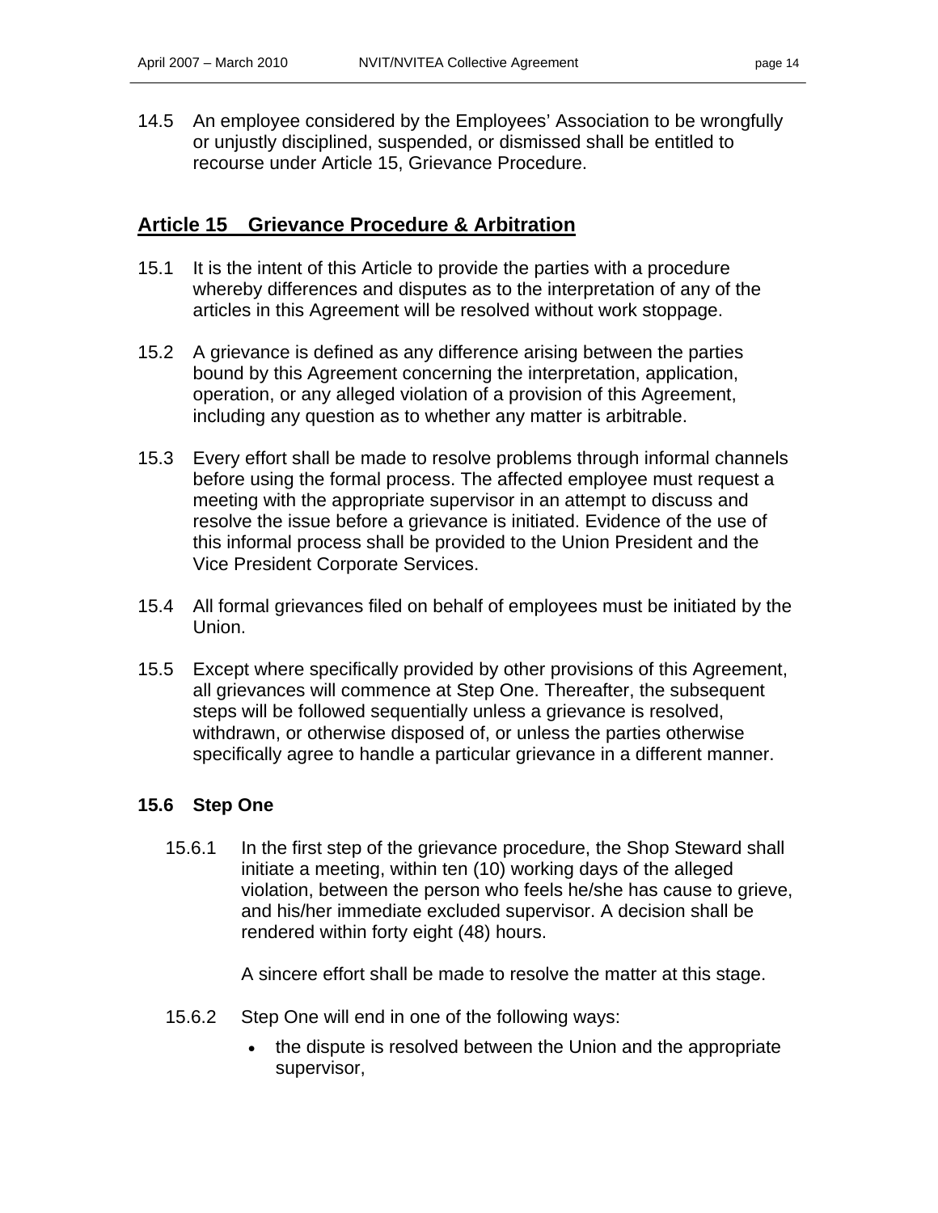14.5 An employee considered by the Employees' Association to be wrongfully or unjustly disciplined, suspended, or dismissed shall be entitled to recourse under Article 15, Grievance Procedure.

## Article 15 Grievance Procedure & Arbitration

15.1 It is the intent of this Article to provide the parties with a procedure whereby differences and disputes as to the interpretation of any of the articles in this Agreement will be resolved without work stoppage.

15.2 A grievance is defined as any difference arising between the parties bound by this Agreement concerning the interpretation, application, operation, or any alleged violation of a provision of this Agreement, including any question as to whether any matter is arbitrable.

15.3 Every effort shall be made to resolve problems through informal channels before using the formal process. The affected employee must request a meeting with the appropriate supervisor in an attempt to discuss and resolve the issue before a grievance is initiated. Evidence of the use of this informal process shall be provided to the Union President and the Vice President Corporate Services.

15.4 All formal grievances filed on behalf of employees must be initiated by the Union.

15.5 Except where specifically provided by other provisions of this Agreement, all grievances will commence at Step One. Thereafter, the subsequent steps will be followed sequentially unless a grievance is resolved, withdrawn, or otherwise disposed of, or unless the parties otherwise specifically agree to handle a particular grievance in a different manner.

### 15.6 Step One

15.6.1 In the first step of the grievance procedure, the Shop Steward shall initiate a meeting, within ten (10) working days of the alleged violation, between the person who feels he/she has cause to grieve, and his/her immediate excluded supervisor. A decision shall be rendered within forty eight (48) hours.

A sincere effort shall be made to resolve the matter at this stage.

15.6.2 Step One will end in one of the following ways:

- the dispute is resolved between the Union and the appropriate supervisor,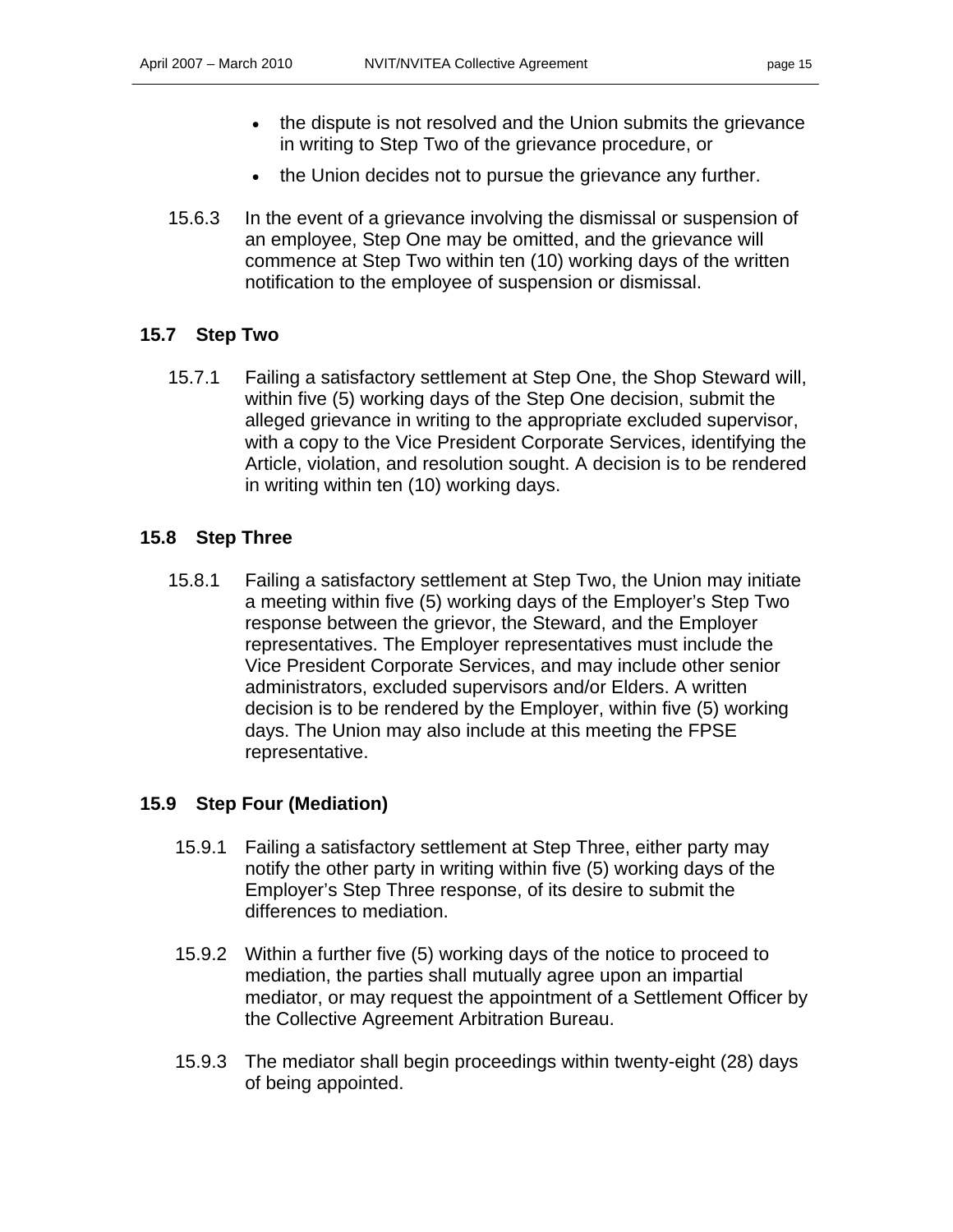- the dispute is not resolved and the Union submits the grievance in writing to Step Two of the grievance procedure, or
- the Union decides not to pursue the grievance any further.

15.6.3 In the event of a grievance involving the dismissal or suspension of an employee, Step One may be omitted, and the grievance will commence at Step Two within ten (10) working days of the written notification to the employee of suspension or dismissal.

## 15.7 Step Two

15.7.1 Failing a satisfactory settlement at Step One, the Shop Steward will, within five (5) working days of the Step One decision, submit the alleged grievance in writing to the appropriate excluded supervisor, with a copy to the Vice President Corporate Services, identifying the Article, violation, and resolution sought. A decision is to be rendered in writing within ten (10) working days.

## 15.8 Step Three

15.8.1 Failing a satisfactory settlement at Step Two, the Union may initiate a meeting within five (5) working days of the Employer's Step Two response between the grievor, the Steward, and the Employer representatives. The Employer representatives must include the Vice President Corporate Services, and may include other senior administrators, excluded supervisors and/or Elders. A written decision is to be rendered by the Employer, within five (5) working days. The Union may also include at this meeting the FPSE representative.

## 15.9 Step Four (Mediation)

15.9.1 Failing a satisfactory settlement at Step Three, either party may notify the other party in writing within five (5) working days of the Employer's Step Three response, of its desire to submit the differences to mediation.

15.9.2 Within a further five (5) working days of the notice to proceed to mediation, the parties shall mutually agree upon an impartial mediator, or may request the appointment of a Settlement Officer by the Collective Agreement Arbitration Bureau.

15.9.3 The mediator shall begin proceedings within twenty-eight (28) days of being appointed.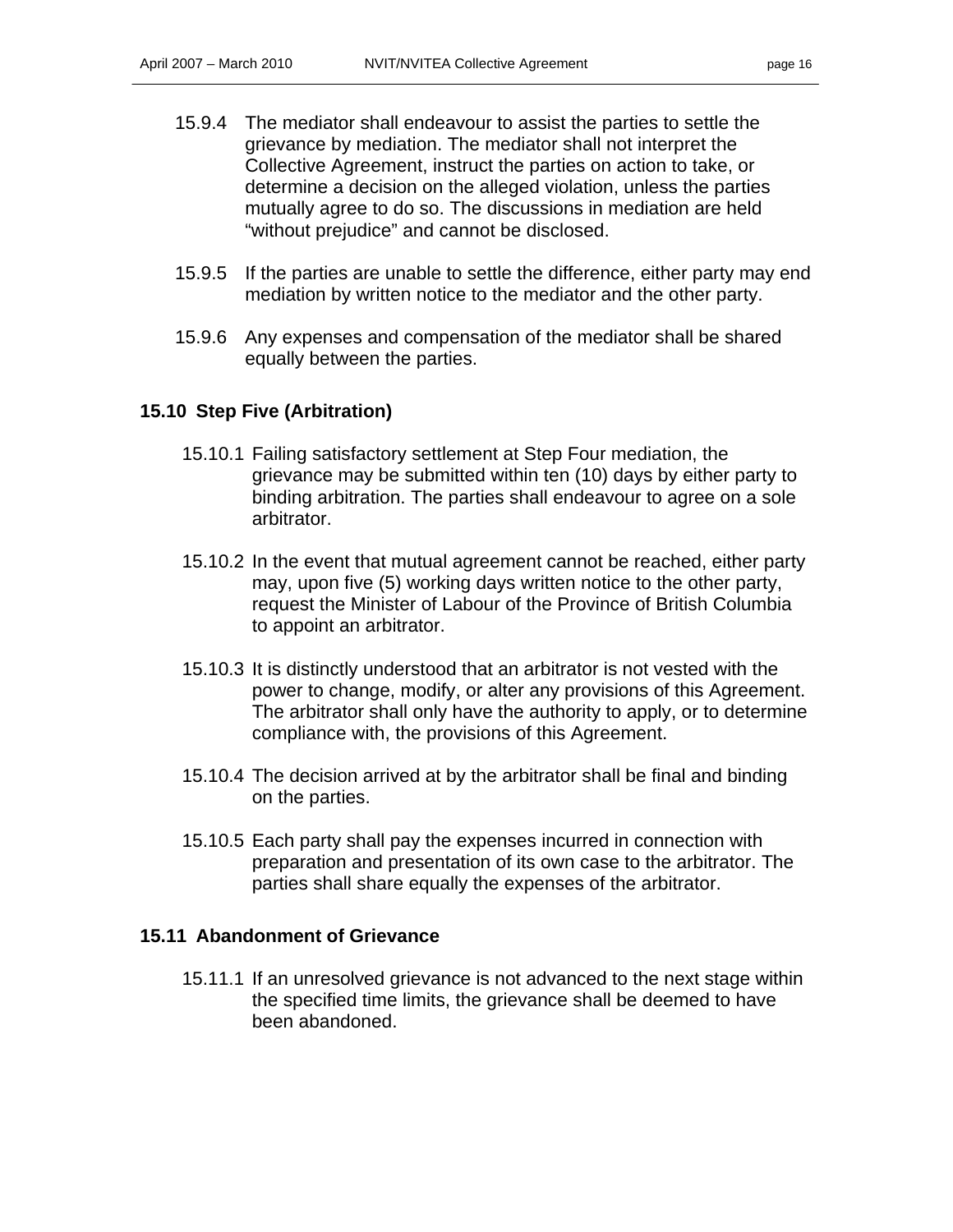15.9.4 The mediator shall endeavour to assist the parties to settle the grievance by mediation. The mediator shall not interpret the Collective Agreement, instruct the parties on action to take, or determine a decision on the alleged violation, unless the parties mutually agree to do so. The discussions in mediation are held "without prejudice" and cannot be disclosed.

15.9.5 If the parties are unable to settle the difference, either party may end mediation by written notice to the mediator and the other party.

15.9.6 Any expenses and compensation of the mediator shall be shared equally between the parties.

### 15.10 Step Five (Arbitration)

15.10.1 Failing satisfactory settlement at Step Four mediation, the grievance may be submitted within ten (10) days by either party to binding arbitration. The parties shall endeavour to agree on a sole arbitrator.

15.10.2 In the event that mutual agreement cannot be reached, either party may, upon five (5) working days written notice to the other party, request the Minister of Labour of the Province of British Columbia to appoint an arbitrator.

15.10.3 It is distinctly understood that an arbitrator is not vested with the power to change, modify, or alter any provisions of this Agreement. The arbitrator shall only have the authority to apply, or to determine compliance with, the provisions of this Agreement.

15.10.4 The decision arrived at by the arbitrator shall be final and binding on the parties.

15.10.5 Each party shall pay the expenses incurred in connection with preparation and presentation of its own case to the arbitrator. The parties shall share equally the expenses of the arbitrator.

### 15.11 Abandonment of Grievance

15.11.1 If an unresolved grievance is not advanced to the next stage within the specified time limits, the grievance shall be deemed to have been abandoned.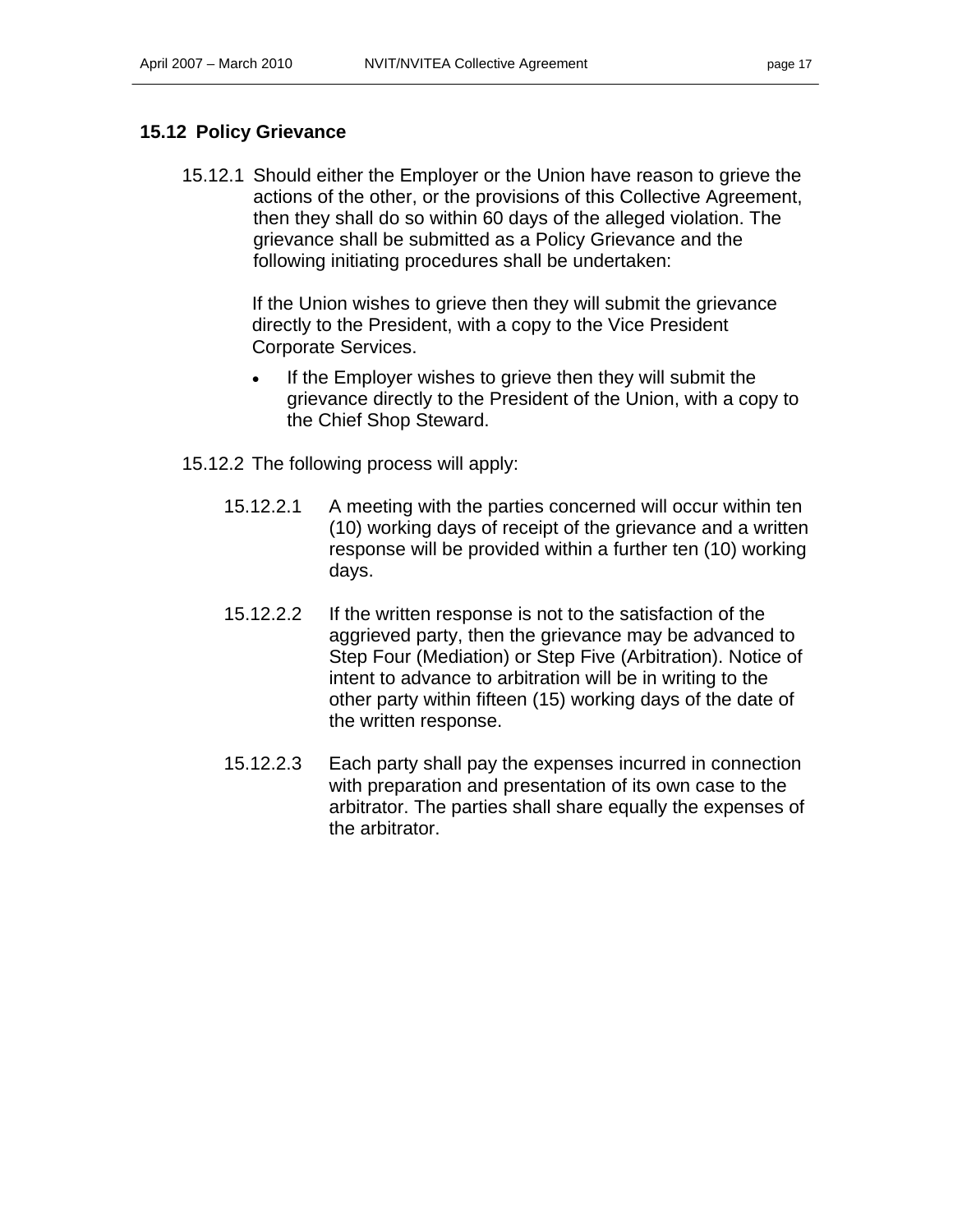### 15.12 Policy Grievance

15.12.1 Should either the Employer or the Union have reason to grieve the actions of the other, or the provisions of this Collective Agreement, then they shall do so within 60 days of the alleged violation. The grievance shall be submitted as a Policy Grievance and the following initiating procedures shall be undertaken:

If the Union wishes to grieve then they will submit the grievance directly to the President, with a copy to the Vice President Corporate Services.

- If the Employer wishes to grieve then they will submit the grievance directly to the President of the Union, with a copy to the Chief Shop Steward.

15.12.2 The following process will apply:

15.12.2.1 A meeting with the parties concerned will occur within ten (10) working days of receipt of the grievance and a written response will be provided within a further ten (10) working days.

15.12.2.2 If the written response is not to the satisfaction of the aggrieved party, then the grievance may be advanced to Step Four (Mediation) or Step Five (Arbitration). Notice of intent to advance to arbitration will be in writing to the other party within fifteen (15) working days of the date of the written response.

15.12.2.3 Each party shall pay the expenses incurred in connection with preparation and presentation of its own case to the arbitrator. The parties shall share equally the expenses of the arbitrator.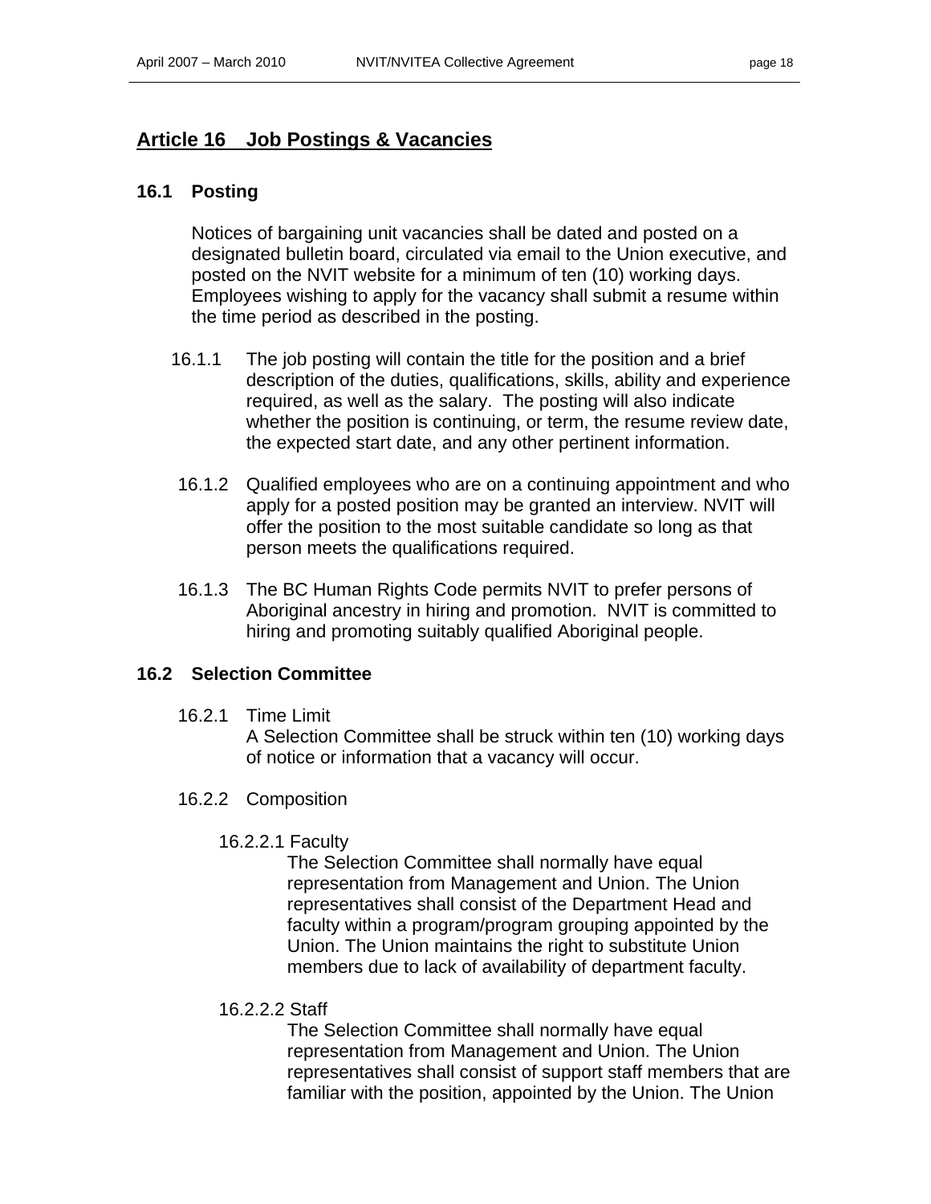## Article 16 Job Postings & Vacancies

### 16.1 Posting

Notices of bargaining unit vacancies shall be dated and posted on a designated bulletin board, circulated via email to the Union executive, and posted on the NVIT website for a minimum of ten (10) working days. Employees wishing to apply for the vacancy shall submit a resume within the time period as described in the posting.

16.1.1 The job posting will contain the title for the position and a brief description of the duties, qualifications, skills, ability and experience required, as well as the salary. The posting will also indicate whether the position is continuing, or term, the resume review date, the expected start date, and any other pertinent information.

16.1.2 Qualified employees who are on a continuing appointment and who apply for a posted position may be granted an interview. NVIT will offer the position to the most suitable candidate so long as that person meets the qualifications required.

16.1.3 The BC Human Rights Code permits NVIT to prefer persons of Aboriginal ancestry in hiring and promotion. NVIT is committed to hiring and promoting suitably qualified Aboriginal people.

### 16.2 Selection Committee

16.2.1 Time Limit
A Selection Committee shall be struck within ten (10) working days of notice or information that a vacancy will occur.

16.2.2 Composition

16.2.2.1 Faculty
The Selection Committee shall normally have equal representation from Management and Union. The Union representatives shall consist of the Department Head and faculty within a program/program grouping appointed by the Union. The Union maintains the right to substitute Union members due to lack of availability of department faculty.

16.2.2.2 Staff
The Selection Committee shall normally have equal representation from Management and Union. The Union representatives shall consist of support staff members that are familiar with the position, appointed by the Union. The Union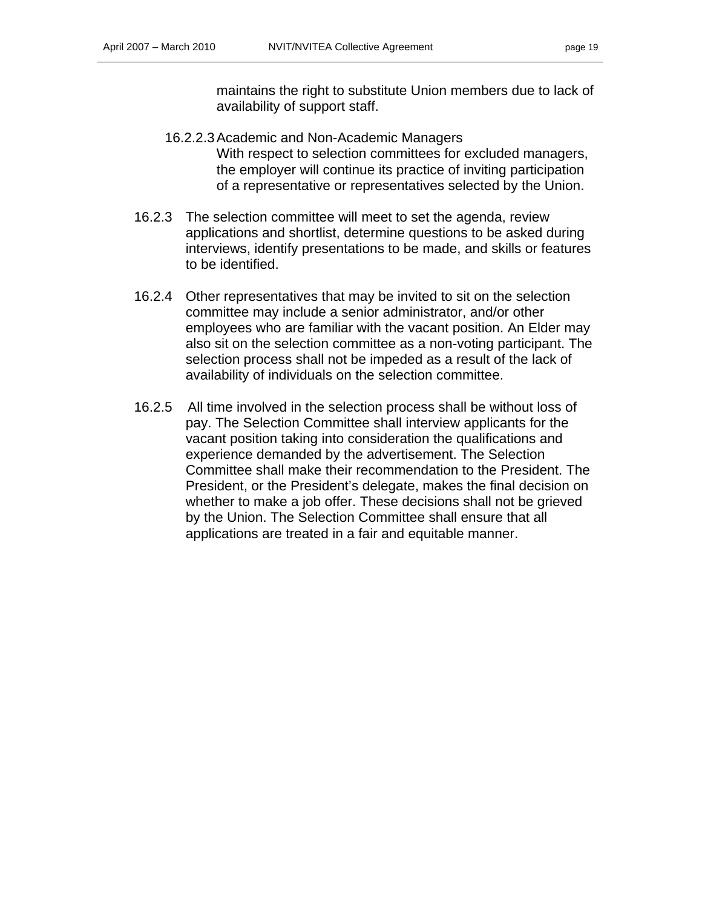maintains the right to substitute Union members due to lack of availability of support staff.

16.2.2.3 Academic and Non-Academic Managers
With respect to selection committees for excluded managers, the employer will continue its practice of inviting participation of a representative or representatives selected by the Union.

16.2.3 The selection committee will meet to set the agenda, review applications and shortlist, determine questions to be asked during interviews, identify presentations to be made, and skills or features to be identified.

16.2.4 Other representatives that may be invited to sit on the selection committee may include a senior administrator, and/or other employees who are familiar with the vacant position. An Elder may also sit on the selection committee as a non-voting participant. The selection process shall not be impeded as a result of the lack of availability of individuals on the selection committee.

16.2.5 All time involved in the selection process shall be without loss of pay. The Selection Committee shall interview applicants for the vacant position taking into consideration the qualifications and experience demanded by the advertisement. The Selection Committee shall make their recommendation to the President. The President, or the President's delegate, makes the final decision on whether to make a job offer. These decisions shall not be grieved by the Union. The Selection Committee shall ensure that all applications are treated in a fair and equitable manner.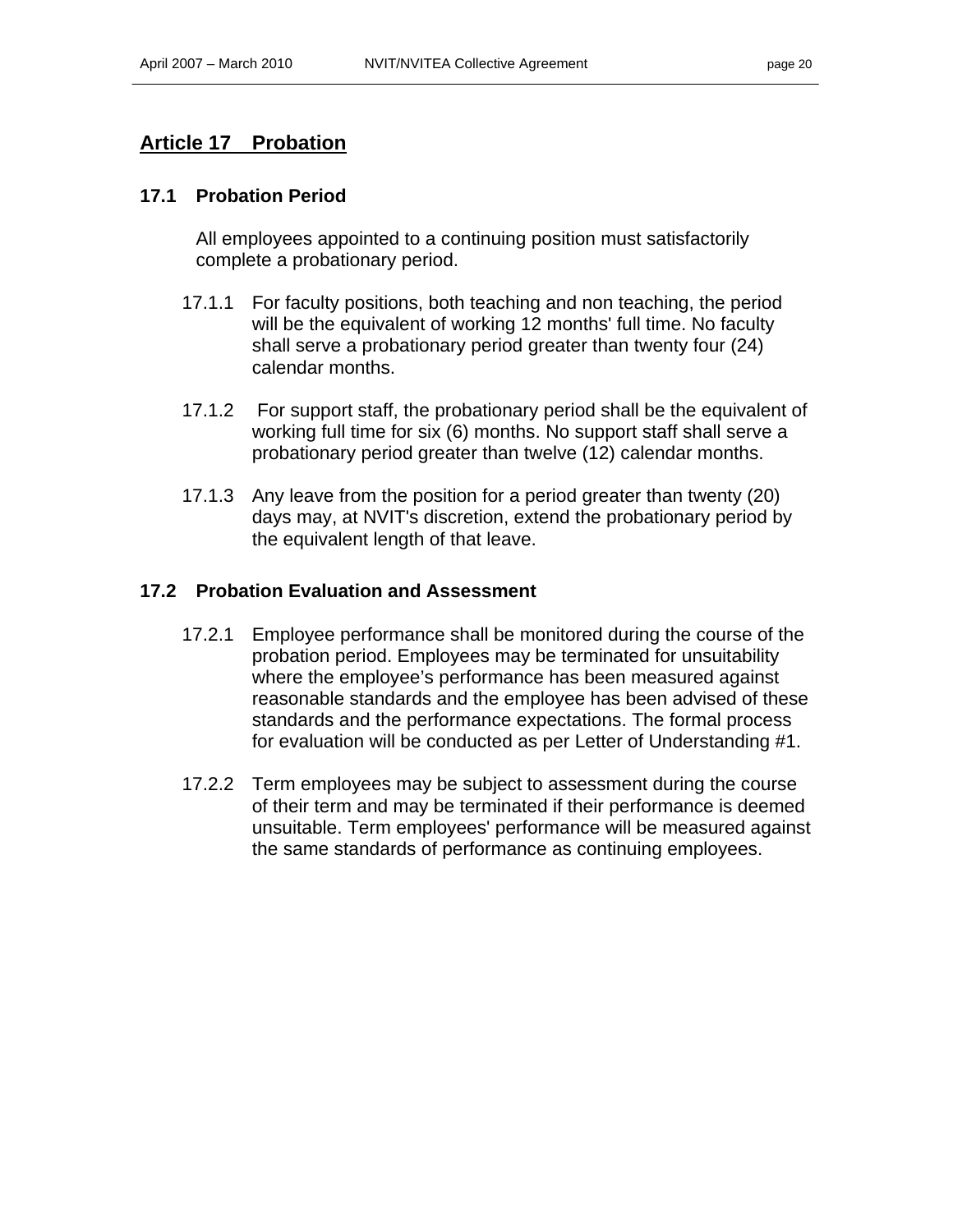## Article 17 Probation

### 17.1 Probation Period

All employees appointed to a continuing position must satisfactorily complete a probationary period.

17.1.1 For faculty positions, both teaching and non teaching, the period will be the equivalent of working 12 months' full time. No faculty shall serve a probationary period greater than twenty four (24) calendar months.

17.1.2 For support staff, the probationary period shall be the equivalent of working full time for six (6) months. No support staff shall serve a probationary period greater than twelve (12) calendar months.

17.1.3 Any leave from the position for a period greater than twenty (20) days may, at NVIT's discretion, extend the probationary period by the equivalent length of that leave.

### 17.2 Probation Evaluation and Assessment

17.2.1 Employee performance shall be monitored during the course of the probation period. Employees may be terminated for unsuitability where the employee's performance has been measured against reasonable standards and the employee has been advised of these standards and the performance expectations. The formal process for evaluation will be conducted as per Letter of Understanding #1.

17.2.2 Term employees may be subject to assessment during the course of their term and may be terminated if their performance is deemed unsuitable. Term employees' performance will be measured against the same standards of performance as continuing employees.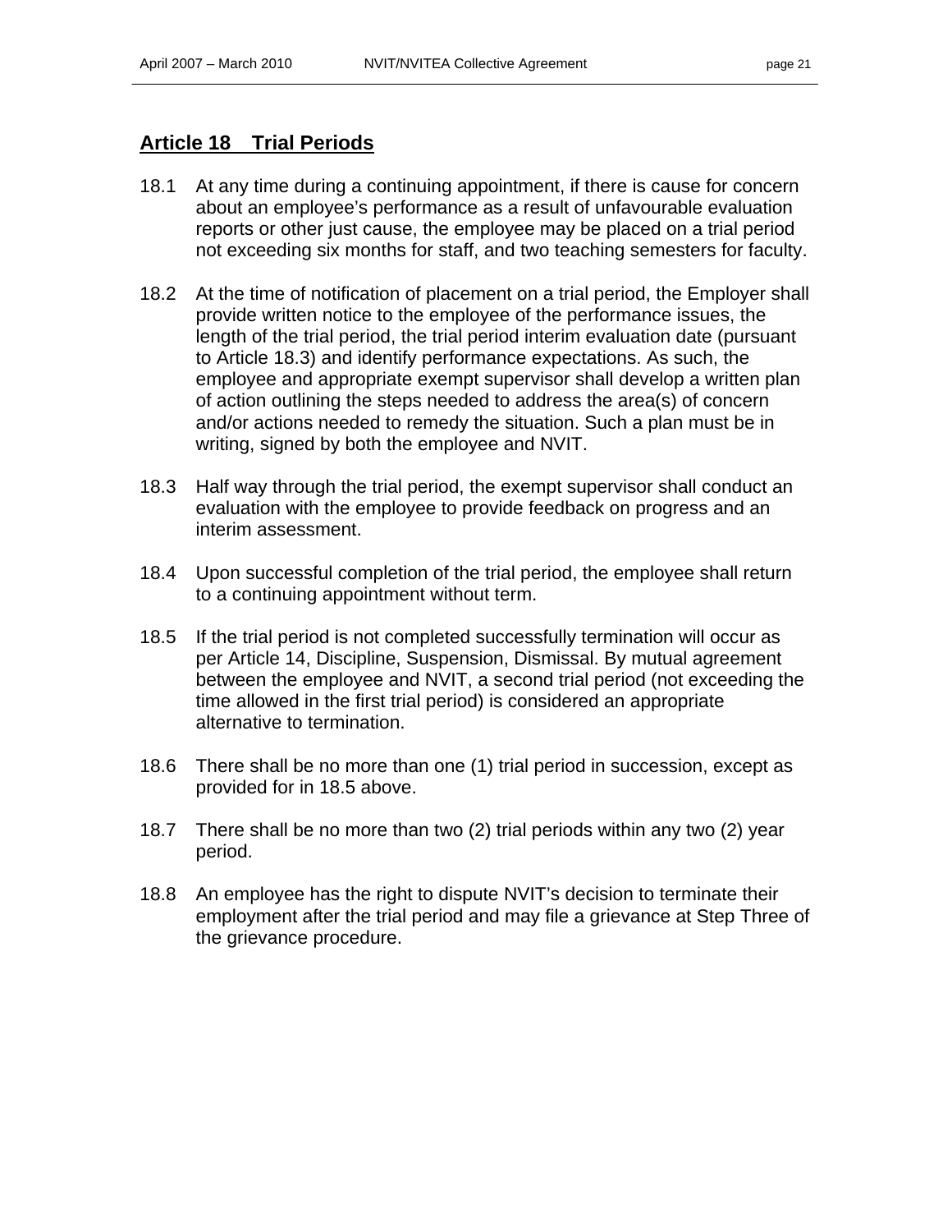## Article 18 Trial Periods

18.1 At any time during a continuing appointment, if there is cause for concern about an employee's performance as a result of unfavourable evaluation reports or other just cause, the employee may be placed on a trial period not exceeding six months for staff, and two teaching semesters for faculty.

18.2 At the time of notification of placement on a trial period, the Employer shall provide written notice to the employee of the performance issues, the length of the trial period, the trial period interim evaluation date (pursuant to Article 18.3) and identify performance expectations. As such, the employee and appropriate exempt supervisor shall develop a written plan of action outlining the steps needed to address the area(s) of concern and/or actions needed to remedy the situation. Such a plan must be in writing, signed by both the employee and NVIT.

18.3 Half way through the trial period, the exempt supervisor shall conduct an evaluation with the employee to provide feedback on progress and an interim assessment.

18.4 Upon successful completion of the trial period, the employee shall return to a continuing appointment without term.

18.5 If the trial period is not completed successfully termination will occur as per Article 14, Discipline, Suspension, Dismissal. By mutual agreement between the employee and NVIT, a second trial period (not exceeding the time allowed in the first trial period) is considered an appropriate alternative to termination.

18.6 There shall be no more than one (1) trial period in succession, except as provided for in 18.5 above.

18.7 There shall be no more than two (2) trial periods within any two (2) year period.

18.8 An employee has the right to dispute NVIT's decision to terminate their employment after the trial period and may file a grievance at Step Three of the grievance procedure.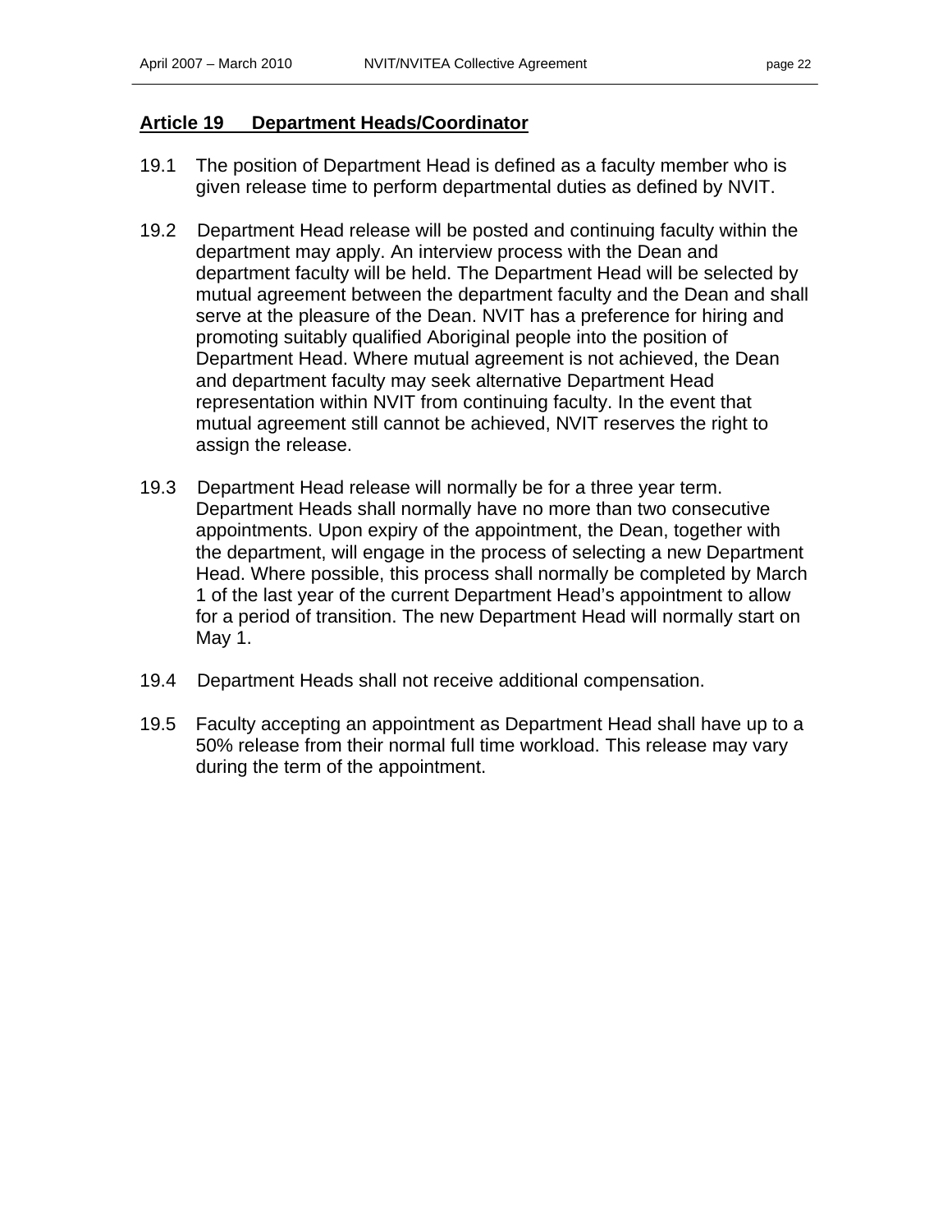## Article 19 Department Heads/Coordinator

19.1 The position of Department Head is defined as a faculty member who is given release time to perform departmental duties as defined by NVIT.

19.2 Department Head release will be posted and continuing faculty within the department may apply. An interview process with the Dean and department faculty will be held. The Department Head will be selected by mutual agreement between the department faculty and the Dean and shall serve at the pleasure of the Dean. NVIT has a preference for hiring and promoting suitably qualified Aboriginal people into the position of Department Head. Where mutual agreement is not achieved, the Dean and department faculty may seek alternative Department Head representation within NVIT from continuing faculty. In the event that mutual agreement still cannot be achieved, NVIT reserves the right to assign the release.

19.3 Department Head release will normally be for a three year term. Department Heads shall normally have no more than two consecutive appointments. Upon expiry of the appointment, the Dean, together with the department, will engage in the process of selecting a new Department Head. Where possible, this process shall normally be completed by March 1 of the last year of the current Department Head's appointment to allow for a period of transition. The new Department Head will normally start on May 1.

19.4 Department Heads shall not receive additional compensation.

19.5 Faculty accepting an appointment as Department Head shall have up to a 50% release from their normal full time workload. This release may vary during the term of the appointment.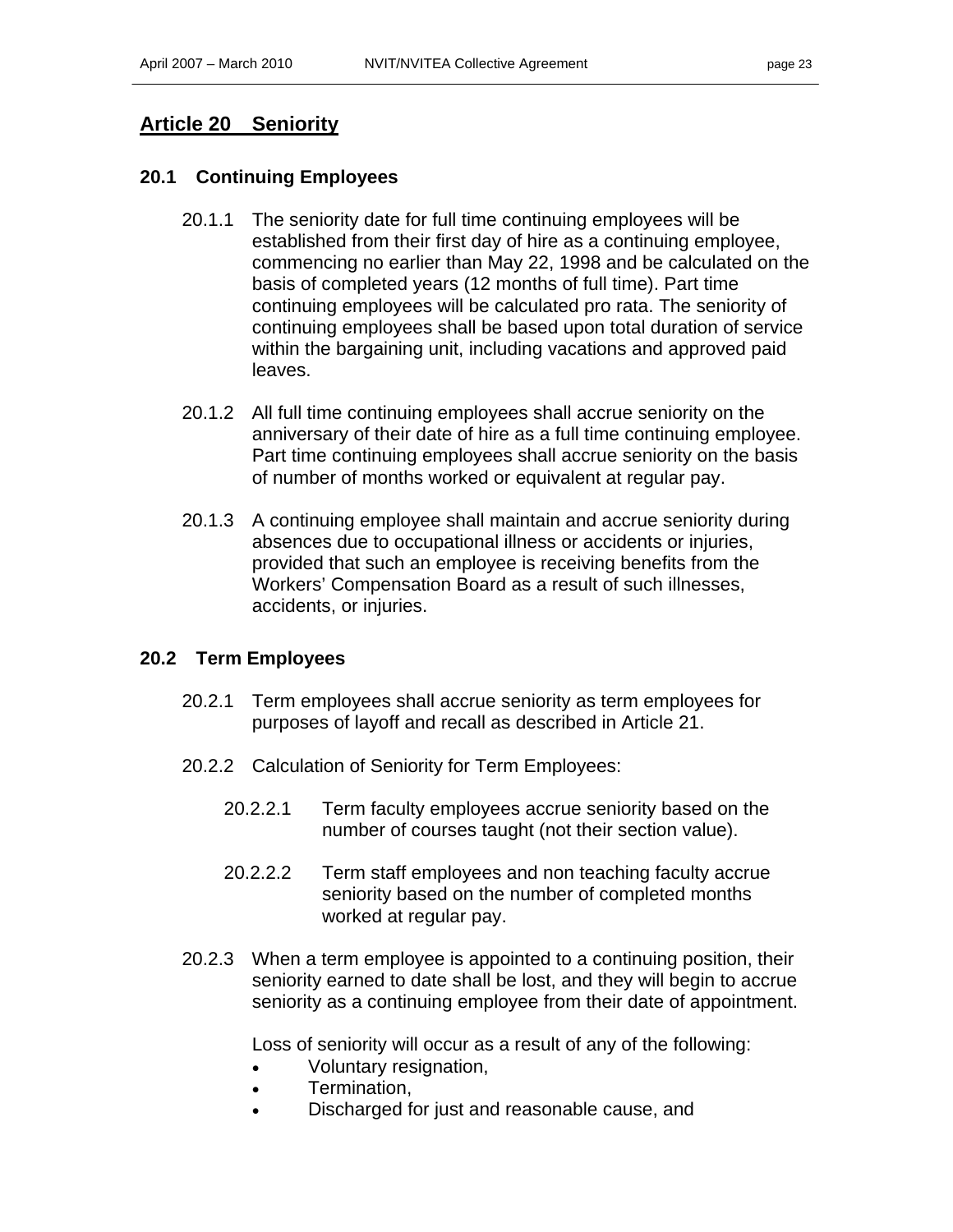## Article 20 Seniority

### 20.1 Continuing Employees

20.1.1 The seniority date for full time continuing employees will be established from their first day of hire as a continuing employee, commencing no earlier than May 22, 1998 and be calculated on the basis of completed years (12 months of full time). Part time continuing employees will be calculated pro rata. The seniority of continuing employees shall be based upon total duration of service within the bargaining unit, including vacations and approved paid leaves.

20.1.2 All full time continuing employees shall accrue seniority on the anniversary of their date of hire as a full time continuing employee. Part time continuing employees shall accrue seniority on the basis of number of months worked or equivalent at regular pay.

20.1.3 A continuing employee shall maintain and accrue seniority during absences due to occupational illness or accidents or injuries, provided that such an employee is receiving benefits from the Workers' Compensation Board as a result of such illnesses, accidents, or injuries.

### 20.2 Term Employees

20.2.1 Term employees shall accrue seniority as term employees for purposes of layoff and recall as described in Article 21.

20.2.2 Calculation of Seniority for Term Employees:

20.2.2.1 Term faculty employees accrue seniority based on the number of courses taught (not their section value).

20.2.2.2 Term staff employees and non teaching faculty accrue seniority based on the number of completed months worked at regular pay.

20.2.3 When a term employee is appointed to a continuing position, their seniority earned to date shall be lost, and they will begin to accrue seniority as a continuing employee from their date of appointment.

Loss of seniority will occur as a result of any of the following:

- Voluntary resignation,
- Termination,
- Discharged for just and reasonable cause, and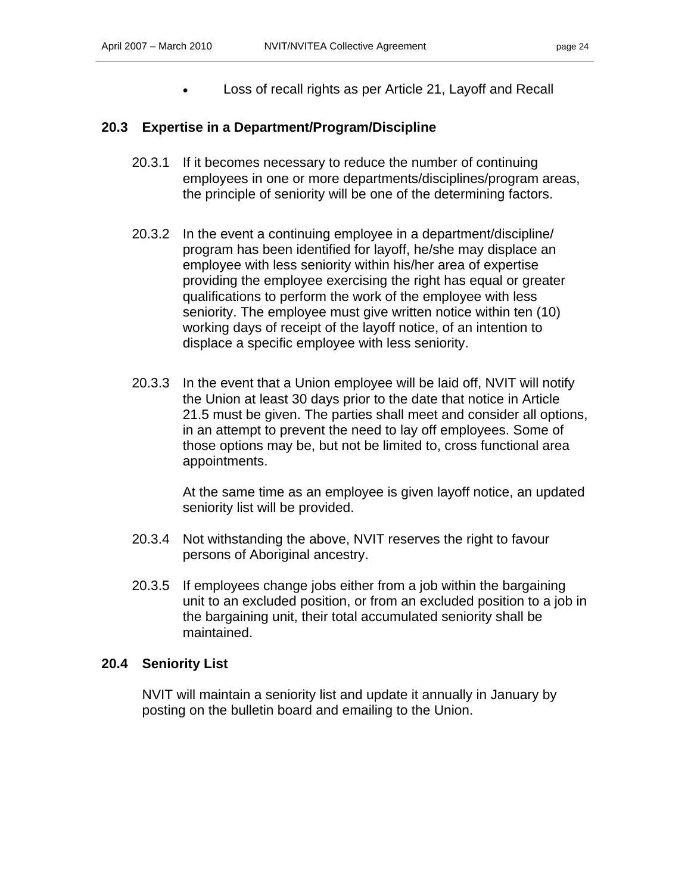- Loss of recall rights as per Article 21, Layoff and Recall

## 20.3 Expertise in a Department/Program/Discipline

20.3.1 If it becomes necessary to reduce the number of continuing employees in one or more departments/disciplines/program areas, the principle of seniority will be one of the determining factors.

20.3.2 In the event a continuing employee in a department/discipline/ program has been identified for layoff, he/she may displace an employee with less seniority within his/her area of expertise providing the employee exercising the right has equal or greater qualifications to perform the work of the employee with less seniority. The employee must give written notice within ten (10) working days of receipt of the layoff notice, of an intention to displace a specific employee with less seniority.

20.3.3 In the event that a Union employee will be laid off, NVIT will notify the Union at least 30 days prior to the date that notice in Article 21.5 must be given. The parties shall meet and consider all options, in an attempt to prevent the need to lay off employees. Some of those options may be, but not be limited to, cross functional area appointments.

At the same time as an employee is given layoff notice, an updated seniority list will be provided.

20.3.4 Not withstanding the above, NVIT reserves the right to favour persons of Aboriginal ancestry.

20.3.5 If employees change jobs either from a job within the bargaining unit to an excluded position, or from an excluded position to a job in the bargaining unit, their total accumulated seniority shall be maintained.

## 20.4 Seniority List

NVIT will maintain a seniority list and update it annually in January by posting on the bulletin board and emailing to the Union.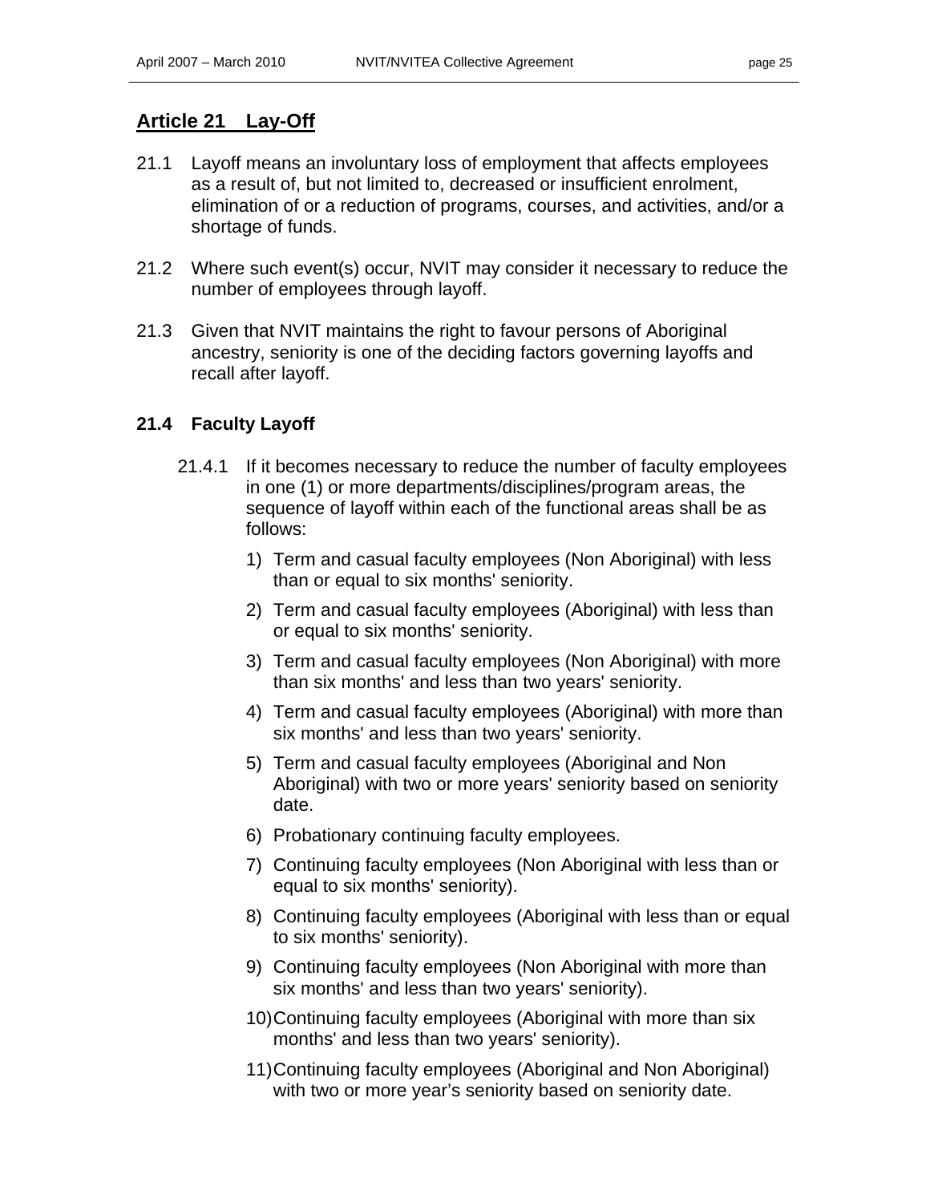## Article 21 Lay-Off

21.1 Layoff means an involuntary loss of employment that affects employees as a result of, but not limited to, decreased or insufficient enrolment, elimination of or a reduction of programs, courses, and activities, and/or a shortage of funds.

21.2 Where such event(s) occur, NVIT may consider it necessary to reduce the number of employees through layoff.

21.3 Given that NVIT maintains the right to favour persons of Aboriginal ancestry, seniority is one of the deciding factors governing layoffs and recall after layoff.

### 21.4 Faculty Layoff

21.4.1 If it becomes necessary to reduce the number of faculty employees in one (1) or more departments/disciplines/program areas, the sequence of layoff within each of the functional areas shall be as follows:

1) Term and casual faculty employees (Non Aboriginal) with less than or equal to six months' seniority.
2) Term and casual faculty employees (Aboriginal) with less than or equal to six months' seniority.
3) Term and casual faculty employees (Non Aboriginal) with more than six months' and less than two years' seniority.
4) Term and casual faculty employees (Aboriginal) with more than six months' and less than two years' seniority.
5) Term and casual faculty employees (Aboriginal and Non Aboriginal) with two or more years' seniority based on seniority date.
6) Probationary continuing faculty employees.
7) Continuing faculty employees (Non Aboriginal with less than or equal to six months' seniority).
8) Continuing faculty employees (Aboriginal with less than or equal to six months' seniority).
9) Continuing faculty employees (Non Aboriginal with more than six months' and less than two years' seniority).
10) Continuing faculty employees (Aboriginal with more than six months' and less than two years' seniority).
11) Continuing faculty employees (Aboriginal and Non Aboriginal) with two or more year's seniority based on seniority date.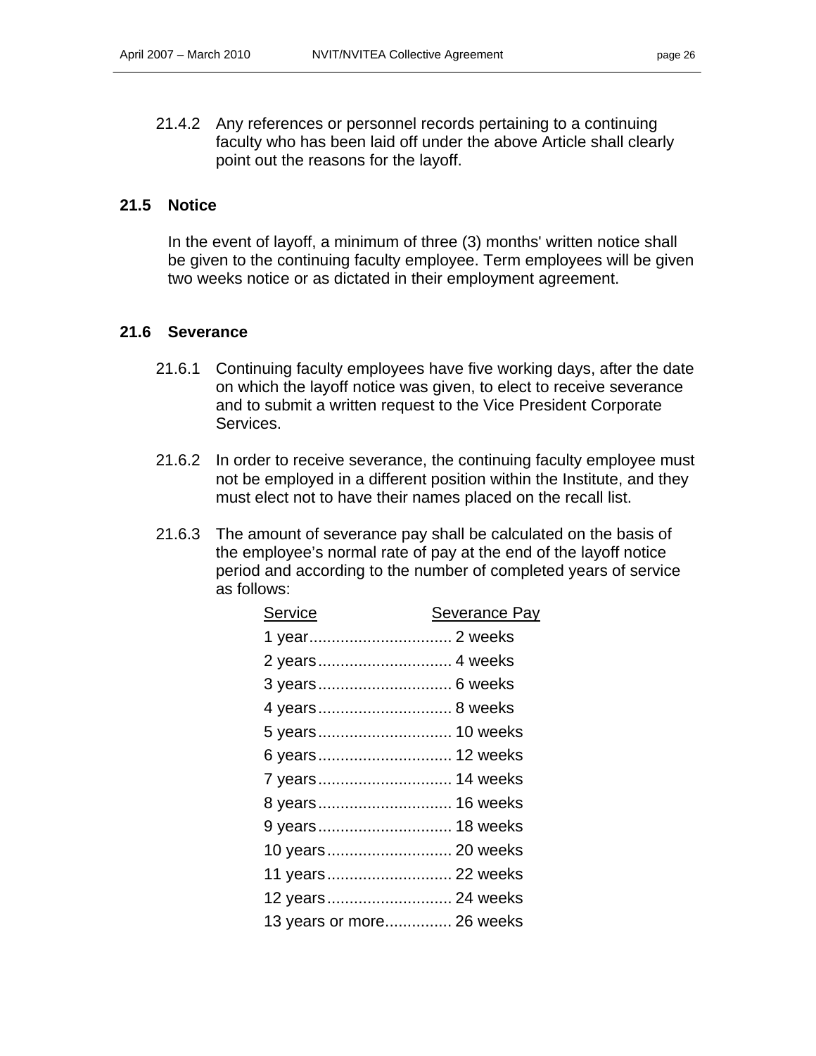21.4.2 Any references or personnel records pertaining to a continuing faculty who has been laid off under the above Article shall clearly point out the reasons for the layoff.

## 21.5 Notice

In the event of layoff, a minimum of three (3) months' written notice shall be given to the continuing faculty employee. Term employees will be given two weeks notice or as dictated in their employment agreement.

## 21.6 Severance

21.6.1 Continuing faculty employees have five working days, after the date on which the layoff notice was given, to elect to receive severance and to submit a written request to the Vice President Corporate Services.

21.6.2 In order to receive severance, the continuing faculty employee must not be employed in a different position within the Institute, and they must elect not to have their names placed on the recall list.

21.6.3 The amount of severance pay shall be calculated on the basis of the employee's normal rate of pay at the end of the layoff notice period and according to the number of completed years of service as follows:

| Service | Severance Pay |
|---|---|
| 1 year | 2 weeks |
| 2 years | 4 weeks |
| 3 years | 6 weeks |
| 4 years | 8 weeks |
| 5 years | 10 weeks |
| 6 years | 12 weeks |
| 7 years | 14 weeks |
| 8 years | 16 weeks |
| 9 years | 18 weeks |
| 10 years | 20 weeks |
| 11 years | 22 weeks |
| 12 years | 24 weeks |
| 13 years or more | 26 weeks |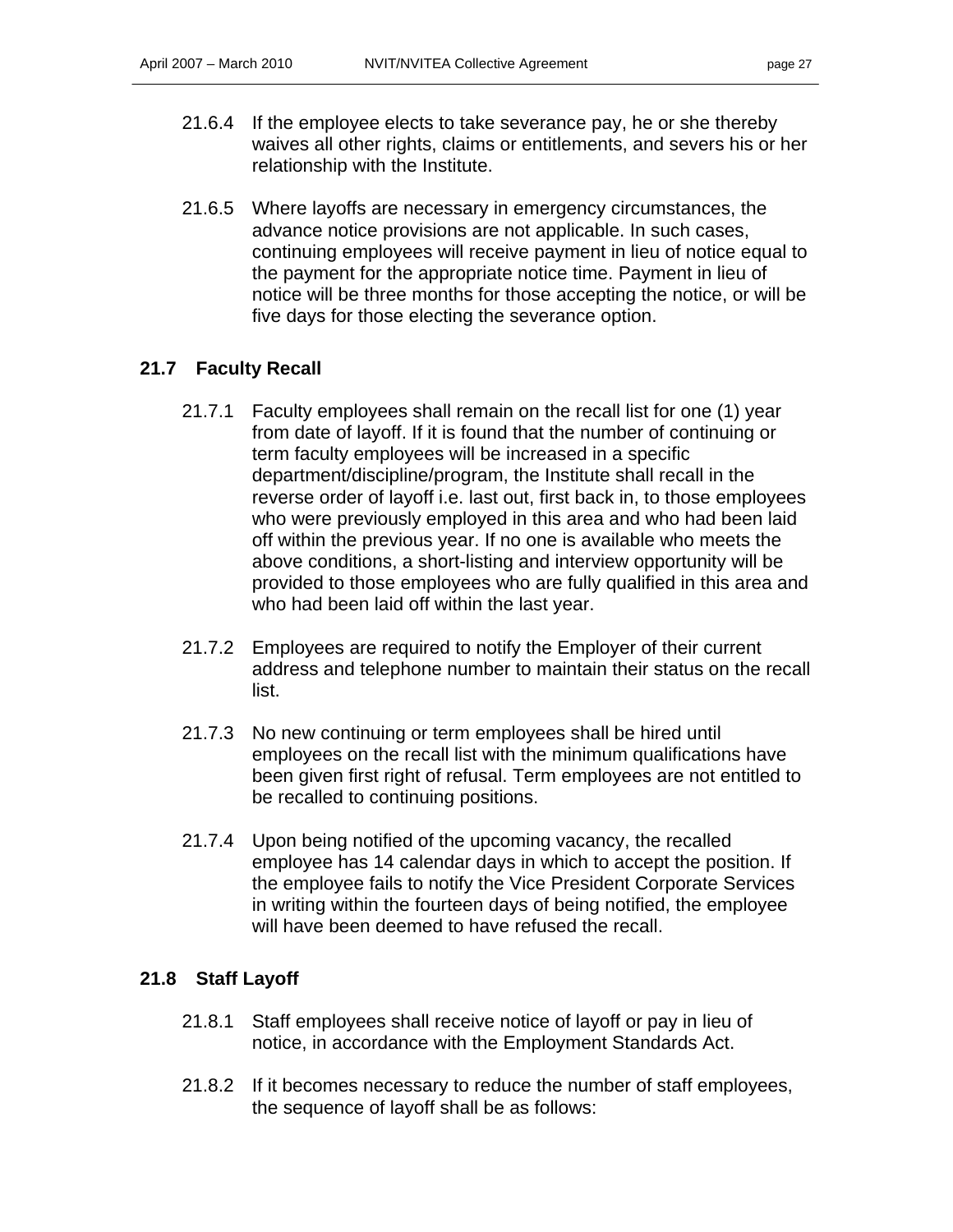21.6.4 If the employee elects to take severance pay, he or she thereby waives all other rights, claims or entitlements, and severs his or her relationship with the Institute.

21.6.5 Where layoffs are necessary in emergency circumstances, the advance notice provisions are not applicable. In such cases, continuing employees will receive payment in lieu of notice equal to the payment for the appropriate notice time. Payment in lieu of notice will be three months for those accepting the notice, or will be five days for those electing the severance option.

### 21.7 Faculty Recall

21.7.1 Faculty employees shall remain on the recall list for one (1) year from date of layoff. If it is found that the number of continuing or term faculty employees will be increased in a specific department/discipline/program, the Institute shall recall in the reverse order of layoff i.e. last out, first back in, to those employees who were previously employed in this area and who had been laid off within the previous year. If no one is available who meets the above conditions, a short-listing and interview opportunity will be provided to those employees who are fully qualified in this area and who had been laid off within the last year.

21.7.2 Employees are required to notify the Employer of their current address and telephone number to maintain their status on the recall list.

21.7.3 No new continuing or term employees shall be hired until employees on the recall list with the minimum qualifications have been given first right of refusal. Term employees are not entitled to be recalled to continuing positions.

21.7.4 Upon being notified of the upcoming vacancy, the recalled employee has 14 calendar days in which to accept the position. If the employee fails to notify the Vice President Corporate Services in writing within the fourteen days of being notified, the employee will have been deemed to have refused the recall.

### 21.8 Staff Layoff

21.8.1 Staff employees shall receive notice of layoff or pay in lieu of notice, in accordance with the Employment Standards Act.

21.8.2 If it becomes necessary to reduce the number of staff employees, the sequence of layoff shall be as follows: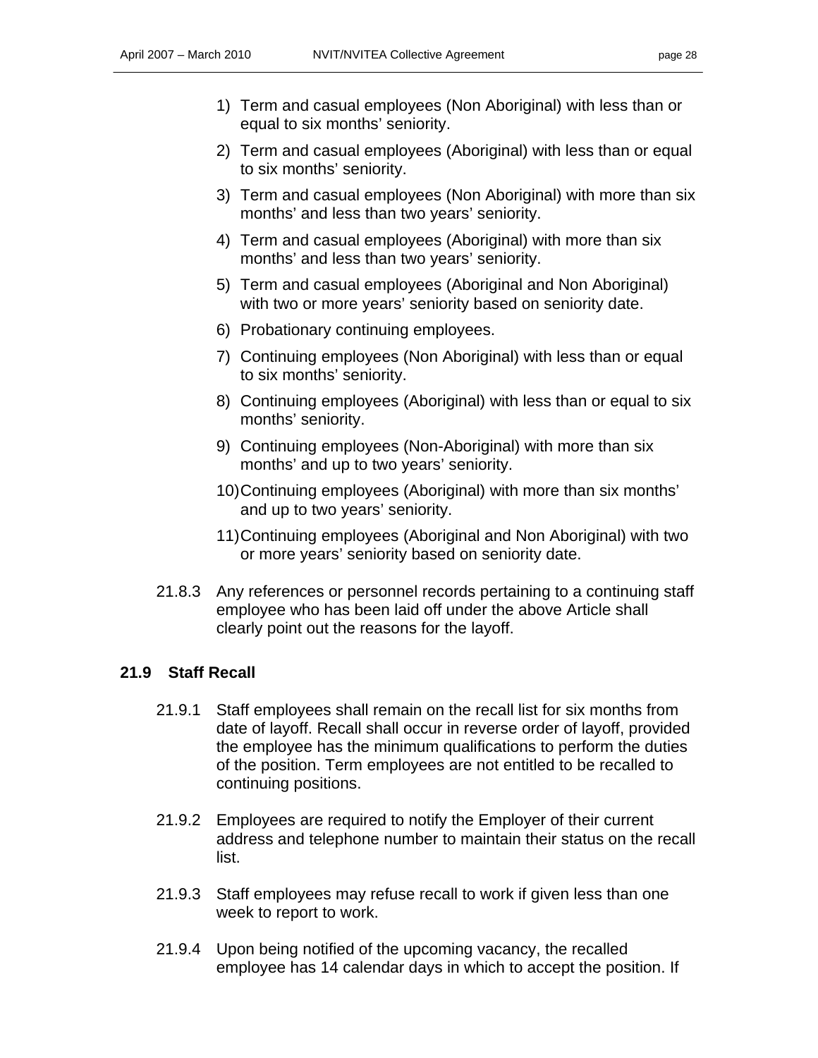1) Term and casual employees (Non Aboriginal) with less than or equal to six months' seniority.
2) Term and casual employees (Aboriginal) with less than or equal to six months' seniority.
3) Term and casual employees (Non Aboriginal) with more than six months' and less than two years' seniority.
4) Term and casual employees (Aboriginal) with more than six months' and less than two years' seniority.
5) Term and casual employees (Aboriginal and Non Aboriginal) with two or more years' seniority based on seniority date.
6) Probationary continuing employees.
7) Continuing employees (Non Aboriginal) with less than or equal to six months' seniority.
8) Continuing employees (Aboriginal) with less than or equal to six months' seniority.
9) Continuing employees (Non-Aboriginal) with more than six months' and up to two years' seniority.
10) Continuing employees (Aboriginal) with more than six months' and up to two years' seniority.
11) Continuing employees (Aboriginal and Non Aboriginal) with two or more years' seniority based on seniority date.

21.8.3 Any references or personnel records pertaining to a continuing staff employee who has been laid off under the above Article shall clearly point out the reasons for the layoff.

## 21.9 Staff Recall

21.9.1 Staff employees shall remain on the recall list for six months from date of layoff. Recall shall occur in reverse order of layoff, provided the employee has the minimum qualifications to perform the duties of the position. Term employees are not entitled to be recalled to continuing positions.

21.9.2 Employees are required to notify the Employer of their current address and telephone number to maintain their status on the recall list.

21.9.3 Staff employees may refuse recall to work if given less than one week to report to work.

21.9.4 Upon being notified of the upcoming vacancy, the recalled employee has 14 calendar days in which to accept the position. If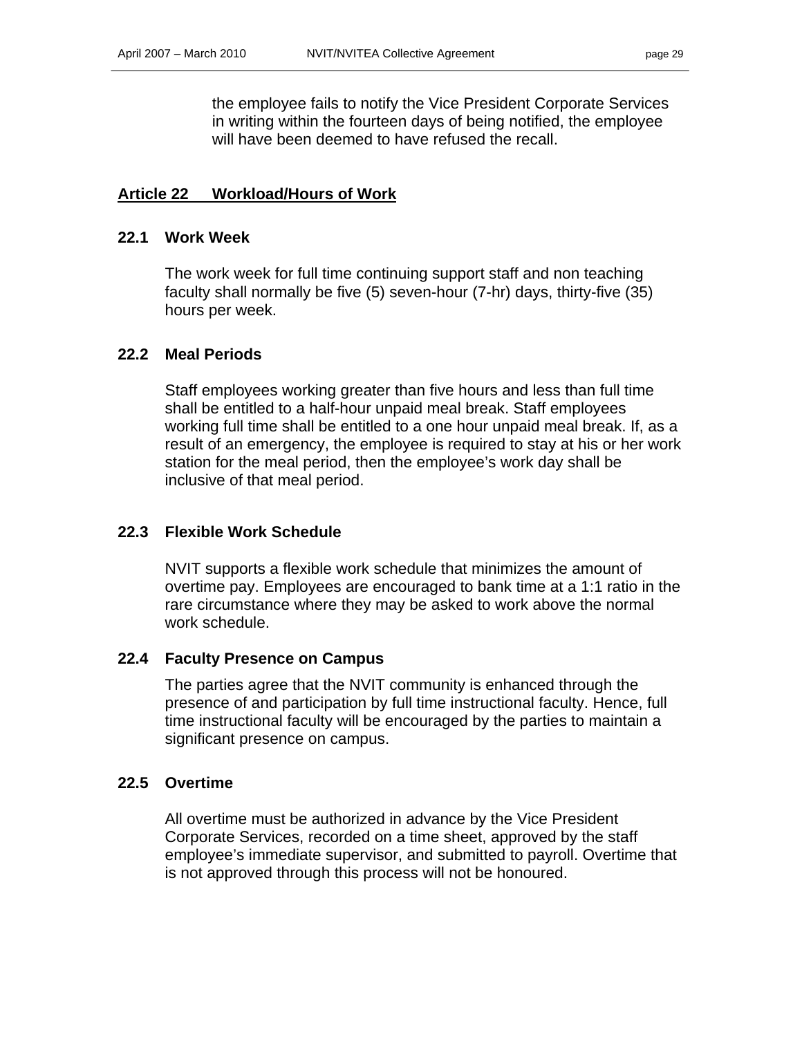the employee fails to notify the Vice President Corporate Services in writing within the fourteen days of being notified, the employee will have been deemed to have refused the recall.

## Article 22 Workload/Hours of Work

### 22.1 Work Week

The work week for full time continuing support staff and non teaching faculty shall normally be five (5) seven-hour (7-hr) days, thirty-five (35) hours per week.

### 22.2 Meal Periods

Staff employees working greater than five hours and less than full time shall be entitled to a half-hour unpaid meal break. Staff employees working full time shall be entitled to a one hour unpaid meal break. If, as a result of an emergency, the employee is required to stay at his or her work station for the meal period, then the employee's work day shall be inclusive of that meal period.

### 22.3 Flexible Work Schedule

NVIT supports a flexible work schedule that minimizes the amount of overtime pay. Employees are encouraged to bank time at a 1:1 ratio in the rare circumstance where they may be asked to work above the normal work schedule.

### 22.4 Faculty Presence on Campus

The parties agree that the NVIT community is enhanced through the presence of and participation by full time instructional faculty. Hence, full time instructional faculty will be encouraged by the parties to maintain a significant presence on campus.

### 22.5 Overtime

All overtime must be authorized in advance by the Vice President Corporate Services, recorded on a time sheet, approved by the staff employee's immediate supervisor, and submitted to payroll. Overtime that is not approved through this process will not be honoured.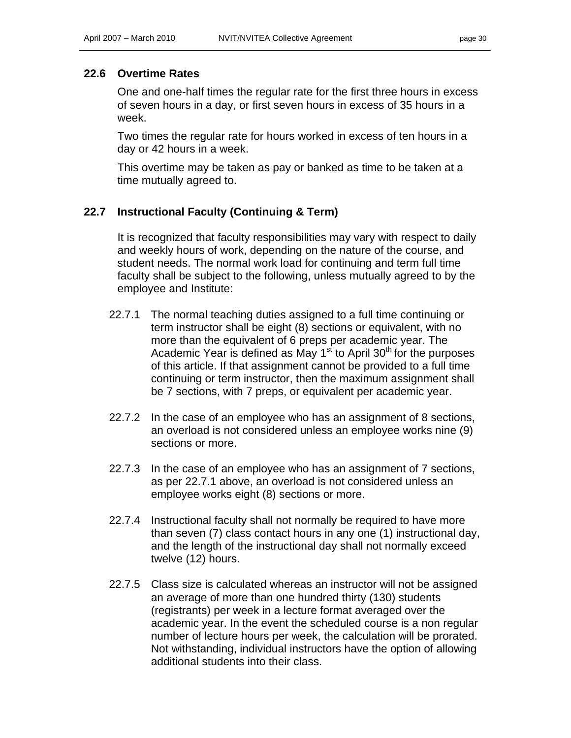## 22.6 Overtime Rates

One and one-half times the regular rate for the first three hours in excess of seven hours in a day, or first seven hours in excess of 35 hours in a week.

Two times the regular rate for hours worked in excess of ten hours in a day or 42 hours in a week.

This overtime may be taken as pay or banked as time to be taken at a time mutually agreed to.

## 22.7 Instructional Faculty (Continuing & Term)

It is recognized that faculty responsibilities may vary with respect to daily and weekly hours of work, depending on the nature of the course, and student needs. The normal work load for continuing and term full time faculty shall be subject to the following, unless mutually agreed to by the employee and Institute:

22.7.1 The normal teaching duties assigned to a full time continuing or term instructor shall be eight (8) sections or equivalent, with no more than the equivalent of 6 preps per academic year. The Academic Year is defined as May 1st to April 30th for the purposes of this article. If that assignment cannot be provided to a full time continuing or term instructor, then the maximum assignment shall be 7 sections, with 7 preps, or equivalent per academic year.

22.7.2 In the case of an employee who has an assignment of 8 sections, an overload is not considered unless an employee works nine (9) sections or more.

22.7.3 In the case of an employee who has an assignment of 7 sections, as per 22.7.1 above, an overload is not considered unless an employee works eight (8) sections or more.

22.7.4 Instructional faculty shall not normally be required to have more than seven (7) class contact hours in any one (1) instructional day, and the length of the instructional day shall not normally exceed twelve (12) hours.

22.7.5 Class size is calculated whereas an instructor will not be assigned an average of more than one hundred thirty (130) students (registrants) per week in a lecture format averaged over the academic year. In the event the scheduled course is a non regular number of lecture hours per week, the calculation will be prorated. Not withstanding, individual instructors have the option of allowing additional students into their class.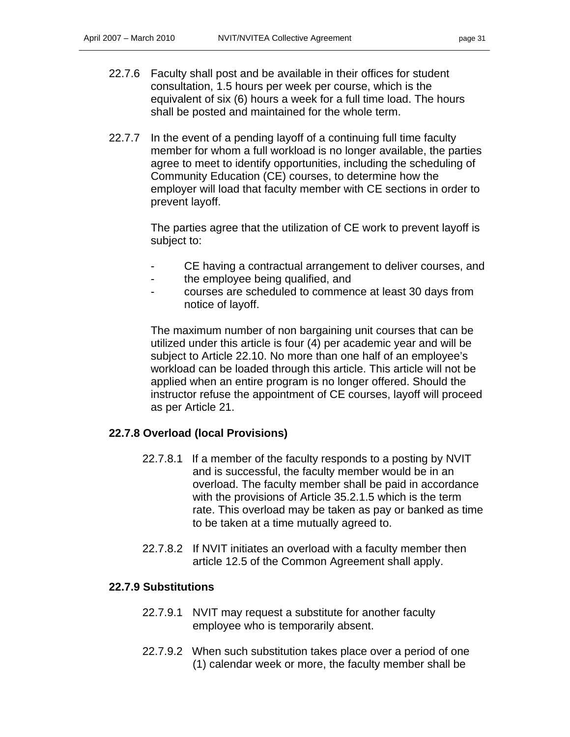22.7.6 Faculty shall post and be available in their offices for student consultation, 1.5 hours per week per course, which is the equivalent of six (6) hours a week for a full time load. The hours shall be posted and maintained for the whole term.

22.7.7 In the event of a pending layoff of a continuing full time faculty member for whom a full workload is no longer available, the parties agree to meet to identify opportunities, including the scheduling of Community Education (CE) courses, to determine how the employer will load that faculty member with CE sections in order to prevent layoff.

The parties agree that the utilization of CE work to prevent layoff is subject to:

- CE having a contractual arrangement to deliver courses, and
- the employee being qualified, and
- courses are scheduled to commence at least 30 days from notice of layoff.

The maximum number of non bargaining unit courses that can be utilized under this article is four (4) per academic year and will be subject to Article 22.10. No more than one half of an employee's workload can be loaded through this article. This article will not be applied when an entire program is no longer offered. Should the instructor refuse the appointment of CE courses, layoff will proceed as per Article 21.

**22.7.8 Overload (local Provisions)**

22.7.8.1 If a member of the faculty responds to a posting by NVIT and is successful, the faculty member would be in an overload. The faculty member shall be paid in accordance with the provisions of Article 35.2.1.5 which is the term rate. This overload may be taken as pay or banked as time to be taken at a time mutually agreed to.

22.7.8.2 If NVIT initiates an overload with a faculty member then article 12.5 of the Common Agreement shall apply.

**22.7.9 Substitutions**

22.7.9.1 NVIT may request a substitute for another faculty employee who is temporarily absent.

22.7.9.2 When such substitution takes place over a period of one (1) calendar week or more, the faculty member shall be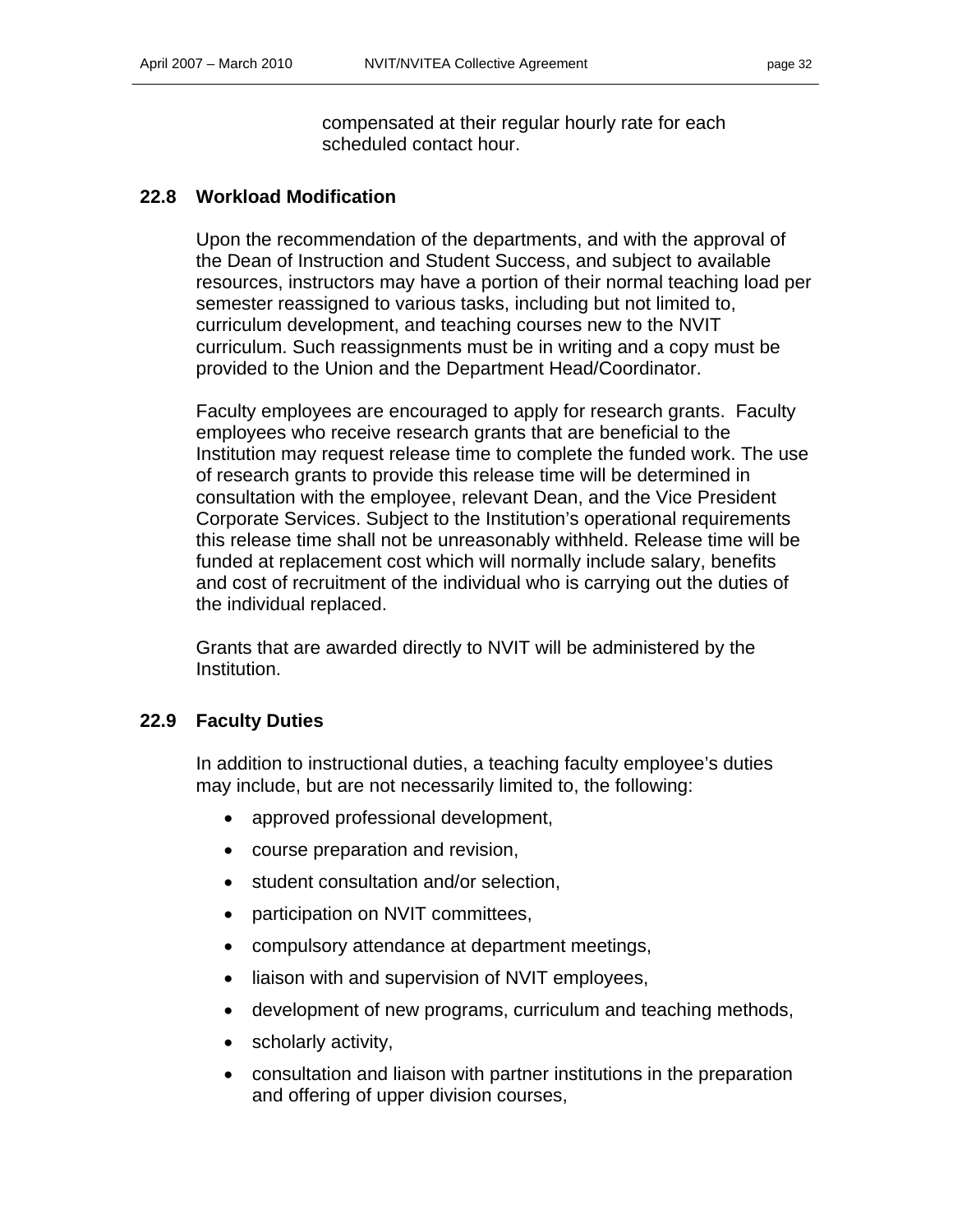compensated at their regular hourly rate for each scheduled contact hour.

### 22.8 Workload Modification

Upon the recommendation of the departments, and with the approval of the Dean of Instruction and Student Success, and subject to available resources, instructors may have a portion of their normal teaching load per semester reassigned to various tasks, including but not limited to, curriculum development, and teaching courses new to the NVIT curriculum. Such reassignments must be in writing and a copy must be provided to the Union and the Department Head/Coordinator.

Faculty employees are encouraged to apply for research grants. Faculty employees who receive research grants that are beneficial to the Institution may request release time to complete the funded work. The use of research grants to provide this release time will be determined in consultation with the employee, relevant Dean, and the Vice President Corporate Services. Subject to the Institution's operational requirements this release time shall not be unreasonably withheld. Release time will be funded at replacement cost which will normally include salary, benefits and cost of recruitment of the individual who is carrying out the duties of the individual replaced.

Grants that are awarded directly to NVIT will be administered by the Institution.

### 22.9 Faculty Duties

In addition to instructional duties, a teaching faculty employee's duties may include, but are not necessarily limited to, the following:

- approved professional development,
- course preparation and revision,
- student consultation and/or selection,
- participation on NVIT committees,
- compulsory attendance at department meetings,
- liaison with and supervision of NVIT employees,
- development of new programs, curriculum and teaching methods,
- scholarly activity,
- consultation and liaison with partner institutions in the preparation and offering of upper division courses,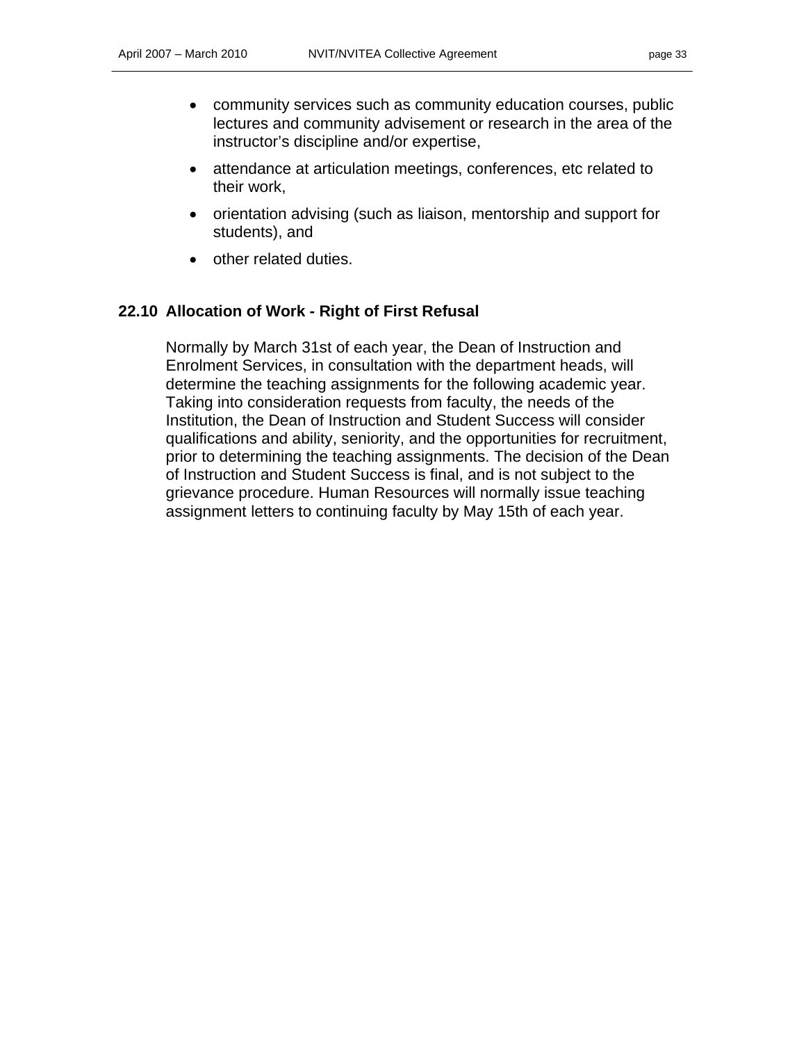- community services such as community education courses, public lectures and community advisement or research in the area of the instructor's discipline and/or expertise,
- attendance at articulation meetings, conferences, etc related to their work,
- orientation advising (such as liaison, mentorship and support for students), and
- other related duties.

### 22.10 Allocation of Work - Right of First Refusal

Normally by March 31st of each year, the Dean of Instruction and Enrolment Services, in consultation with the department heads, will determine the teaching assignments for the following academic year. Taking into consideration requests from faculty, the needs of the Institution, the Dean of Instruction and Student Success will consider qualifications and ability, seniority, and the opportunities for recruitment, prior to determining the teaching assignments. The decision of the Dean of Instruction and Student Success is final, and is not subject to the grievance procedure. Human Resources will normally issue teaching assignment letters to continuing faculty by May 15th of each year.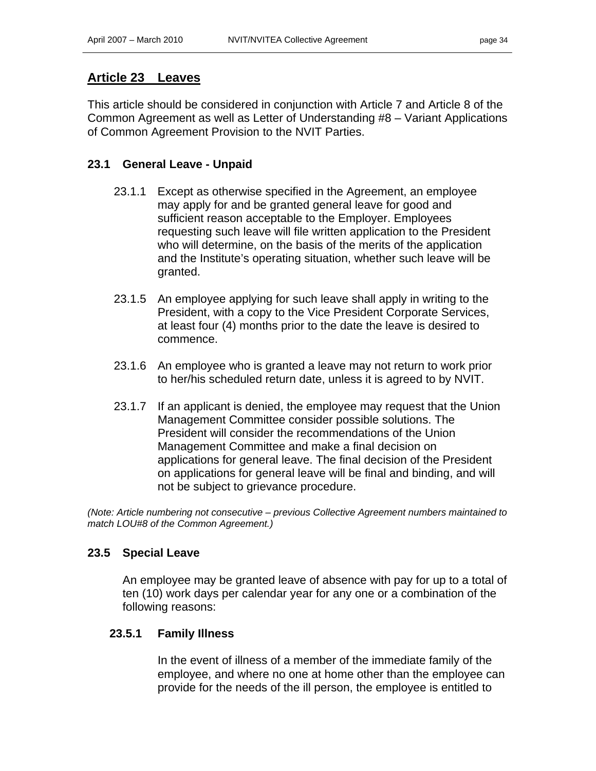## Article 23 Leaves

This article should be considered in conjunction with Article 7 and Article 8 of the Common Agreement as well as Letter of Understanding #8 – Variant Applications of Common Agreement Provision to the NVIT Parties.

### 23.1 General Leave - Unpaid

23.1.1 Except as otherwise specified in the Agreement, an employee may apply for and be granted general leave for good and sufficient reason acceptable to the Employer. Employees requesting such leave will file written application to the President who will determine, on the basis of the merits of the application and the Institute's operating situation, whether such leave will be granted.

23.1.5 An employee applying for such leave shall apply in writing to the President, with a copy to the Vice President Corporate Services, at least four (4) months prior to the date the leave is desired to commence.

23.1.6 An employee who is granted a leave may not return to work prior to her/his scheduled return date, unless it is agreed to by NVIT.

23.1.7 If an applicant is denied, the employee may request that the Union Management Committee consider possible solutions. The President will consider the recommendations of the Union Management Committee and make a final decision on applications for general leave. The final decision of the President on applications for general leave will be final and binding, and will not be subject to grievance procedure.

*(Note: Article numbering not consecutive – previous Collective Agreement numbers maintained to match LOU#8 of the Common Agreement.)*

### 23.5 Special Leave

An employee may be granted leave of absence with pay for up to a total of ten (10) work days per calendar year for any one or a combination of the following reasons:

#### 23.5.1 Family Illness

In the event of illness of a member of the immediate family of the employee, and where no one at home other than the employee can provide for the needs of the ill person, the employee is entitled to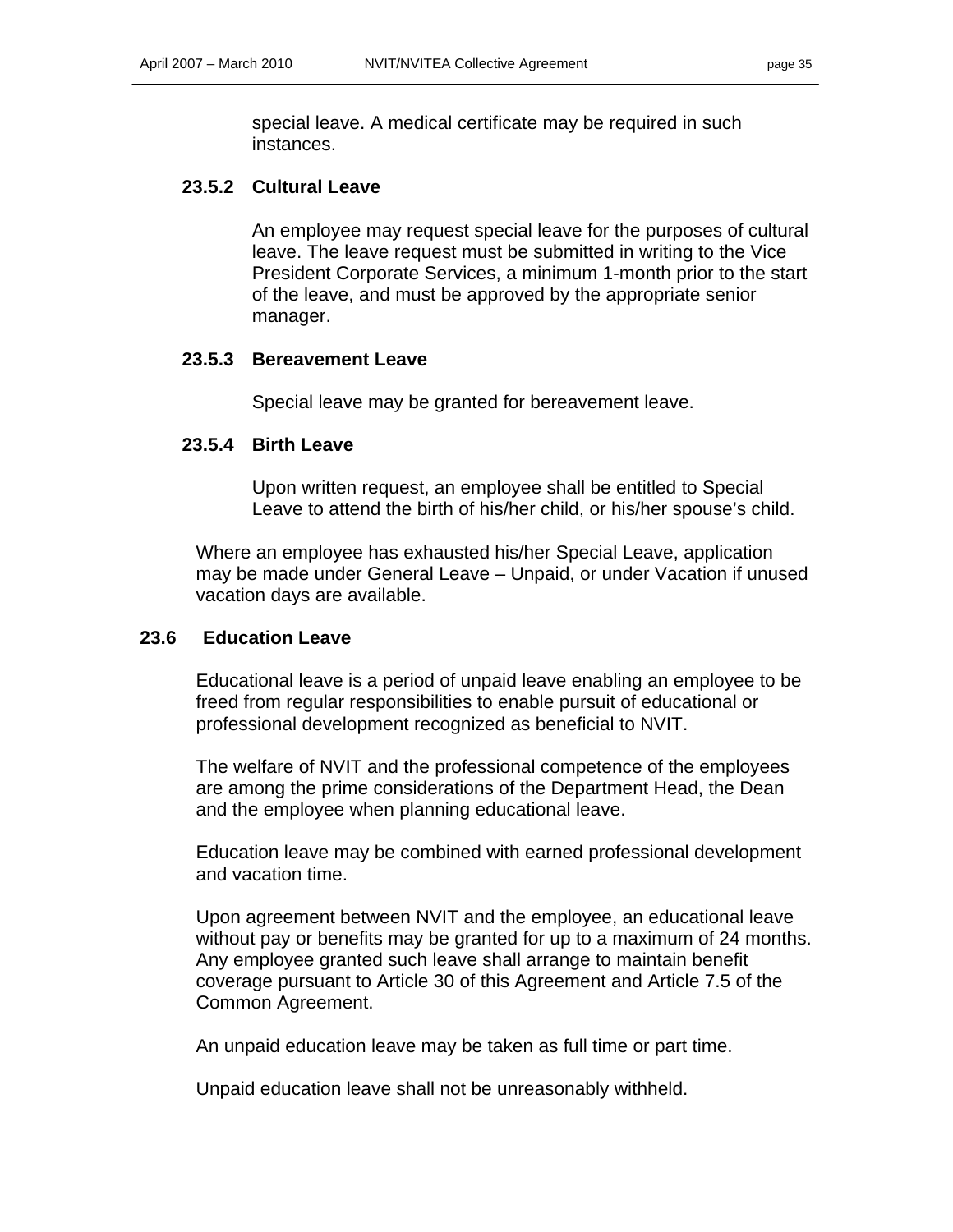special leave. A medical certificate may be required in such instances.

### 23.5.2 Cultural Leave

An employee may request special leave for the purposes of cultural leave. The leave request must be submitted in writing to the Vice President Corporate Services, a minimum 1-month prior to the start of the leave, and must be approved by the appropriate senior manager.

### 23.5.3 Bereavement Leave

Special leave may be granted for bereavement leave.

### 23.5.4 Birth Leave

Upon written request, an employee shall be entitled to Special Leave to attend the birth of his/her child, or his/her spouse's child.

Where an employee has exhausted his/her Special Leave, application may be made under General Leave – Unpaid, or under Vacation if unused vacation days are available.

## 23.6 Education Leave

Educational leave is a period of unpaid leave enabling an employee to be freed from regular responsibilities to enable pursuit of educational or professional development recognized as beneficial to NVIT.

The welfare of NVIT and the professional competence of the employees are among the prime considerations of the Department Head, the Dean and the employee when planning educational leave.

Education leave may be combined with earned professional development and vacation time.

Upon agreement between NVIT and the employee, an educational leave without pay or benefits may be granted for up to a maximum of 24 months. Any employee granted such leave shall arrange to maintain benefit coverage pursuant to Article 30 of this Agreement and Article 7.5 of the Common Agreement.

An unpaid education leave may be taken as full time or part time.

Unpaid education leave shall not be unreasonably withheld.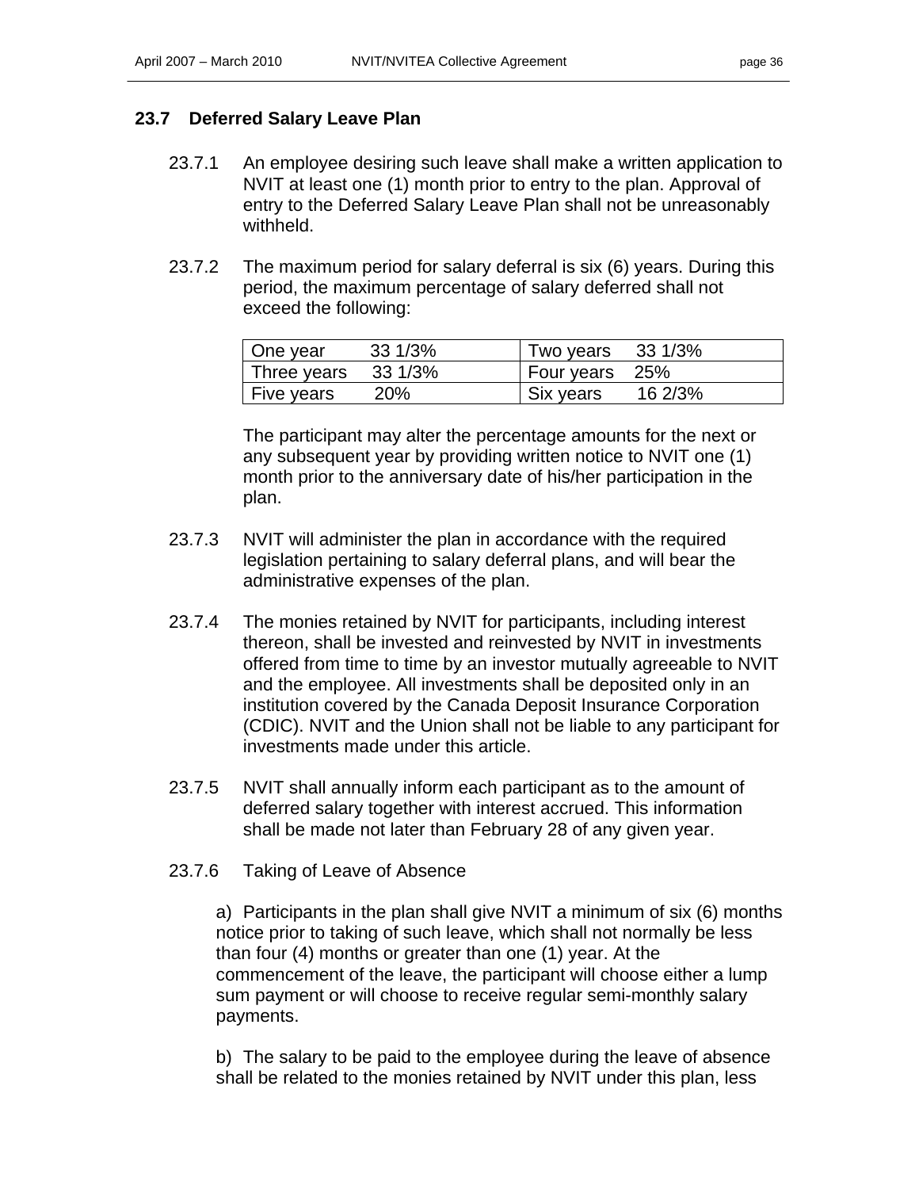### 23.7 Deferred Salary Leave Plan

23.7.1 An employee desiring such leave shall make a written application to NVIT at least one (1) month prior to entry to the plan. Approval of entry to the Deferred Salary Leave Plan shall not be unreasonably withheld.

23.7.2 The maximum period for salary deferral is six (6) years. During this period, the maximum percentage of salary deferred shall not exceed the following:

| | | | |
|---|---|---|---|
| One year | 33 1/3% | Two years | 33 1/3% |
| Three years | 33 1/3% | Four years | 25% |
| Five years | 20% | Six years | 16 2/3% |

The participant may alter the percentage amounts for the next or any subsequent year by providing written notice to NVIT one (1) month prior to the anniversary date of his/her participation in the plan.

23.7.3 NVIT will administer the plan in accordance with the required legislation pertaining to salary deferral plans, and will bear the administrative expenses of the plan.

23.7.4 The monies retained by NVIT for participants, including interest thereon, shall be invested and reinvested by NVIT in investments offered from time to time by an investor mutually agreeable to NVIT and the employee. All investments shall be deposited only in an institution covered by the Canada Deposit Insurance Corporation (CDIC). NVIT and the Union shall not be liable to any participant for investments made under this article.

23.7.5 NVIT shall annually inform each participant as to the amount of deferred salary together with interest accrued. This information shall be made not later than February 28 of any given year.

23.7.6 Taking of Leave of Absence

a) Participants in the plan shall give NVIT a minimum of six (6) months notice prior to taking of such leave, which shall not normally be less than four (4) months or greater than one (1) year. At the commencement of the leave, the participant will choose either a lump sum payment or will choose to receive regular semi-monthly salary payments.

b) The salary to be paid to the employee during the leave of absence shall be related to the monies retained by NVIT under this plan, less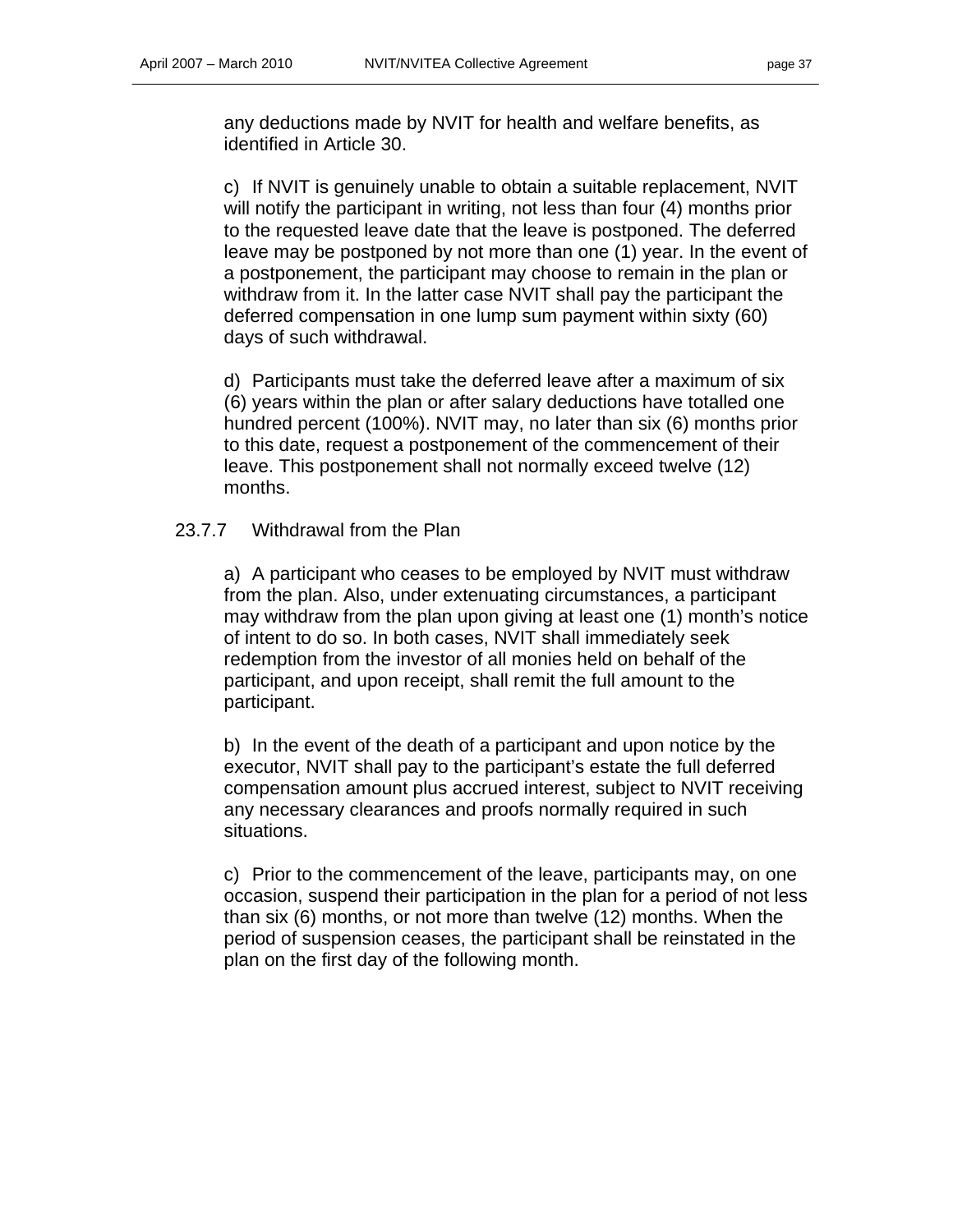any deductions made by NVIT for health and welfare benefits, as identified in Article 30.

c) If NVIT is genuinely unable to obtain a suitable replacement, NVIT will notify the participant in writing, not less than four (4) months prior to the requested leave date that the leave is postponed. The deferred leave may be postponed by not more than one (1) year. In the event of a postponement, the participant may choose to remain in the plan or withdraw from it. In the latter case NVIT shall pay the participant the deferred compensation in one lump sum payment within sixty (60) days of such withdrawal.

d) Participants must take the deferred leave after a maximum of six (6) years within the plan or after salary deductions have totalled one hundred percent (100%). NVIT may, no later than six (6) months prior to this date, request a postponement of the commencement of their leave. This postponement shall not normally exceed twelve (12) months.

23.7.7 Withdrawal from the Plan

a) A participant who ceases to be employed by NVIT must withdraw from the plan. Also, under extenuating circumstances, a participant may withdraw from the plan upon giving at least one (1) month's notice of intent to do so. In both cases, NVIT shall immediately seek redemption from the investor of all monies held on behalf of the participant, and upon receipt, shall remit the full amount to the participant.

b) In the event of the death of a participant and upon notice by the executor, NVIT shall pay to the participant's estate the full deferred compensation amount plus accrued interest, subject to NVIT receiving any necessary clearances and proofs normally required in such situations.

c) Prior to the commencement of the leave, participants may, on one occasion, suspend their participation in the plan for a period of not less than six (6) months, or not more than twelve (12) months. When the period of suspension ceases, the participant shall be reinstated in the plan on the first day of the following month.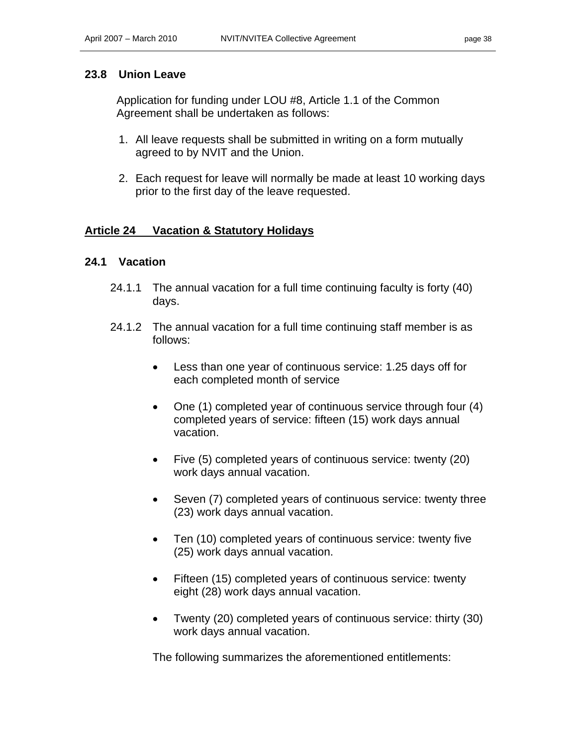### 23.8 Union Leave

Application for funding under LOU #8, Article 1.1 of the Common Agreement shall be undertaken as follows:

1. All leave requests shall be submitted in writing on a form mutually agreed to by NVIT and the Union.
2. Each request for leave will normally be made at least 10 working days prior to the first day of the leave requested.

## Article 24 Vacation & Statutory Holidays

### 24.1 Vacation

24.1.1 The annual vacation for a full time continuing faculty is forty (40) days.

24.1.2 The annual vacation for a full time continuing staff member is as follows:

- Less than one year of continuous service: 1.25 days off for each completed month of service
- One (1) completed year of continuous service through four (4) completed years of service: fifteen (15) work days annual vacation.
- Five (5) completed years of continuous service: twenty (20) work days annual vacation.
- Seven (7) completed years of continuous service: twenty three (23) work days annual vacation.
- Ten (10) completed years of continuous service: twenty five (25) work days annual vacation.
- Fifteen (15) completed years of continuous service: twenty eight (28) work days annual vacation.
- Twenty (20) completed years of continuous service: thirty (30) work days annual vacation.

The following summarizes the aforementioned entitlements: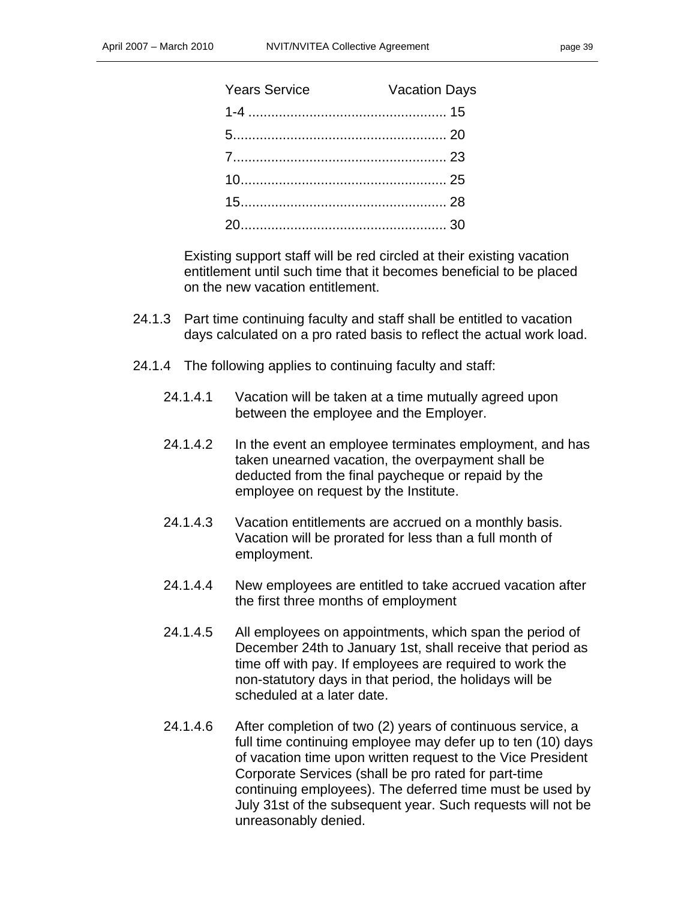| Years Service | Vacation Days |
|---|---|
| 1-4 | 15 |
| 5 | 20 |
| 7 | 23 |
| 10 | 25 |
| 15 | 28 |
| 20 | 30 |

Existing support staff will be red circled at their existing vacation entitlement until such time that it becomes beneficial to be placed on the new vacation entitlement.

24.1.3 Part time continuing faculty and staff shall be entitled to vacation days calculated on a pro rated basis to reflect the actual work load.

24.1.4 The following applies to continuing faculty and staff:

24.1.4.1 Vacation will be taken at a time mutually agreed upon between the employee and the Employer.

24.1.4.2 In the event an employee terminates employment, and has taken unearned vacation, the overpayment shall be deducted from the final paycheque or repaid by the employee on request by the Institute.

24.1.4.3 Vacation entitlements are accrued on a monthly basis. Vacation will be prorated for less than a full month of employment.

24.1.4.4 New employees are entitled to take accrued vacation after the first three months of employment

24.1.4.5 All employees on appointments, which span the period of December 24th to January 1st, shall receive that period as time off with pay. If employees are required to work the non-statutory days in that period, the holidays will be scheduled at a later date.

24.1.4.6 After completion of two (2) years of continuous service, a full time continuing employee may defer up to ten (10) days of vacation time upon written request to the Vice President Corporate Services (shall be pro rated for part-time continuing employees). The deferred time must be used by July 31st of the subsequent year. Such requests will not be unreasonably denied.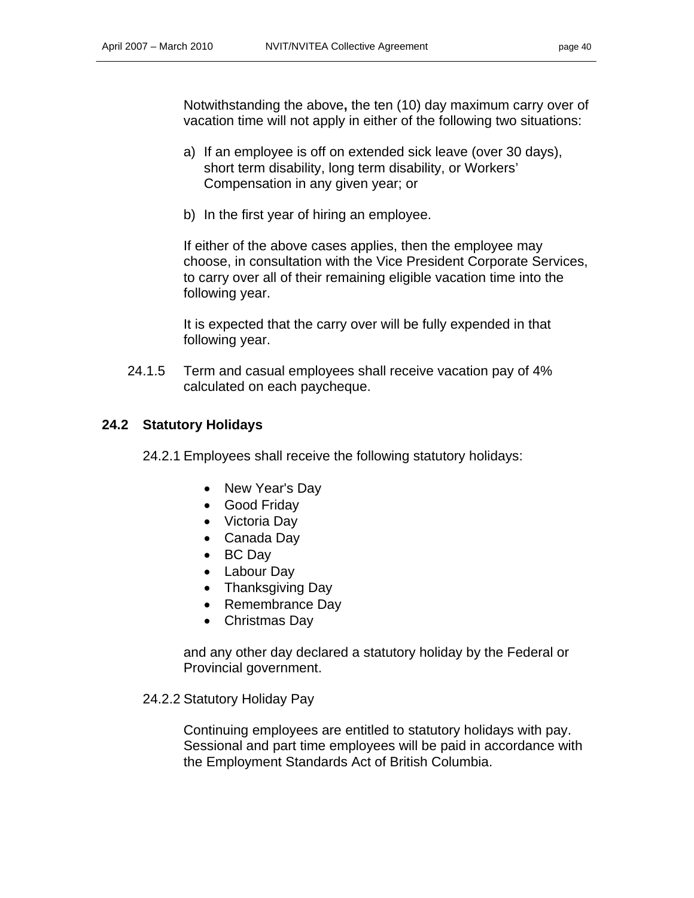Notwithstanding the above**,** the ten (10) day maximum carry over of vacation time will not apply in either of the following two situations:

a) If an employee is off on extended sick leave (over 30 days), short term disability, long term disability, or Workers' Compensation in any given year; or

b) In the first year of hiring an employee.

If either of the above cases applies, then the employee may choose, in consultation with the Vice President Corporate Services, to carry over all of their remaining eligible vacation time into the following year.

It is expected that the carry over will be fully expended in that following year.

24.1.5 Term and casual employees shall receive vacation pay of 4% calculated on each paycheque.

## 24.2 Statutory Holidays

24.2.1 Employees shall receive the following statutory holidays:

- New Year's Day
- Good Friday
- Victoria Day
- Canada Day
- BC Day
- Labour Day
- Thanksgiving Day
- Remembrance Day
- Christmas Day

and any other day declared a statutory holiday by the Federal or Provincial government.

24.2.2 Statutory Holiday Pay

Continuing employees are entitled to statutory holidays with pay. Sessional and part time employees will be paid in accordance with the Employment Standards Act of British Columbia.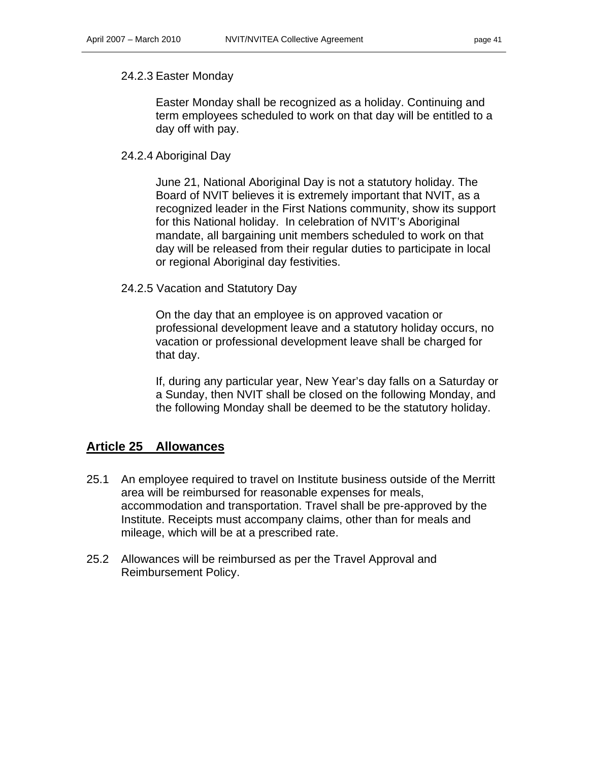24.2.3 Easter Monday

Easter Monday shall be recognized as a holiday. Continuing and term employees scheduled to work on that day will be entitled to a day off with pay.

24.2.4 Aboriginal Day

June 21, National Aboriginal Day is not a statutory holiday. The Board of NVIT believes it is extremely important that NVIT, as a recognized leader in the First Nations community, show its support for this National holiday. In celebration of NVIT's Aboriginal mandate, all bargaining unit members scheduled to work on that day will be released from their regular duties to participate in local or regional Aboriginal day festivities.

24.2.5 Vacation and Statutory Day

On the day that an employee is on approved vacation or professional development leave and a statutory holiday occurs, no vacation or professional development leave shall be charged for that day.

If, during any particular year, New Year's day falls on a Saturday or a Sunday, then NVIT shall be closed on the following Monday, and the following Monday shall be deemed to be the statutory holiday.

## Article 25 Allowances

25.1 An employee required to travel on Institute business outside of the Merritt area will be reimbursed for reasonable expenses for meals, accommodation and transportation. Travel shall be pre-approved by the Institute. Receipts must accompany claims, other than for meals and mileage, which will be at a prescribed rate.

25.2 Allowances will be reimbursed as per the Travel Approval and Reimbursement Policy.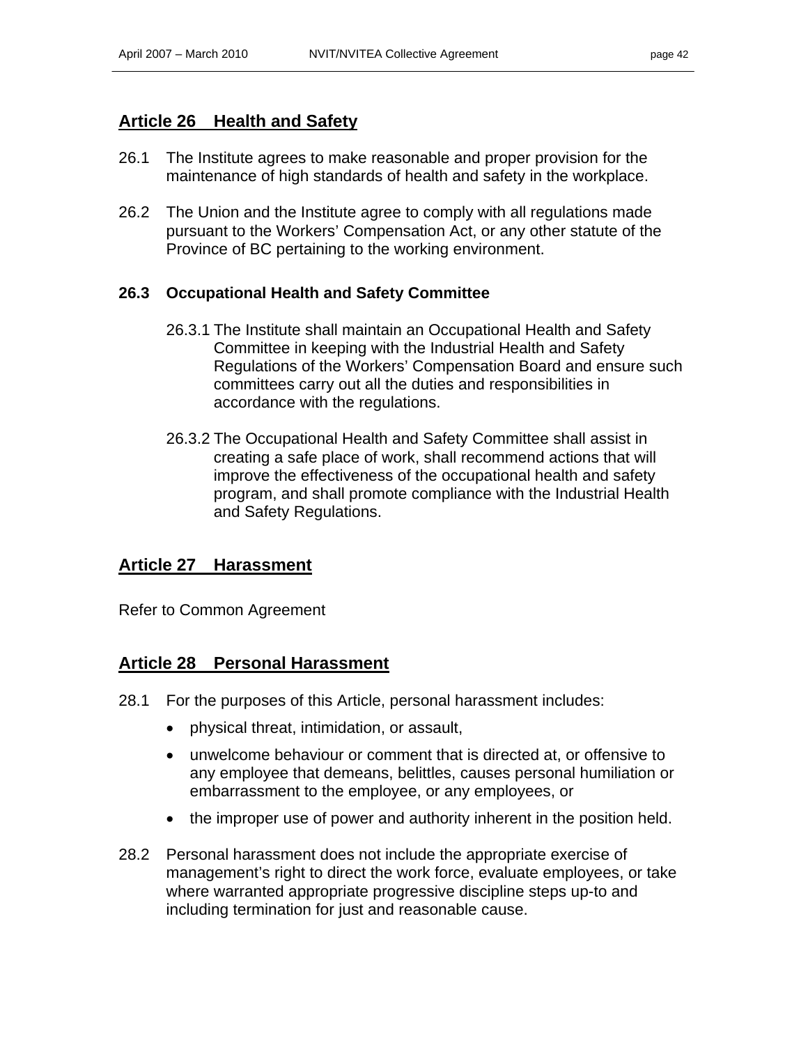## Article 26 Health and Safety

26.1 The Institute agrees to make reasonable and proper provision for the maintenance of high standards of health and safety in the workplace.

26.2 The Union and the Institute agree to comply with all regulations made pursuant to the Workers' Compensation Act, or any other statute of the Province of BC pertaining to the working environment.

### 26.3 Occupational Health and Safety Committee

26.3.1 The Institute shall maintain an Occupational Health and Safety Committee in keeping with the Industrial Health and Safety Regulations of the Workers' Compensation Board and ensure such committees carry out all the duties and responsibilities in accordance with the regulations.

26.3.2 The Occupational Health and Safety Committee shall assist in creating a safe place of work, shall recommend actions that will improve the effectiveness of the occupational health and safety program, and shall promote compliance with the Industrial Health and Safety Regulations.

## Article 27 Harassment

Refer to Common Agreement

## Article 28 Personal Harassment

28.1 For the purposes of this Article, personal harassment includes:

- physical threat, intimidation, or assault,
- unwelcome behaviour or comment that is directed at, or offensive to any employee that demeans, belittles, causes personal humiliation or embarrassment to the employee, or any employees, or
- the improper use of power and authority inherent in the position held.

28.2 Personal harassment does not include the appropriate exercise of management's right to direct the work force, evaluate employees, or take where warranted appropriate progressive discipline steps up-to and including termination for just and reasonable cause.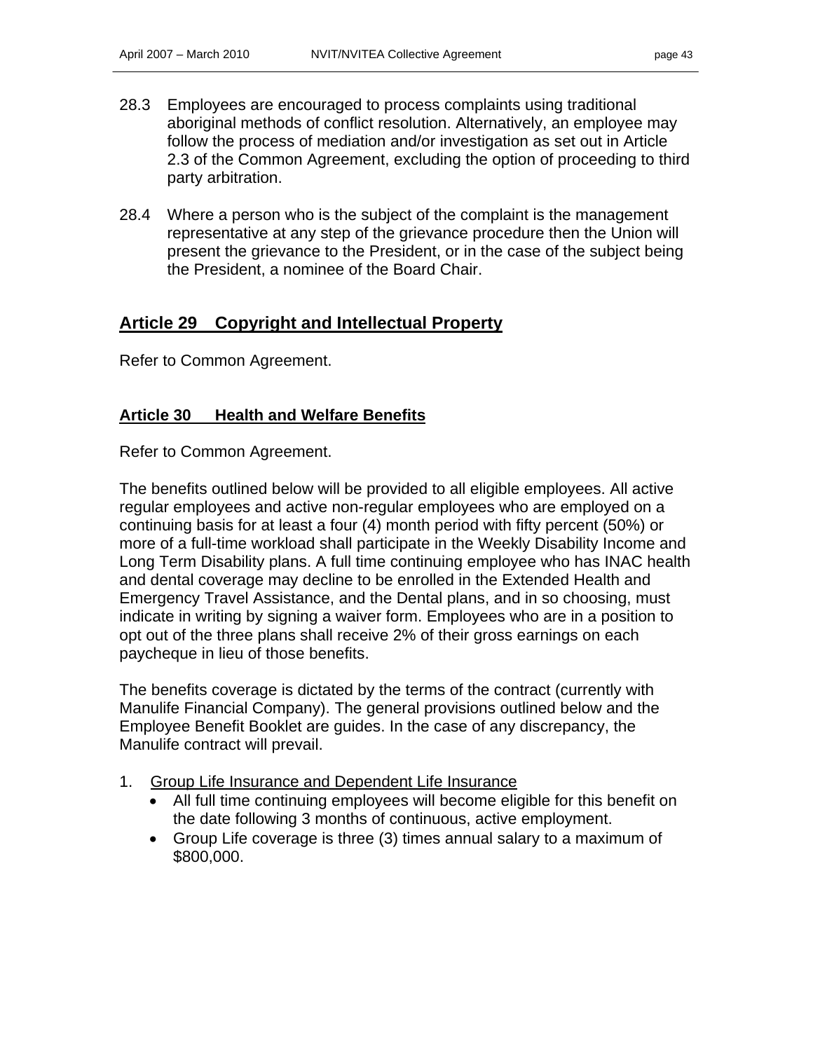28.3 Employees are encouraged to process complaints using traditional aboriginal methods of conflict resolution. Alternatively, an employee may follow the process of mediation and/or investigation as set out in Article 2.3 of the Common Agreement, excluding the option of proceeding to third party arbitration.

28.4 Where a person who is the subject of the complaint is the management representative at any step of the grievance procedure then the Union will present the grievance to the President, or in the case of the subject being the President, a nominee of the Board Chair.

## Article 29 Copyright and Intellectual Property

Refer to Common Agreement.

### Article 30 Health and Welfare Benefits

Refer to Common Agreement.

The benefits outlined below will be provided to all eligible employees. All active regular employees and active non-regular employees who are employed on a continuing basis for at least a four (4) month period with fifty percent (50%) or more of a full-time workload shall participate in the Weekly Disability Income and Long Term Disability plans. A full time continuing employee who has INAC health and dental coverage may decline to be enrolled in the Extended Health and Emergency Travel Assistance, and the Dental plans, and in so choosing, must indicate in writing by signing a waiver form. Employees who are in a position to opt out of the three plans shall receive 2% of their gross earnings on each paycheque in lieu of those benefits.

The benefits coverage is dictated by the terms of the contract (currently with Manulife Financial Company). The general provisions outlined below and the Employee Benefit Booklet are guides. In the case of any discrepancy, the Manulife contract will prevail.

1. Group Life Insurance and Dependent Life Insurance
   - All full time continuing employees will become eligible for this benefit on the date following 3 months of continuous, active employment.
   - Group Life coverage is three (3) times annual salary to a maximum of $800,000.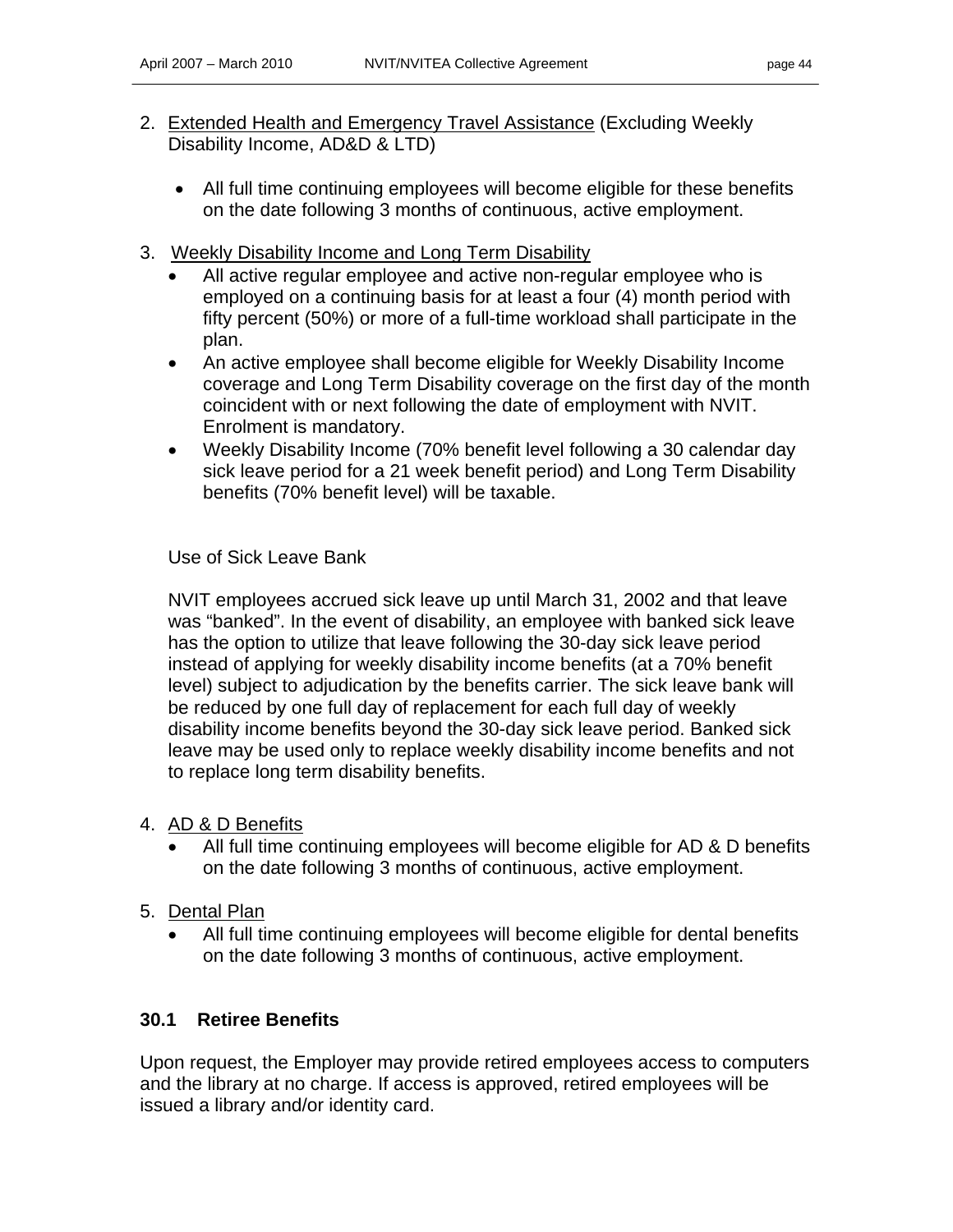2. Extended Health and Emergency Travel Assistance (Excluding Weekly Disability Income, AD&D & LTD)

   - All full time continuing employees will become eligible for these benefits on the date following 3 months of continuous, active employment.

3. Weekly Disability Income and Long Term Disability

   - All active regular employee and active non-regular employee who is employed on a continuing basis for at least a four (4) month period with fifty percent (50%) or more of a full-time workload shall participate in the plan.
   - An active employee shall become eligible for Weekly Disability Income coverage and Long Term Disability coverage on the first day of the month coincident with or next following the date of employment with NVIT. Enrolment is mandatory.
   - Weekly Disability Income (70% benefit level following a 30 calendar day sick leave period for a 21 week benefit period) and Long Term Disability benefits (70% benefit level) will be taxable.

   Use of Sick Leave Bank

   NVIT employees accrued sick leave up until March 31, 2002 and that leave was "banked". In the event of disability, an employee with banked sick leave has the option to utilize that leave following the 30-day sick leave period instead of applying for weekly disability income benefits (at a 70% benefit level) subject to adjudication by the benefits carrier. The sick leave bank will be reduced by one full day of replacement for each full day of weekly disability income benefits beyond the 30-day sick leave period. Banked sick leave may be used only to replace weekly disability income benefits and not to replace long term disability benefits.

4. AD & D Benefits

   - All full time continuing employees will become eligible for AD & D benefits on the date following 3 months of continuous, active employment.

5. Dental Plan

   - All full time continuing employees will become eligible for dental benefits on the date following 3 months of continuous, active employment.

### 30.1 Retiree Benefits

Upon request, the Employer may provide retired employees access to computers and the library at no charge. If access is approved, retired employees will be issued a library and/or identity card.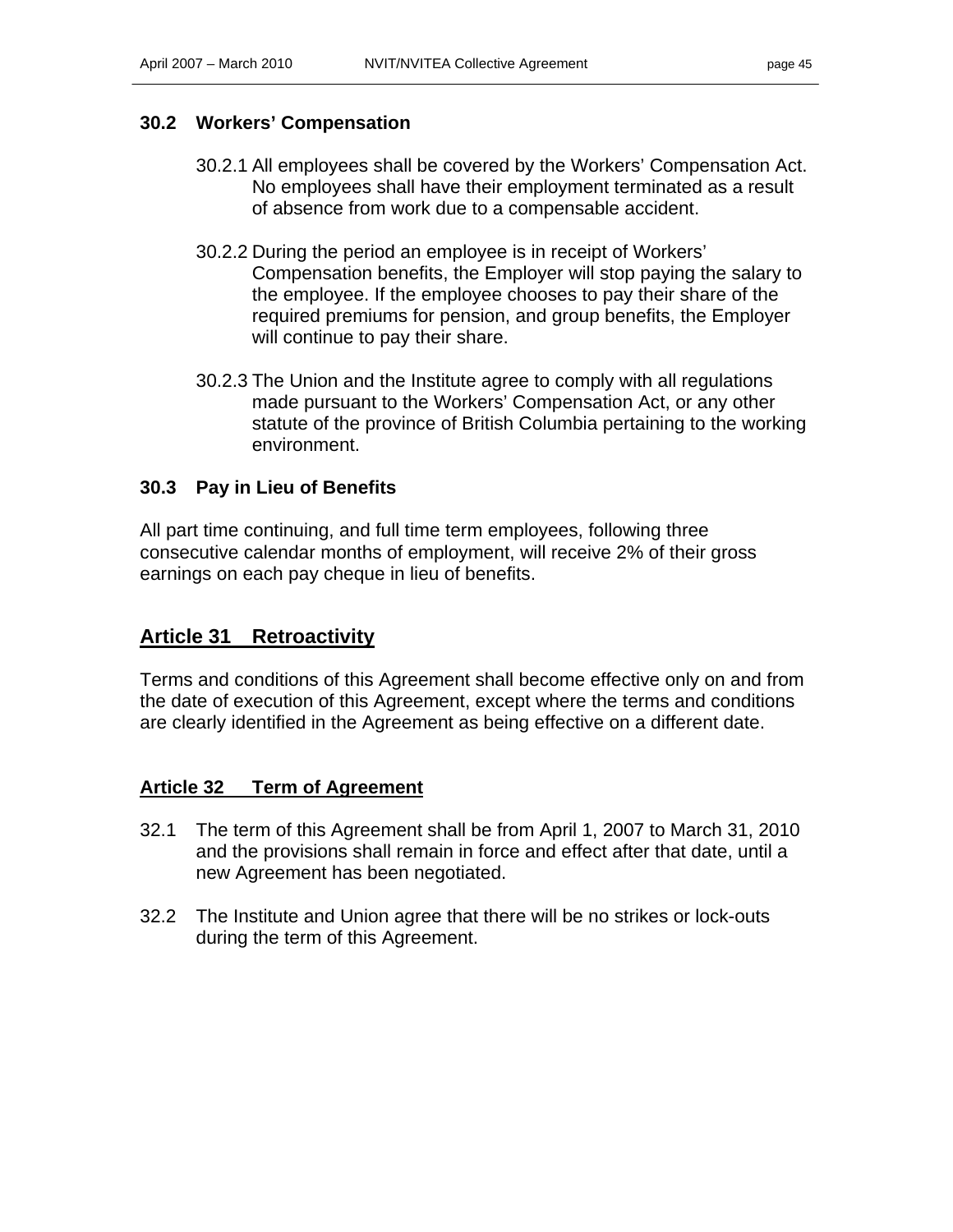### 30.2 Workers' Compensation

30.2.1 All employees shall be covered by the Workers' Compensation Act. No employees shall have their employment terminated as a result of absence from work due to a compensable accident.

30.2.2 During the period an employee is in receipt of Workers' Compensation benefits, the Employer will stop paying the salary to the employee. If the employee chooses to pay their share of the required premiums for pension, and group benefits, the Employer will continue to pay their share.

30.2.3 The Union and the Institute agree to comply with all regulations made pursuant to the Workers' Compensation Act, or any other statute of the province of British Columbia pertaining to the working environment.

### 30.3 Pay in Lieu of Benefits

All part time continuing, and full time term employees, following three consecutive calendar months of employment, will receive 2% of their gross earnings on each pay cheque in lieu of benefits.

## Article 31 Retroactivity

Terms and conditions of this Agreement shall become effective only on and from the date of execution of this Agreement, except where the terms and conditions are clearly identified in the Agreement as being effective on a different date.

## Article 32 Term of Agreement

32.1 The term of this Agreement shall be from April 1, 2007 to March 31, 2010 and the provisions shall remain in force and effect after that date, until a new Agreement has been negotiated.

32.2 The Institute and Union agree that there will be no strikes or lock-outs during the term of this Agreement.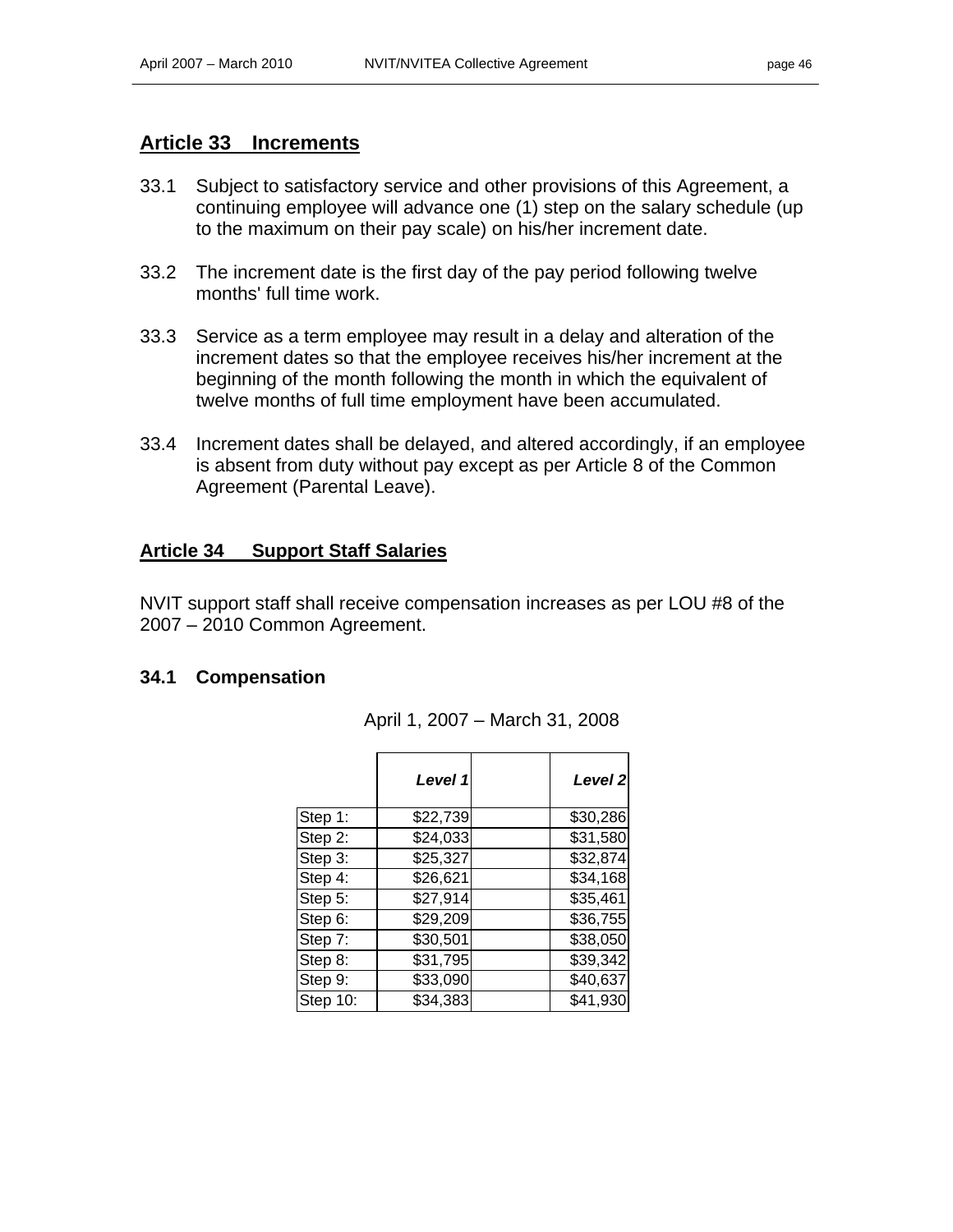## Article 33 Increments

33.1 Subject to satisfactory service and other provisions of this Agreement, a continuing employee will advance one (1) step on the salary schedule (up to the maximum on their pay scale) on his/her increment date.

33.2 The increment date is the first day of the pay period following twelve months' full time work.

33.3 Service as a term employee may result in a delay and alteration of the increment dates so that the employee receives his/her increment at the beginning of the month following the month in which the equivalent of twelve months of full time employment have been accumulated.

33.4 Increment dates shall be delayed, and altered accordingly, if an employee is absent from duty without pay except as per Article 8 of the Common Agreement (Parental Leave).

## Article 34 Support Staff Salaries

NVIT support staff shall receive compensation increases as per LOU #8 of the 2007 – 2010 Common Agreement.

### 34.1 Compensation

April 1, 2007 – March 31, 2008

| | ***Level 1*** | | ***Level 2*** |
|---|---|---|---|
| Step 1: | $22,739 | | $30,286 |
| Step 2: | $24,033 | | $31,580 |
| Step 3: | $25,327 | | $32,874 |
| Step 4: | $26,621 | | $34,168 |
| Step 5: | $27,914 | | $35,461 |
| Step 6: | $29,209 | | $36,755 |
| Step 7: | $30,501 | | $38,050 |
| Step 8: | $31,795 | | $39,342 |
| Step 9: | $33,090 | | $40,637 |
| Step 10: | $34,383 | | $41,930 |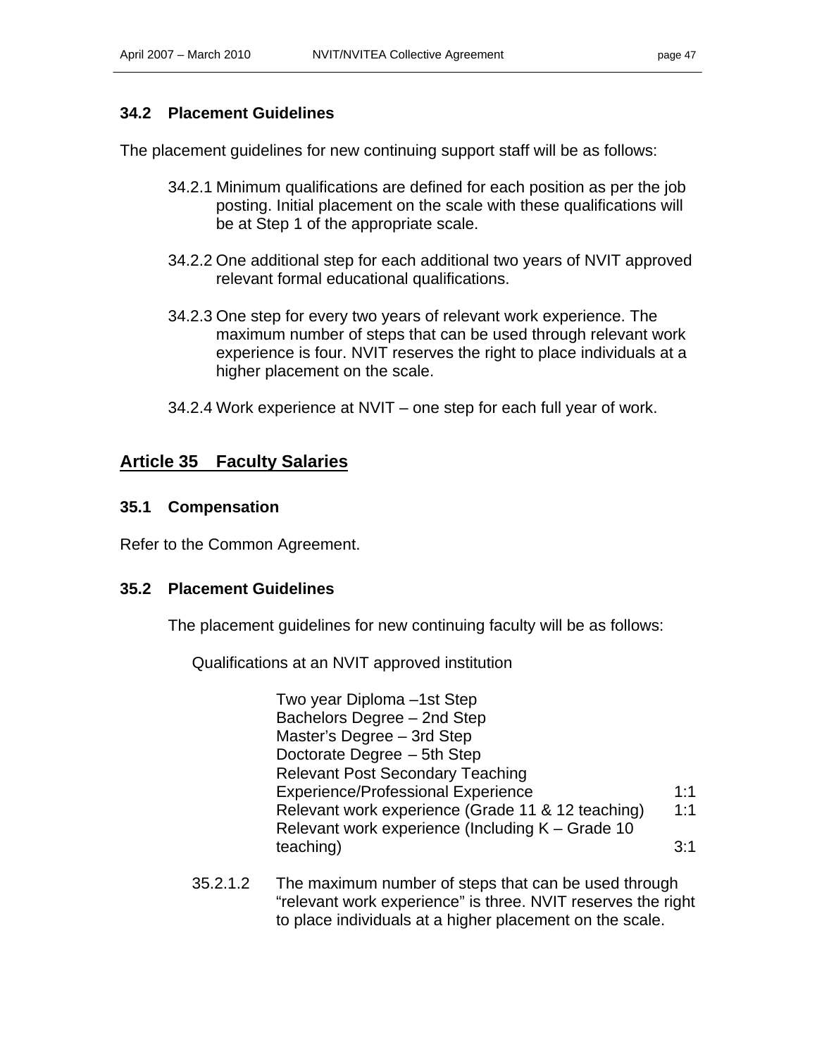### 34.2 Placement Guidelines

The placement guidelines for new continuing support staff will be as follows:

34.2.1 Minimum qualifications are defined for each position as per the job posting. Initial placement on the scale with these qualifications will be at Step 1 of the appropriate scale.

34.2.2 One additional step for each additional two years of NVIT approved relevant formal educational qualifications.

34.2.3 One step for every two years of relevant work experience. The maximum number of steps that can be used through relevant work experience is four. NVIT reserves the right to place individuals at a higher placement on the scale.

34.2.4 Work experience at NVIT – one step for each full year of work.

## Article 35 Faculty Salaries

### 35.1 Compensation

Refer to the Common Agreement.

### 35.2 Placement Guidelines

The placement guidelines for new continuing faculty will be as follows:

Qualifications at an NVIT approved institution

| | |
|---|---|
| Two year Diploma –1st Step | |
| Bachelors Degree – 2nd Step | |
| Master's Degree – 3rd Step | |
| Doctorate Degree – 5th Step | |
| Relevant Post Secondary Teaching Experience/Professional Experience | 1:1 |
| Relevant work experience (Grade 11 & 12 teaching) | 1:1 |
| Relevant work experience (Including K – Grade 10 teaching) | 3:1 |

35.2.1.2 The maximum number of steps that can be used through "relevant work experience" is three. NVIT reserves the right to place individuals at a higher placement on the scale.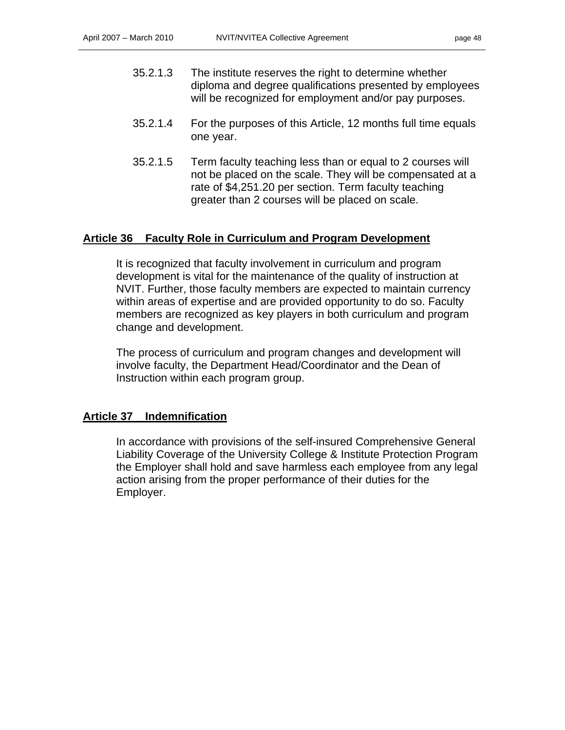35.2.1.3 The institute reserves the right to determine whether diploma and degree qualifications presented by employees will be recognized for employment and/or pay purposes.

35.2.1.4 For the purposes of this Article, 12 months full time equals one year.

35.2.1.5 Term faculty teaching less than or equal to 2 courses will not be placed on the scale. They will be compensated at a rate of $4,251.20 per section. Term faculty teaching greater than 2 courses will be placed on scale.

## Article 36 Faculty Role in Curriculum and Program Development

It is recognized that faculty involvement in curriculum and program development is vital for the maintenance of the quality of instruction at NVIT. Further, those faculty members are expected to maintain currency within areas of expertise and are provided opportunity to do so. Faculty members are recognized as key players in both curriculum and program change and development.

The process of curriculum and program changes and development will involve faculty, the Department Head/Coordinator and the Dean of Instruction within each program group.

## Article 37 Indemnification

In accordance with provisions of the self-insured Comprehensive General Liability Coverage of the University College & Institute Protection Program the Employer shall hold and save harmless each employee from any legal action arising from the proper performance of their duties for the Employer.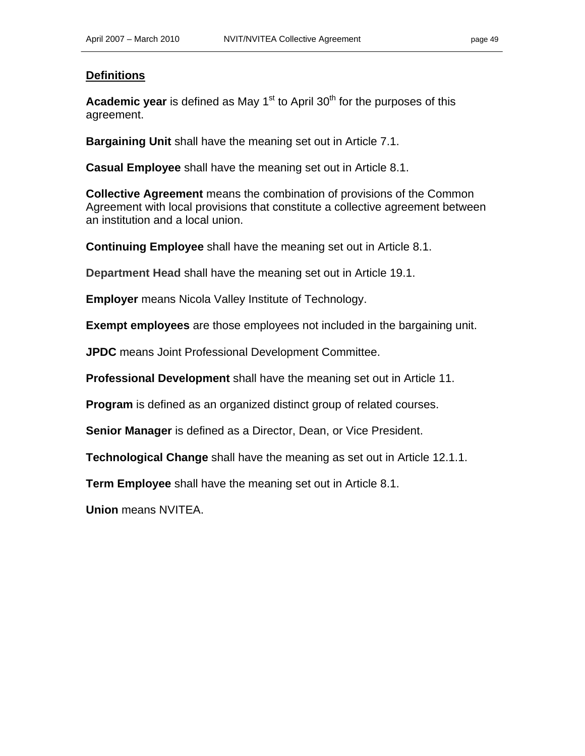## Definitions

**Academic year** is defined as May 1st to April 30th for the purposes of this agreement.

**Bargaining Unit** shall have the meaning set out in Article 7.1.

**Casual Employee** shall have the meaning set out in Article 8.1.

**Collective Agreement** means the combination of provisions of the Common Agreement with local provisions that constitute a collective agreement between an institution and a local union.

**Continuing Employee** shall have the meaning set out in Article 8.1.

**Department Head** shall have the meaning set out in Article 19.1.

**Employer** means Nicola Valley Institute of Technology.

**Exempt employees** are those employees not included in the bargaining unit.

**JPDC** means Joint Professional Development Committee.

**Professional Development** shall have the meaning set out in Article 11.

**Program** is defined as an organized distinct group of related courses.

**Senior Manager** is defined as a Director, Dean, or Vice President.

**Technological Change** shall have the meaning as set out in Article 12.1.1.

**Term Employee** shall have the meaning set out in Article 8.1.

**Union** means NVITEA.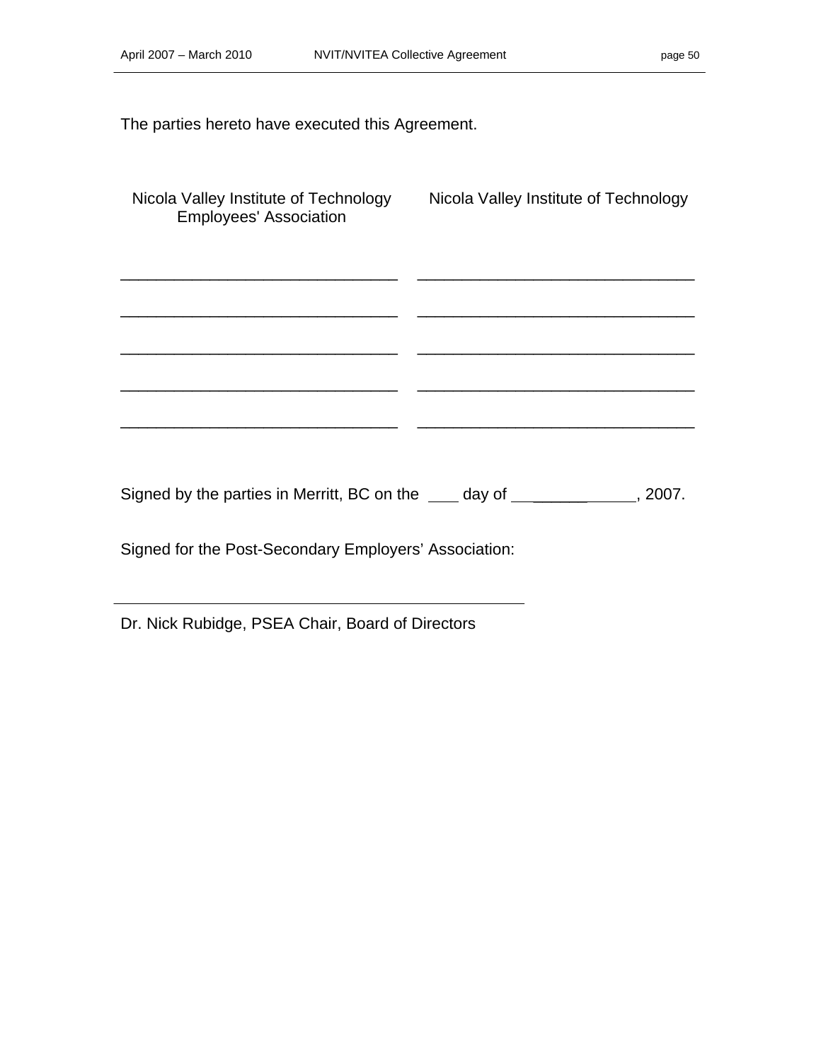The parties hereto have executed this Agreement.

| Nicola Valley Institute of Technology Employees' Association | Nicola Valley Institute of Technology |
| --- | --- |
| _______________________________ | _______________________________ |
| _______________________________ | _______________________________ |
| _______________________________ | _______________________________ |
| _______________________________ | _______________________________ |
| _______________________________ | _______________________________ |

Signed by the parties in Merritt, BC on the ____ day of ______________, 2007.

Signed for the Post-Secondary Employers' Association:

_______________________________________________

Dr. Nick Rubidge, PSEA Chair, Board of Directors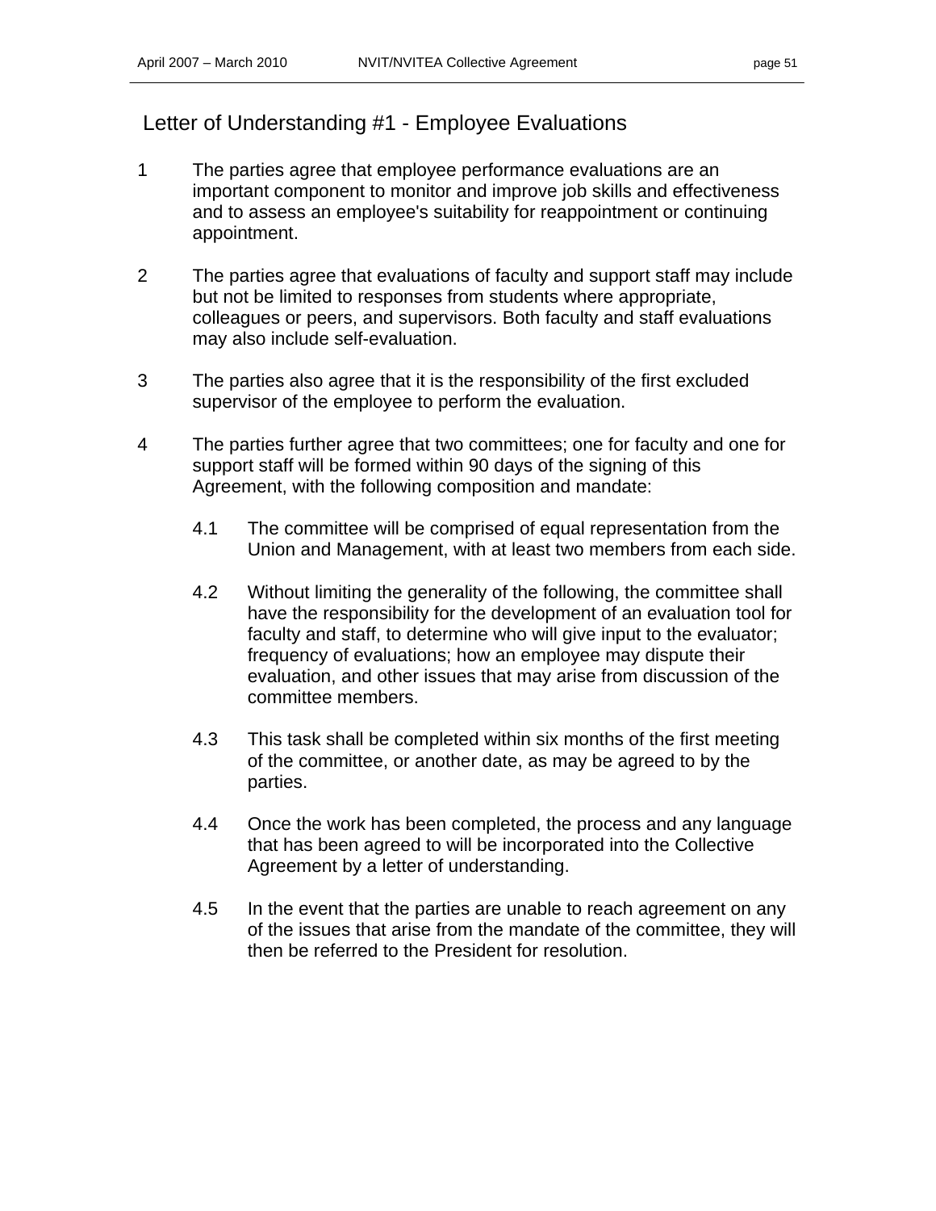## Letter of Understanding #1 - Employee Evaluations

1. The parties agree that employee performance evaluations are an important component to monitor and improve job skills and effectiveness and to assess an employee's suitability for reappointment or continuing appointment.

2. The parties agree that evaluations of faculty and support staff may include but not be limited to responses from students where appropriate, colleagues or peers, and supervisors. Both faculty and staff evaluations may also include self-evaluation.

3. The parties also agree that it is the responsibility of the first excluded supervisor of the employee to perform the evaluation.

4. The parties further agree that two committees; one for faculty and one for support staff will be formed within 90 days of the signing of this Agreement, with the following composition and mandate:

   4.1 The committee will be comprised of equal representation from the Union and Management, with at least two members from each side.

   4.2 Without limiting the generality of the following, the committee shall have the responsibility for the development of an evaluation tool for faculty and staff, to determine who will give input to the evaluator; frequency of evaluations; how an employee may dispute their evaluation, and other issues that may arise from discussion of the committee members.

   4.3 This task shall be completed within six months of the first meeting of the committee, or another date, as may be agreed to by the parties.

   4.4 Once the work has been completed, the process and any language that has been agreed to will be incorporated into the Collective Agreement by a letter of understanding.

   4.5 In the event that the parties are unable to reach agreement on any of the issues that arise from the mandate of the committee, they will then be referred to the President for resolution.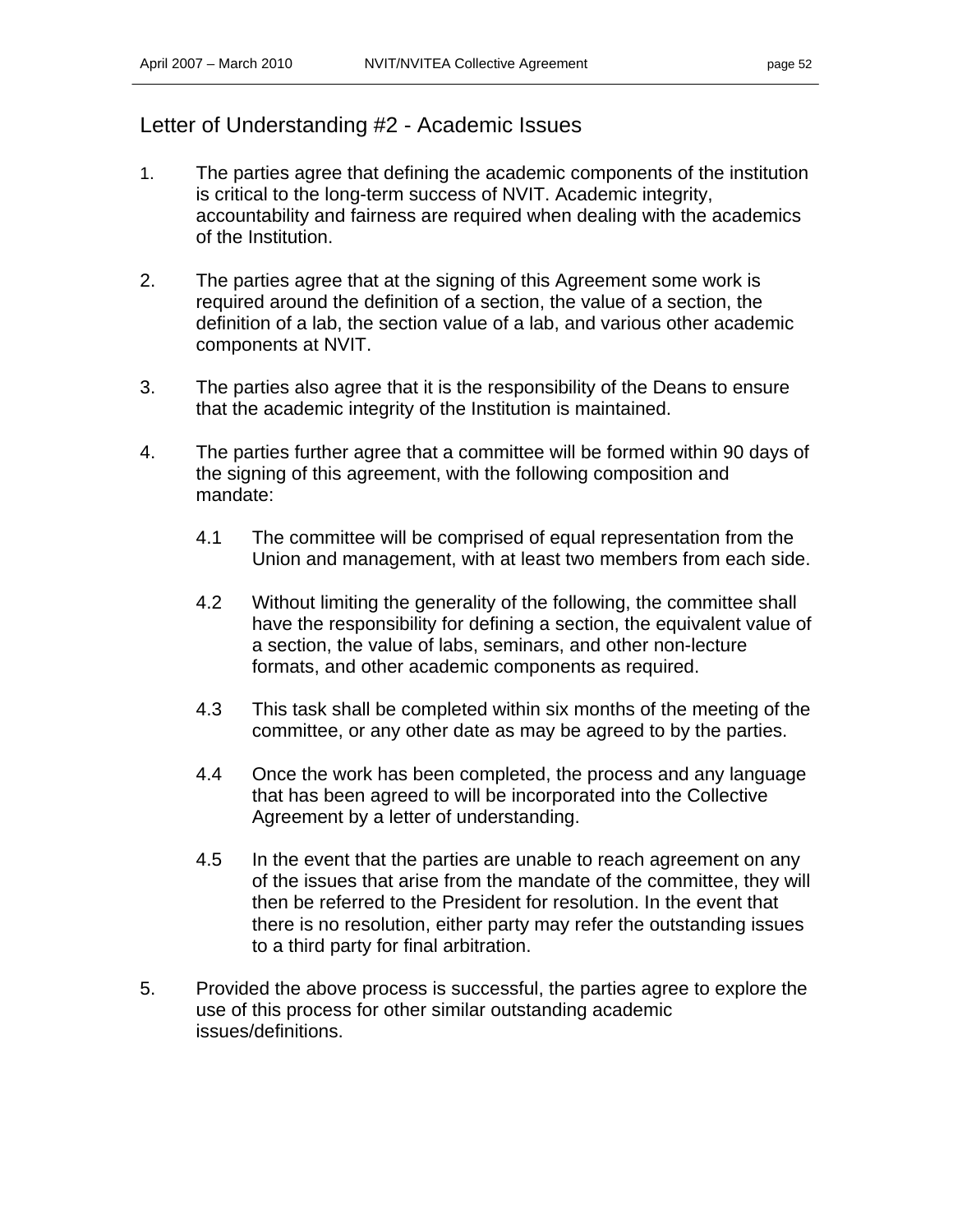## Letter of Understanding #2 - Academic Issues

1. The parties agree that defining the academic components of the institution is critical to the long-term success of NVIT. Academic integrity, accountability and fairness are required when dealing with the academics of the Institution.

2. The parties agree that at the signing of this Agreement some work is required around the definition of a section, the value of a section, the definition of a lab, the section value of a lab, and various other academic components at NVIT.

3. The parties also agree that it is the responsibility of the Deans to ensure that the academic integrity of the Institution is maintained.

4. The parties further agree that a committee will be formed within 90 days of the signing of this agreement, with the following composition and mandate:

   4.1 The committee will be comprised of equal representation from the Union and management, with at least two members from each side.

   4.2 Without limiting the generality of the following, the committee shall have the responsibility for defining a section, the equivalent value of a section, the value of labs, seminars, and other non-lecture formats, and other academic components as required.

   4.3 This task shall be completed within six months of the meeting of the committee, or any other date as may be agreed to by the parties.

   4.4 Once the work has been completed, the process and any language that has been agreed to will be incorporated into the Collective Agreement by a letter of understanding.

   4.5 In the event that the parties are unable to reach agreement on any of the issues that arise from the mandate of the committee, they will then be referred to the President for resolution. In the event that there is no resolution, either party may refer the outstanding issues to a third party for final arbitration.

5. Provided the above process is successful, the parties agree to explore the use of this process for other similar outstanding academic issues/definitions.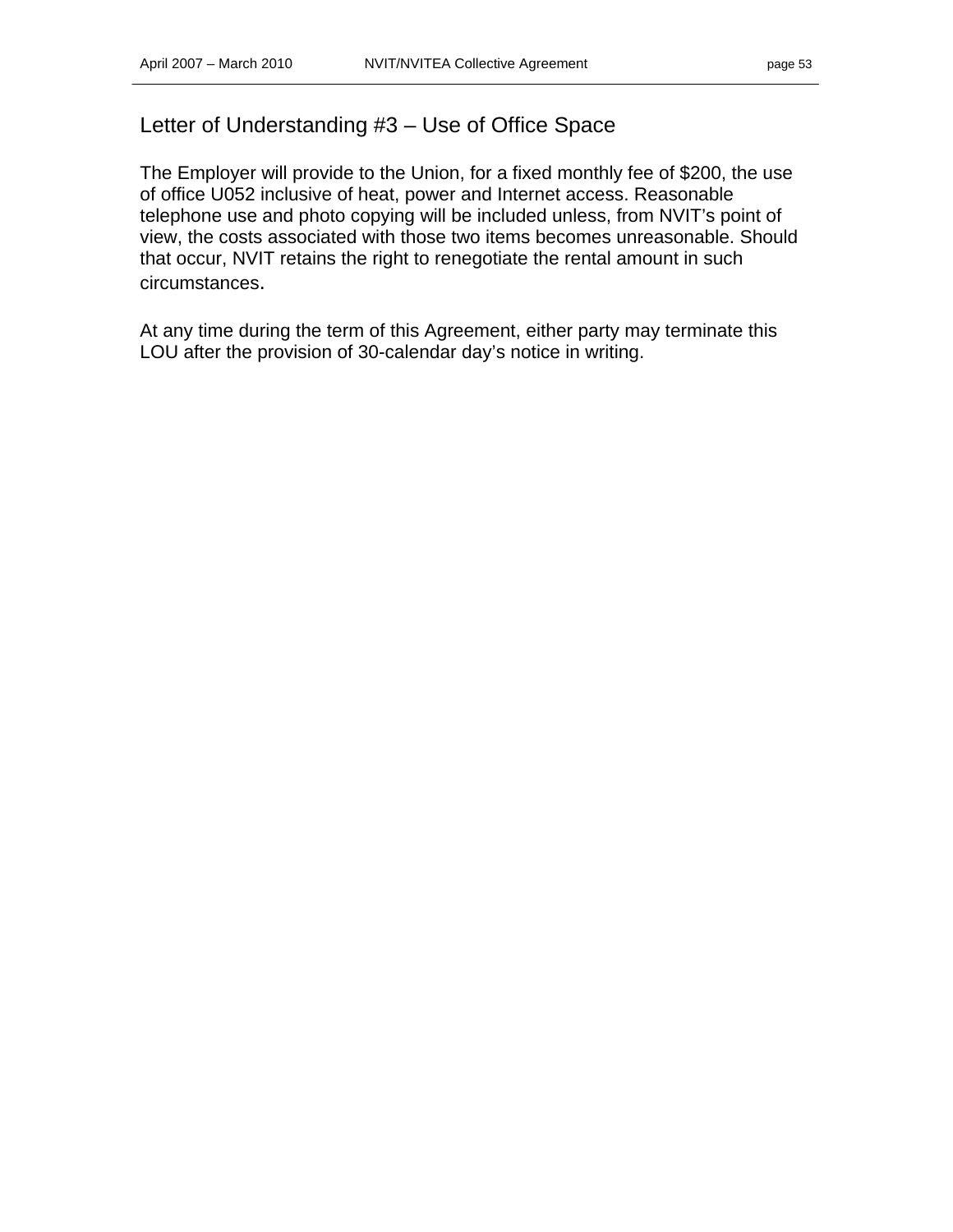## Letter of Understanding #3 – Use of Office Space

The Employer will provide to the Union, for a fixed monthly fee of $200, the use of office U052 inclusive of heat, power and Internet access. Reasonable telephone use and photo copying will be included unless, from NVIT's point of view, the costs associated with those two items becomes unreasonable. Should that occur, NVIT retains the right to renegotiate the rental amount in such circumstances.

At any time during the term of this Agreement, either party may terminate this LOU after the provision of 30-calendar day's notice in writing.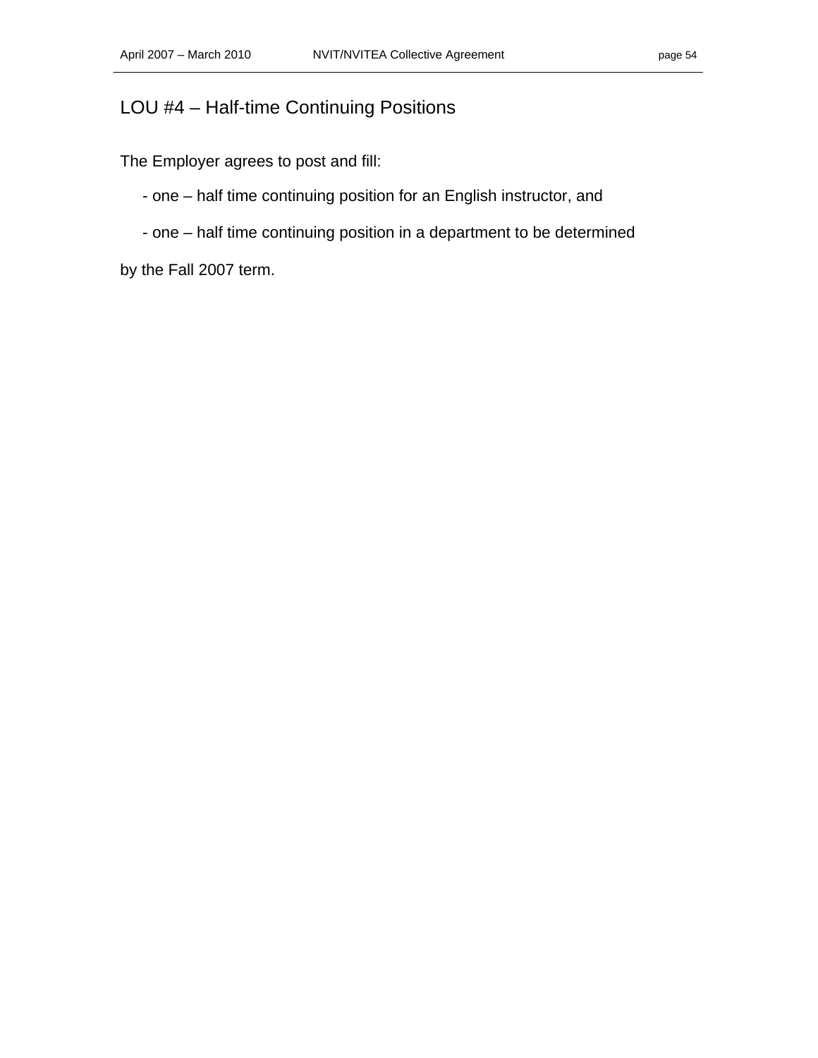## LOU #4 – Half-time Continuing Positions

The Employer agrees to post and fill:

- one – half time continuing position for an English instructor, and
- one – half time continuing position in a department to be determined

by the Fall 2007 term.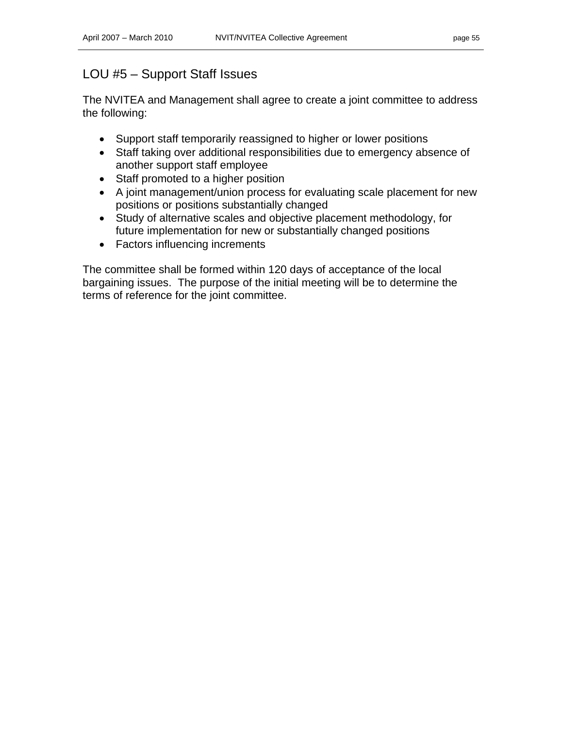## LOU #5 – Support Staff Issues

The NVITEA and Management shall agree to create a joint committee to address the following:

- Support staff temporarily reassigned to higher or lower positions
- Staff taking over additional responsibilities due to emergency absence of another support staff employee
- Staff promoted to a higher position
- A joint management/union process for evaluating scale placement for new positions or positions substantially changed
- Study of alternative scales and objective placement methodology, for future implementation for new or substantially changed positions
- Factors influencing increments

The committee shall be formed within 120 days of acceptance of the local bargaining issues. The purpose of the initial meeting will be to determine the terms of reference for the joint committee.